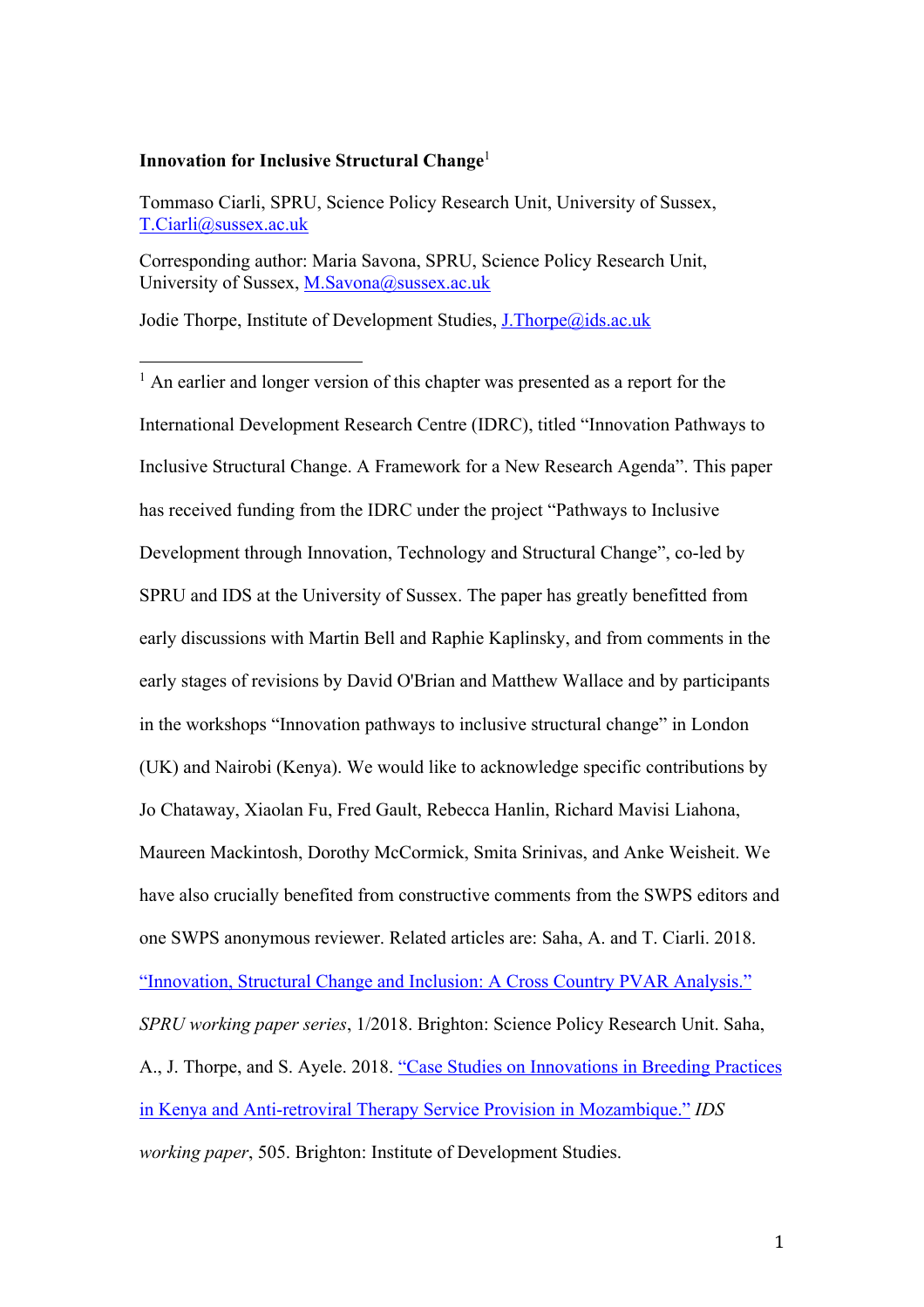**Innovation for Inclusive Structural Change**[1]

Tommaso Ciarli, SPRU, Science Policy Research Unit, University of Sussex, T.Ciarli@sussex.ac.uk

Corresponding author: Maria Savona, SPRU, Science Policy Research Unit, University of Sussex, M.Savona@sussex.ac.uk

Jodie Thorpe, Institute of Development Studies, J.Thorpe@ids.ac.uk

---

[1] An earlier and longer version of this chapter was presented as a report for the International Development Research Centre (IDRC), titled "Innovation Pathways to Inclusive Structural Change. A Framework for a New Research Agenda". This paper has received funding from the IDRC under the project "Pathways to Inclusive Development through Innovation, Technology and Structural Change", co-led by SPRU and IDS at the University of Sussex. The paper has greatly benefitted from early discussions with Martin Bell and Raphie Kaplinsky, and from comments in the early stages of revisions by David O'Brian and Matthew Wallace and by participants in the workshops "Innovation pathways to inclusive structural change" in London (UK) and Nairobi (Kenya). We would like to acknowledge specific contributions by Jo Chataway, Xiaolan Fu, Fred Gault, Rebecca Hanlin, Richard Mavisi Liahona, Maureen Mackintosh, Dorothy McCormick, Smita Srinivas, and Anke Weisheit. We have also crucially benefited from constructive comments from the SWPS editors and one SWPS anonymous reviewer. Related articles are: Saha, A. and T. Ciarli. 2018. "Innovation, Structural Change and Inclusion: A Cross Country PVAR Analysis." *SPRU working paper series*, 1/2018. Brighton: Science Policy Research Unit. Saha, A., J. Thorpe, and S. Ayele. 2018. "Case Studies on Innovations in Breeding Practices in Kenya and Anti-retroviral Therapy Service Provision in Mozambique." *IDS working paper*, 505. Brighton: Institute of Development Studies.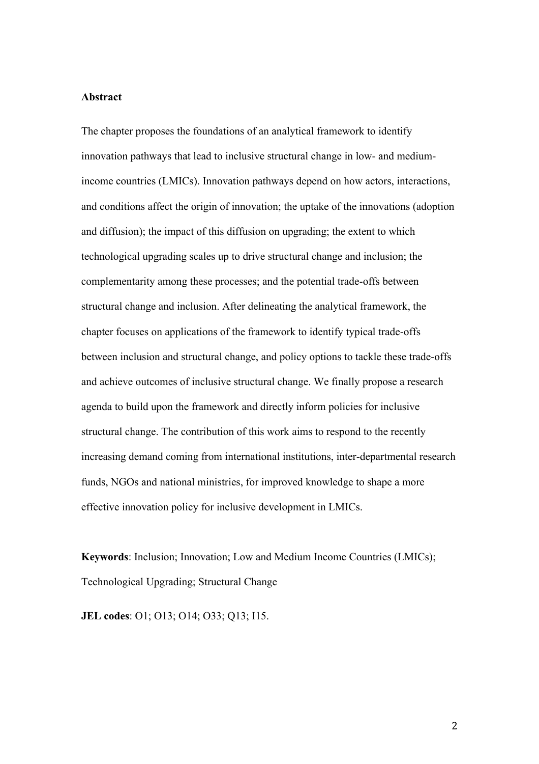**Abstract**

The chapter proposes the foundations of an analytical framework to identify innovation pathways that lead to inclusive structural change in low- and medium-income countries (LMICs). Innovation pathways depend on how actors, interactions, and conditions affect the origin of innovation; the uptake of the innovations (adoption and diffusion); the impact of this diffusion on upgrading; the extent to which technological upgrading scales up to drive structural change and inclusion; the complementarity among these processes; and the potential trade-offs between structural change and inclusion. After delineating the analytical framework, the chapter focuses on applications of the framework to identify typical trade-offs between inclusion and structural change, and policy options to tackle these trade-offs and achieve outcomes of inclusive structural change. We finally propose a research agenda to build upon the framework and directly inform policies for inclusive structural change. The contribution of this work aims to respond to the recently increasing demand coming from international institutions, inter-departmental research funds, NGOs and national ministries, for improved knowledge to shape a more effective innovation policy for inclusive development in LMICs.

**Keywords**: Inclusion; Innovation; Low and Medium Income Countries (LMICs); Technological Upgrading; Structural Change

**JEL codes**: O1; O13; O14; O33; Q13; I15.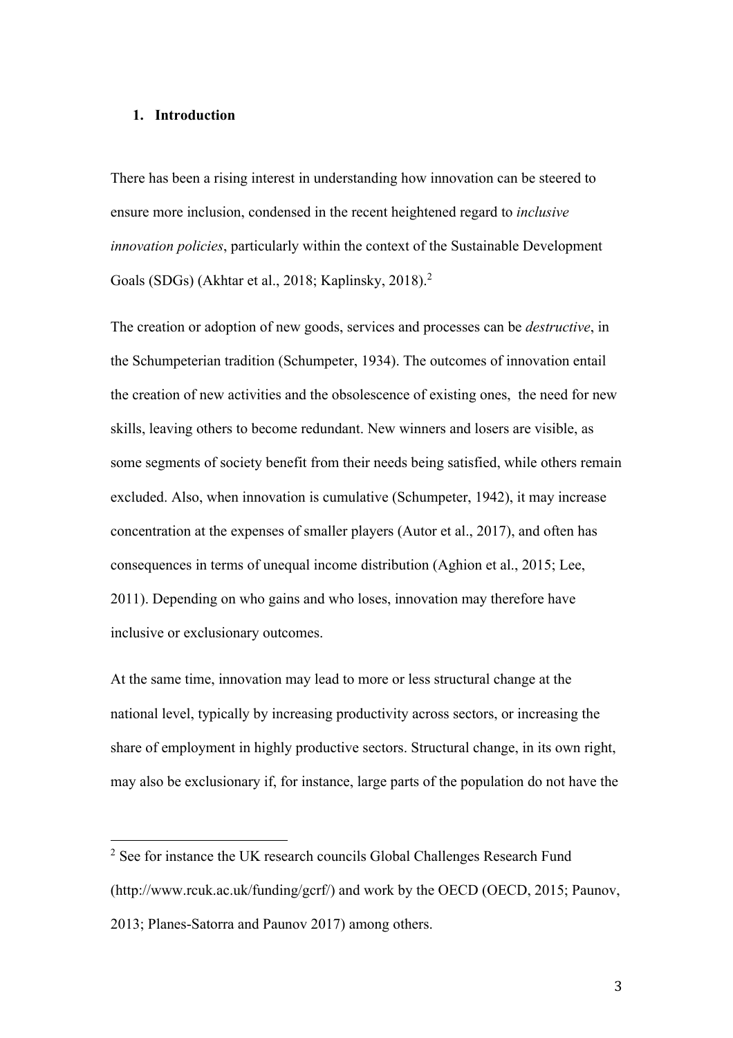## 1. Introduction

There has been a rising interest in understanding how innovation can be steered to ensure more inclusion, condensed in the recent heightened regard to *inclusive innovation policies*, particularly within the context of the Sustainable Development Goals (SDGs) (Akhtar et al., 2018; Kaplinsky, 2018).[2]

The creation or adoption of new goods, services and processes can be *destructive*, in the Schumpeterian tradition (Schumpeter, 1934). The outcomes of innovation entail the creation of new activities and the obsolescence of existing ones, the need for new skills, leaving others to become redundant. New winners and losers are visible, as some segments of society benefit from their needs being satisfied, while others remain excluded. Also, when innovation is cumulative (Schumpeter, 1942), it may increase concentration at the expenses of smaller players (Autor et al., 2017), and often has consequences in terms of unequal income distribution (Aghion et al., 2015; Lee, 2011). Depending on who gains and who loses, innovation may therefore have inclusive or exclusionary outcomes.

At the same time, innovation may lead to more or less structural change at the national level, typically by increasing productivity across sectors, or increasing the share of employment in highly productive sectors. Structural change, in its own right, may also be exclusionary if, for instance, large parts of the population do not have the

[2] See for instance the UK research councils Global Challenges Research Fund (http://www.rcuk.ac.uk/funding/gcrf/) and work by the OECD (OECD, 2015; Paunov, 2013; Planes-Satorra and Paunov 2017) among others.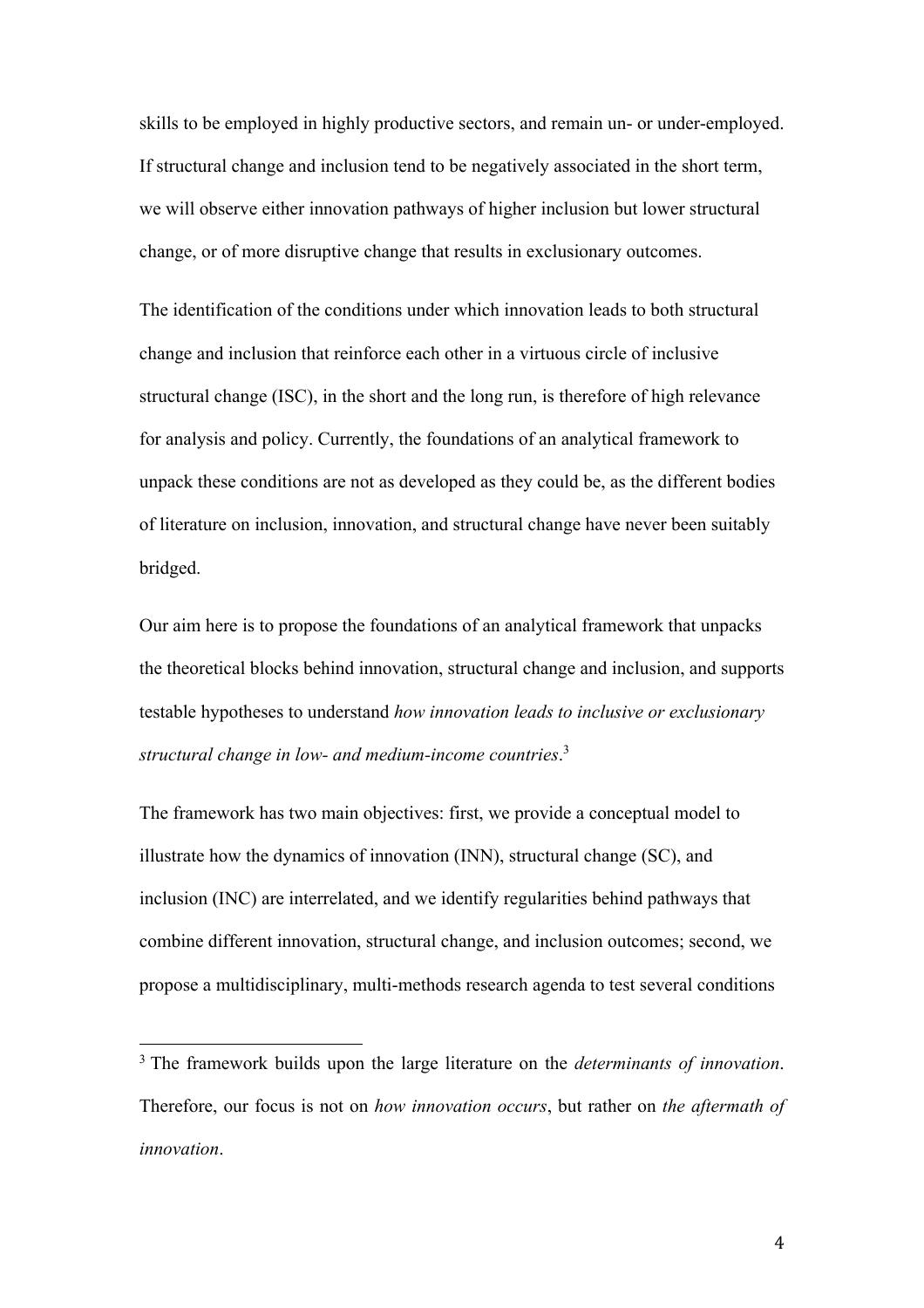skills to be employed in highly productive sectors, and remain un- or under-employed. If structural change and inclusion tend to be negatively associated in the short term, we will observe either innovation pathways of higher inclusion but lower structural change, or of more disruptive change that results in exclusionary outcomes.

The identification of the conditions under which innovation leads to both structural change and inclusion that reinforce each other in a virtuous circle of inclusive structural change (ISC), in the short and the long run, is therefore of high relevance for analysis and policy. Currently, the foundations of an analytical framework to unpack these conditions are not as developed as they could be, as the different bodies of literature on inclusion, innovation, and structural change have never been suitably bridged.

Our aim here is to propose the foundations of an analytical framework that unpacks the theoretical blocks behind innovation, structural change and inclusion, and supports testable hypotheses to understand *how innovation leads to inclusive or exclusionary structural change in low- and medium-income countries*.[3]

The framework has two main objectives: first, we provide a conceptual model to illustrate how the dynamics of innovation (INN), structural change (SC), and inclusion (INC) are interrelated, and we identify regularities behind pathways that combine different innovation, structural change, and inclusion outcomes; second, we propose a multidisciplinary, multi-methods research agenda to test several conditions

[3] The framework builds upon the large literature on the *determinants of innovation*. Therefore, our focus is not on *how innovation occurs*, but rather on *the aftermath of innovation*.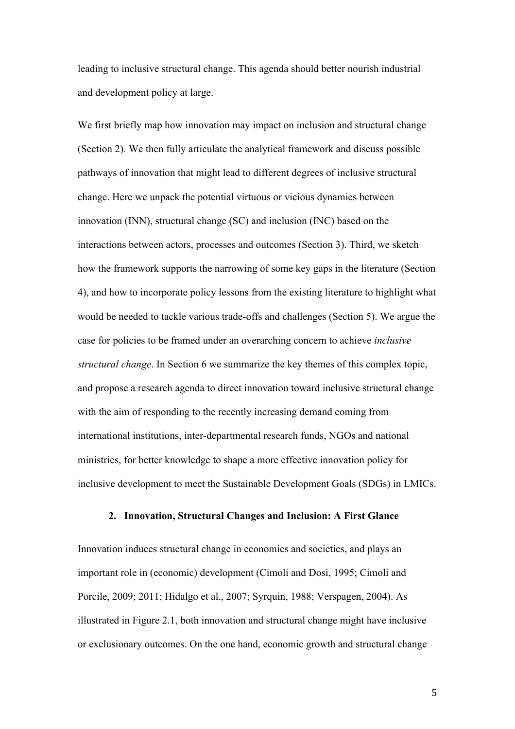leading to inclusive structural change. This agenda should better nourish industrial and development policy at large.

We first briefly map how innovation may impact on inclusion and structural change (Section 2). We then fully articulate the analytical framework and discuss possible pathways of innovation that might lead to different degrees of inclusive structural change. Here we unpack the potential virtuous or vicious dynamics between innovation (INN), structural change (SC) and inclusion (INC) based on the interactions between actors, processes and outcomes (Section 3). Third, we sketch how the framework supports the narrowing of some key gaps in the literature (Section 4), and how to incorporate policy lessons from the existing literature to highlight what would be needed to tackle various trade-offs and challenges (Section 5). We argue the case for policies to be framed under an overarching concern to achieve *inclusive structural change*. In Section 6 we summarize the key themes of this complex topic, and propose a research agenda to direct innovation toward inclusive structural change with the aim of responding to the recently increasing demand coming from international institutions, inter-departmental research funds, NGOs and national ministries, for better knowledge to shape a more effective innovation policy for inclusive development to meet the Sustainable Development Goals (SDGs) in LMICs.

## 2. Innovation, Structural Changes and Inclusion: A First Glance

Innovation induces structural change in economies and societies, and plays an important role in (economic) development (Cimoli and Dosi, 1995; Cimoli and Porcile, 2009; 2011; Hidalgo et al., 2007; Syrquin, 1988; Verspagen, 2004). As illustrated in Figure 2.1, both innovation and structural change might have inclusive or exclusionary outcomes. On the one hand, economic growth and structural change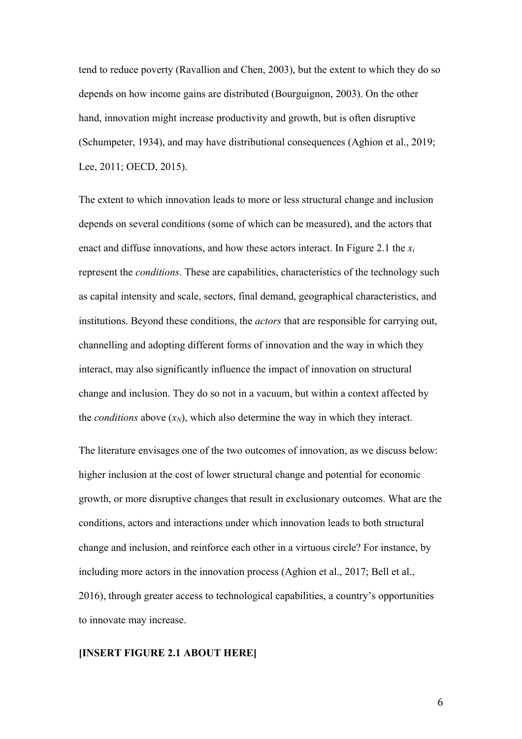tend to reduce poverty (Ravallion and Chen, 2003), but the extent to which they do so depends on how income gains are distributed (Bourguignon, 2003). On the other hand, innovation might increase productivity and growth, but is often disruptive (Schumpeter, 1934), and may have distributional consequences (Aghion et al., 2019; Lee, 2011; OECD, 2015).

The extent to which innovation leads to more or less structural change and inclusion depends on several conditions (some of which can be measured), and the actors that enact and diffuse innovations, and how these actors interact. In Figure 2.1 the $x_i$ represent the *conditions*. These are capabilities, characteristics of the technology such as capital intensity and scale, sectors, final demand, geographical characteristics, and institutions. Beyond these conditions, the *actors* that are responsible for carrying out, channelling and adopting different forms of innovation and the way in which they interact, may also significantly influence the impact of innovation on structural change and inclusion. They do so not in a vacuum, but within a context affected by the *conditions* above ($x_N$), which also determine the way in which they interact.

The literature envisages one of the two outcomes of innovation, as we discuss below: higher inclusion at the cost of lower structural change and potential for economic growth, or more disruptive changes that result in exclusionary outcomes. What are the conditions, actors and interactions under which innovation leads to both structural change and inclusion, and reinforce each other in a virtuous circle? For instance, by including more actors in the innovation process (Aghion et al., 2017; Bell et al., 2016), through greater access to technological capabilities, a country's opportunities to innovate may increase.

**[INSERT FIGURE 2.1 ABOUT HERE]**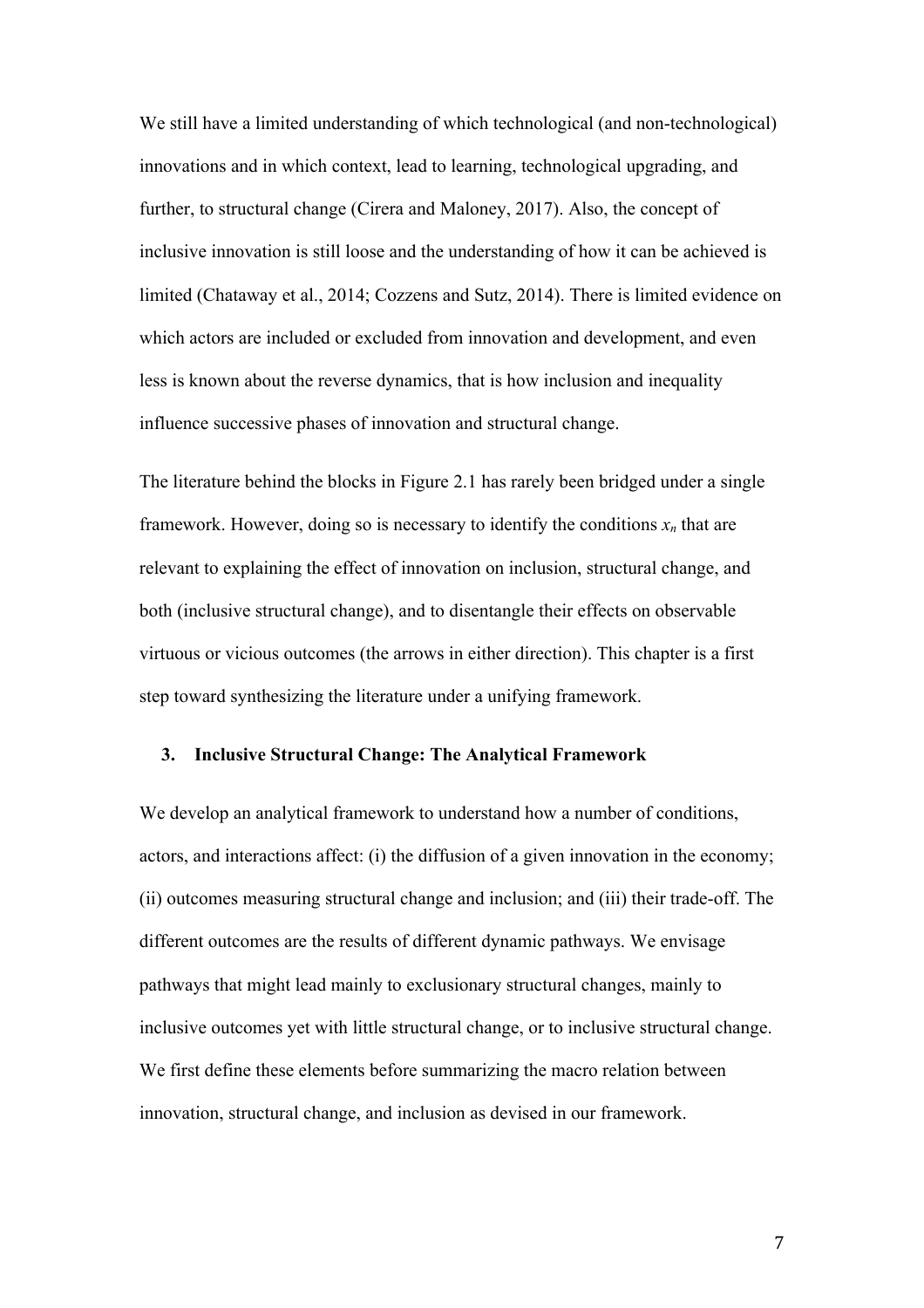We still have a limited understanding of which technological (and non-technological) innovations and in which context, lead to learning, technological upgrading, and further, to structural change (Cirera and Maloney, 2017). Also, the concept of inclusive innovation is still loose and the understanding of how it can be achieved is limited (Chataway et al., 2014; Cozzens and Sutz, 2014). There is limited evidence on which actors are included or excluded from innovation and development, and even less is known about the reverse dynamics, that is how inclusion and inequality influence successive phases of innovation and structural change.

The literature behind the blocks in Figure 2.1 has rarely been bridged under a single framework. However, doing so is necessary to identify the conditions $x_n$ that are relevant to explaining the effect of innovation on inclusion, structural change, and both (inclusive structural change), and to disentangle their effects on observable virtuous or vicious outcomes (the arrows in either direction). This chapter is a first step toward synthesizing the literature under a unifying framework.

## 3. Inclusive Structural Change: The Analytical Framework

We develop an analytical framework to understand how a number of conditions, actors, and interactions affect: (i) the diffusion of a given innovation in the economy; (ii) outcomes measuring structural change and inclusion; and (iii) their trade-off. The different outcomes are the results of different dynamic pathways. We envisage pathways that might lead mainly to exclusionary structural changes, mainly to inclusive outcomes yet with little structural change, or to inclusive structural change. We first define these elements before summarizing the macro relation between innovation, structural change, and inclusion as devised in our framework.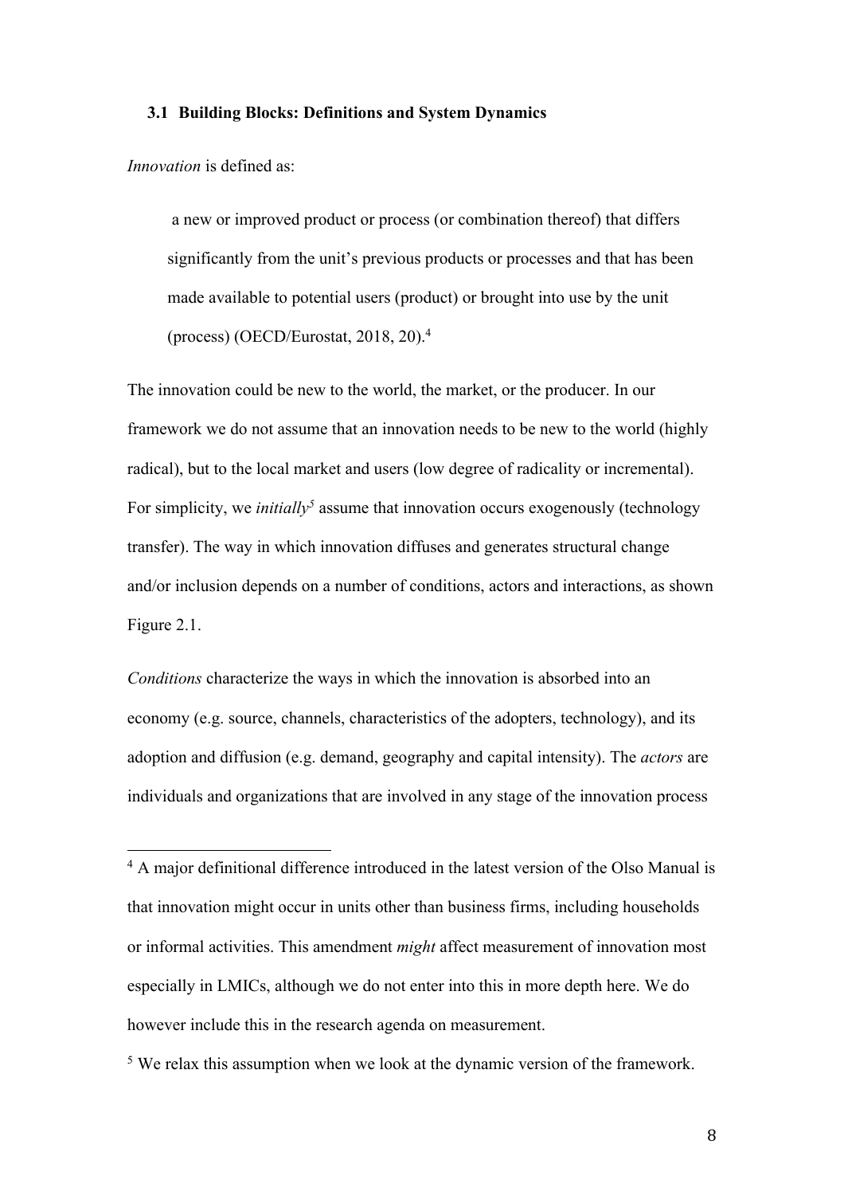### 3.1 Building Blocks: Definitions and System Dynamics

*Innovation* is defined as:

> a new or improved product or process (or combination thereof) that differs significantly from the unit's previous products or processes and that has been made available to potential users (product) or brought into use by the unit (process) (OECD/Eurostat, 2018, 20).[4]

The innovation could be new to the world, the market, or the producer. In our framework we do not assume that an innovation needs to be new to the world (highly radical), but to the local market and users (low degree of radicality or incremental). For simplicity, we *initially*[5] assume that innovation occurs exogenously (technology transfer). The way in which innovation diffuses and generates structural change and/or inclusion depends on a number of conditions, actors and interactions, as shown Figure 2.1.

*Conditions* characterize the ways in which the innovation is absorbed into an economy (e.g. source, channels, characteristics of the adopters, technology), and its adoption and diffusion (e.g. demand, geography and capital intensity). The *actors* are individuals and organizations that are involved in any stage of the innovation process

---

[4] A major definitional difference introduced in the latest version of the Olso Manual is that innovation might occur in units other than business firms, including households or informal activities. This amendment *might* affect measurement of innovation most especially in LMICs, although we do not enter into this in more depth here. We do however include this in the research agenda on measurement.

[5] We relax this assumption when we look at the dynamic version of the framework.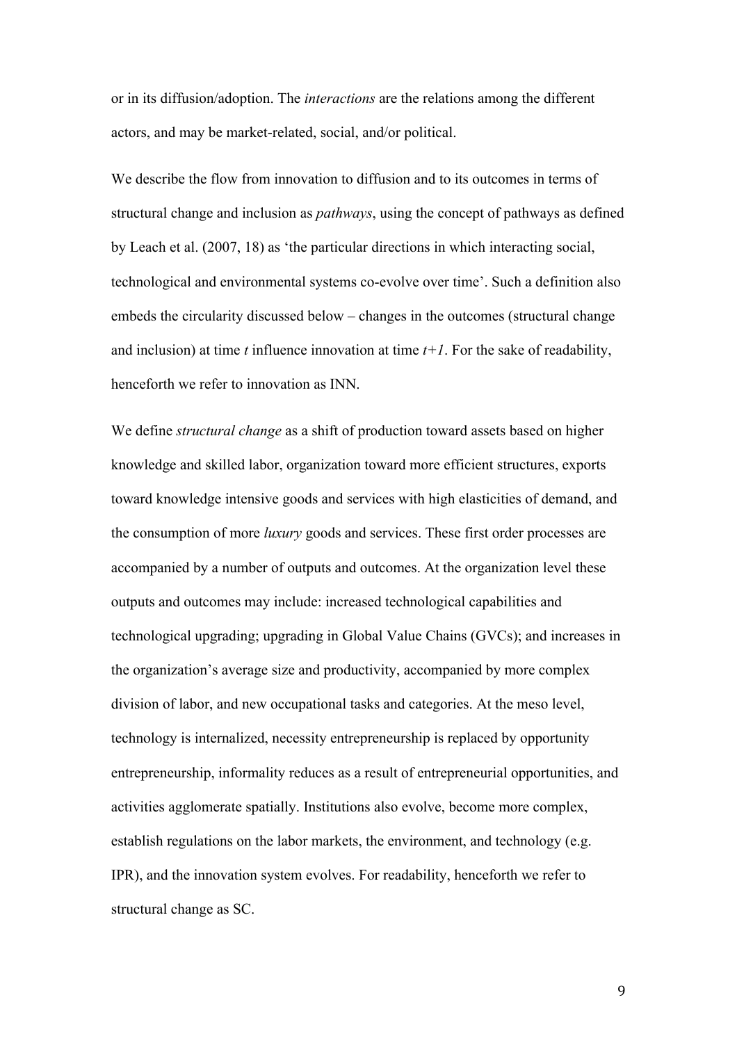or in its diffusion/adoption. The *interactions* are the relations among the different actors, and may be market-related, social, and/or political.

We describe the flow from innovation to diffusion and to its outcomes in terms of structural change and inclusion as *pathways*, using the concept of pathways as defined by Leach et al. (2007, 18) as 'the particular directions in which interacting social, technological and environmental systems co-evolve over time'. Such a definition also embeds the circularity discussed below – changes in the outcomes (structural change and inclusion) at time $t$ influence innovation at time $t+1$. For the sake of readability, henceforth we refer to innovation as INN.

We define *structural change* as a shift of production toward assets based on higher knowledge and skilled labor, organization toward more efficient structures, exports toward knowledge intensive goods and services with high elasticities of demand, and the consumption of more *luxury* goods and services. These first order processes are accompanied by a number of outputs and outcomes. At the organization level these outputs and outcomes may include: increased technological capabilities and technological upgrading; upgrading in Global Value Chains (GVCs); and increases in the organization's average size and productivity, accompanied by more complex division of labor, and new occupational tasks and categories. At the meso level, technology is internalized, necessity entrepreneurship is replaced by opportunity entrepreneurship, informality reduces as a result of entrepreneurial opportunities, and activities agglomerate spatially. Institutions also evolve, become more complex, establish regulations on the labor markets, the environment, and technology (e.g. IPR), and the innovation system evolves. For readability, henceforth we refer to structural change as SC.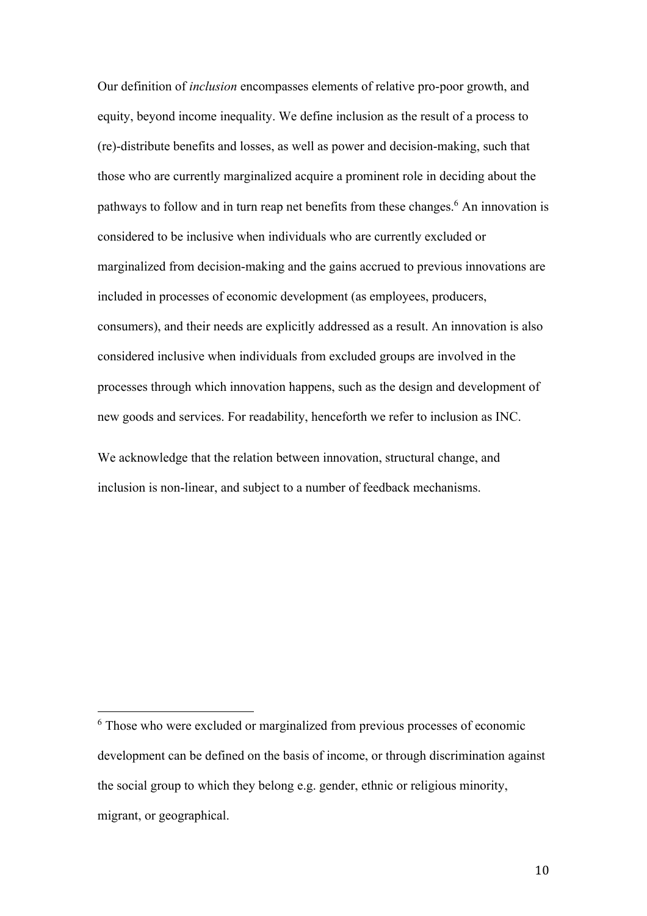Our definition of *inclusion* encompasses elements of relative pro-poor growth, and equity, beyond income inequality. We define inclusion as the result of a process to (re)-distribute benefits and losses, as well as power and decision-making, such that those who are currently marginalized acquire a prominent role in deciding about the pathways to follow and in turn reap net benefits from these changes.[6] An innovation is considered to be inclusive when individuals who are currently excluded or marginalized from decision-making and the gains accrued to previous innovations are included in processes of economic development (as employees, producers, consumers), and their needs are explicitly addressed as a result. An innovation is also considered inclusive when individuals from excluded groups are involved in the processes through which innovation happens, such as the design and development of new goods and services. For readability, henceforth we refer to inclusion as INC.

We acknowledge that the relation between innovation, structural change, and inclusion is non-linear, and subject to a number of feedback mechanisms.

[6] Those who were excluded or marginalized from previous processes of economic development can be defined on the basis of income, or through discrimination against the social group to which they belong e.g. gender, ethnic or religious minority, migrant, or geographical.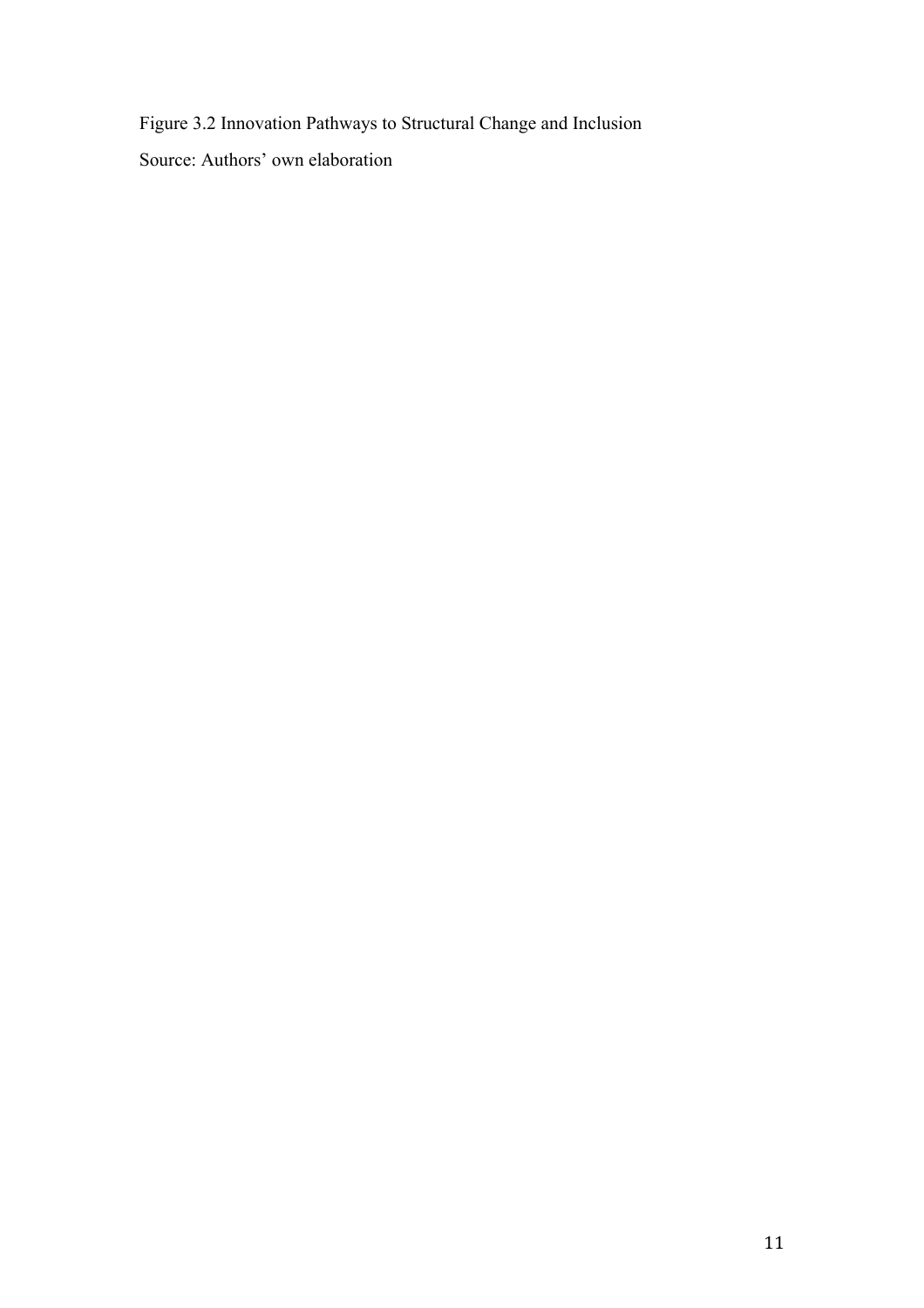Figure 3.2 Innovation Pathways to Structural Change and Inclusion

Source: Authors' own elaboration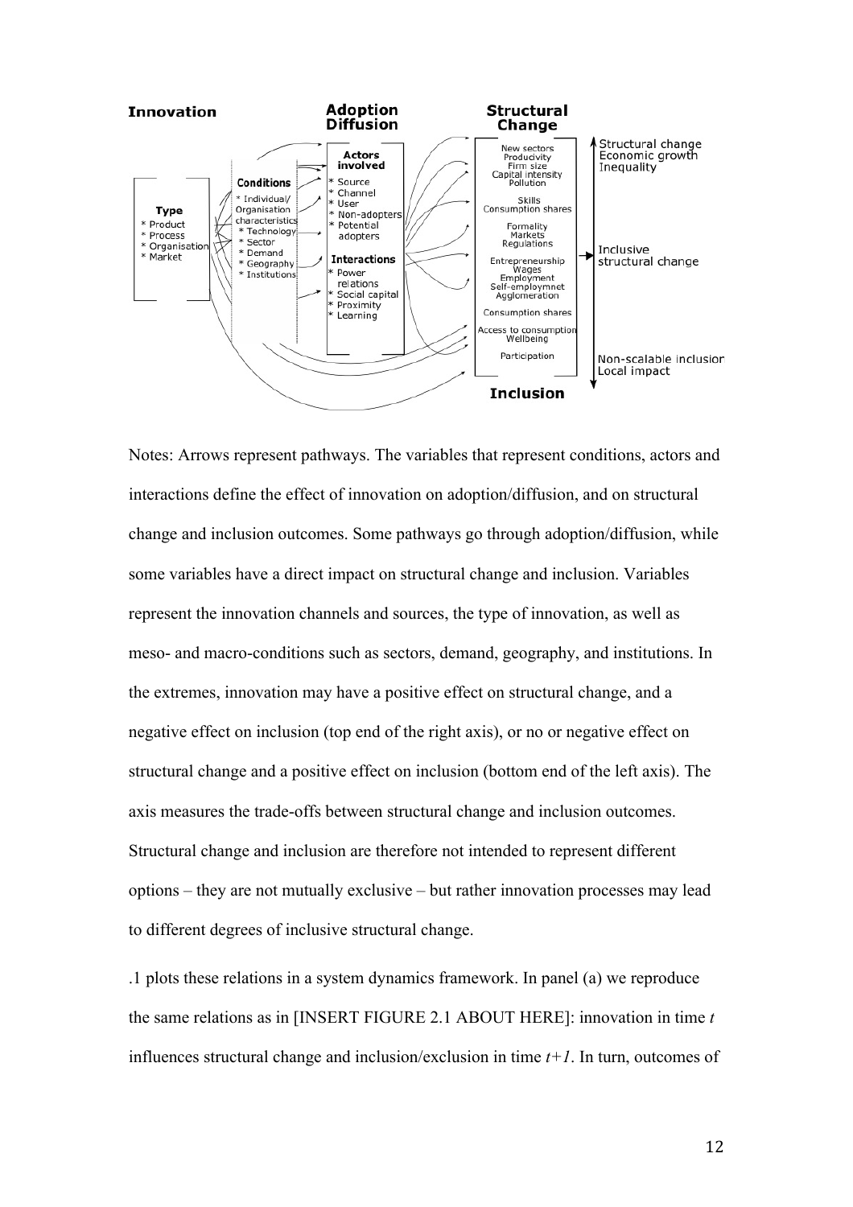**Innovation**

**Type**
* Product
* Process
* Organisation
* Market

**Conditions**
* Individual/ Organisation characteristics
* Technology
* Sector
* Demand
* Geography
* Institutions

**Adoption Diffusion**

**Actors involved**
* Source
* Channel
* User
* Non-adopters
* Potential adopters

**Interactions**
* Power relations
* Social capital
* Proximity
* Learning

**Structural Change**

New sectors
Producivity
Firm size
Capital intensity
Pollution

Skills
Consumption shares

Formality
Markets
Regulations

Entrepreneurship
Wages
Employment
Self-employmnet
Agglomeration

Consumption shares

Access to consumption
Wellbeing

Participation

**Inclusion**

Structural change
Economic growth
Inequality

Inclusive structural change

Non-scalable inclusion
Local impact

Notes: Arrows represent pathways. The variables that represent conditions, actors and interactions define the effect of innovation on adoption/diffusion, and on structural change and inclusion outcomes. Some pathways go through adoption/diffusion, while some variables have a direct impact on structural change and inclusion. Variables represent the innovation channels and sources, the type of innovation, as well as meso- and macro-conditions such as sectors, demand, geography, and institutions. In the extremes, innovation may have a positive effect on structural change, and a negative effect on inclusion (top end of the right axis), or no or negative effect on structural change and a positive effect on inclusion (bottom end of the left axis). The axis measures the trade-offs between structural change and inclusion outcomes. Structural change and inclusion are therefore not intended to represent different options – they are not mutually exclusive – but rather innovation processes may lead to different degrees of inclusive structural change.

.1 plots these relations in a system dynamics framework. In panel (a) we reproduce the same relations as in [INSERT FIGURE 2.1 ABOUT HERE]: innovation in time *t* influences structural change and inclusion/exclusion in time *t+1*. In turn, outcomes of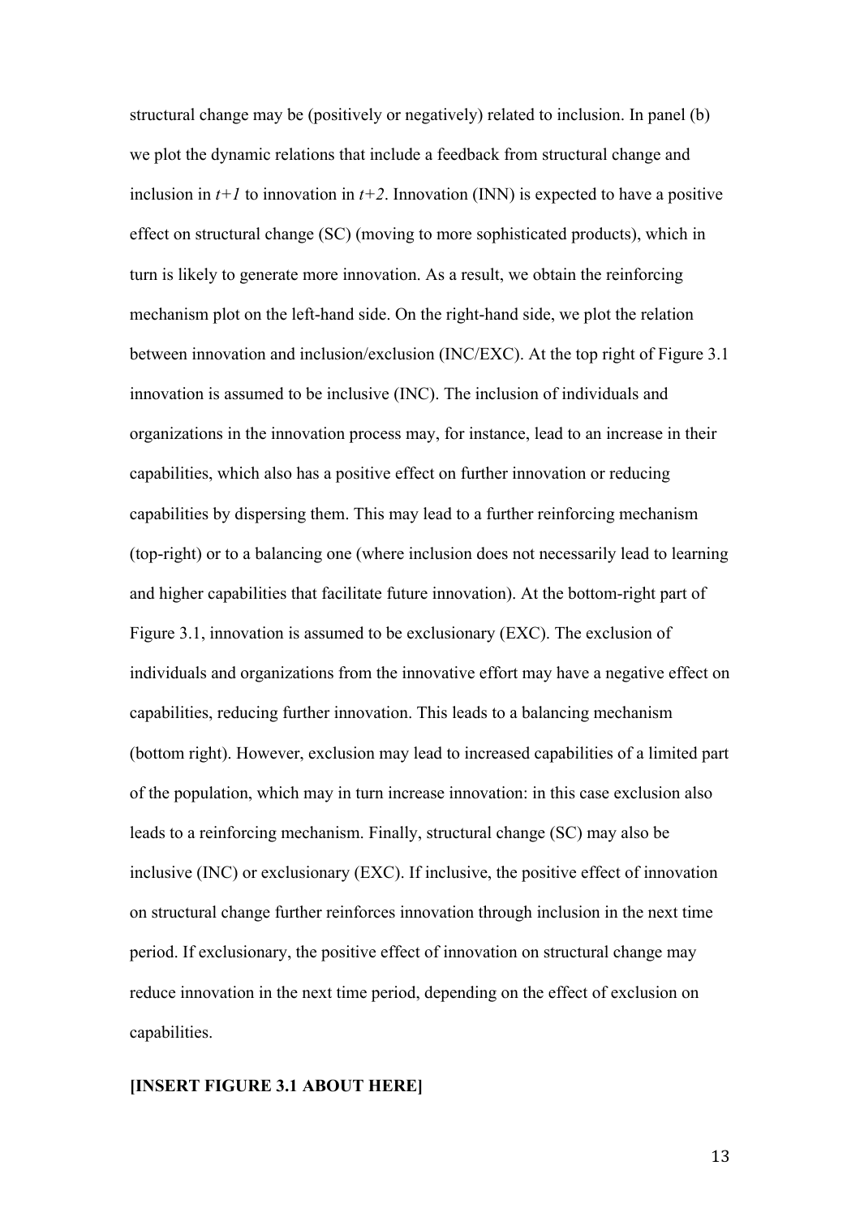structural change may be (positively or negatively) related to inclusion. In panel (b) we plot the dynamic relations that include a feedback from structural change and inclusion in *t+1* to innovation in *t+2*. Innovation (INN) is expected to have a positive effect on structural change (SC) (moving to more sophisticated products), which in turn is likely to generate more innovation. As a result, we obtain the reinforcing mechanism plot on the left-hand side. On the right-hand side, we plot the relation between innovation and inclusion/exclusion (INC/EXC). At the top right of Figure 3.1 innovation is assumed to be inclusive (INC). The inclusion of individuals and organizations in the innovation process may, for instance, lead to an increase in their capabilities, which also has a positive effect on further innovation or reducing capabilities by dispersing them. This may lead to a further reinforcing mechanism (top-right) or to a balancing one (where inclusion does not necessarily lead to learning and higher capabilities that facilitate future innovation). At the bottom-right part of Figure 3.1, innovation is assumed to be exclusionary (EXC). The exclusion of individuals and organizations from the innovative effort may have a negative effect on capabilities, reducing further innovation. This leads to a balancing mechanism (bottom right). However, exclusion may lead to increased capabilities of a limited part of the population, which may in turn increase innovation: in this case exclusion also leads to a reinforcing mechanism. Finally, structural change (SC) may also be inclusive (INC) or exclusionary (EXC). If inclusive, the positive effect of innovation on structural change further reinforces innovation through inclusion in the next time period. If exclusionary, the positive effect of innovation on structural change may reduce innovation in the next time period, depending on the effect of exclusion on capabilities.

**[INSERT FIGURE 3.1 ABOUT HERE]**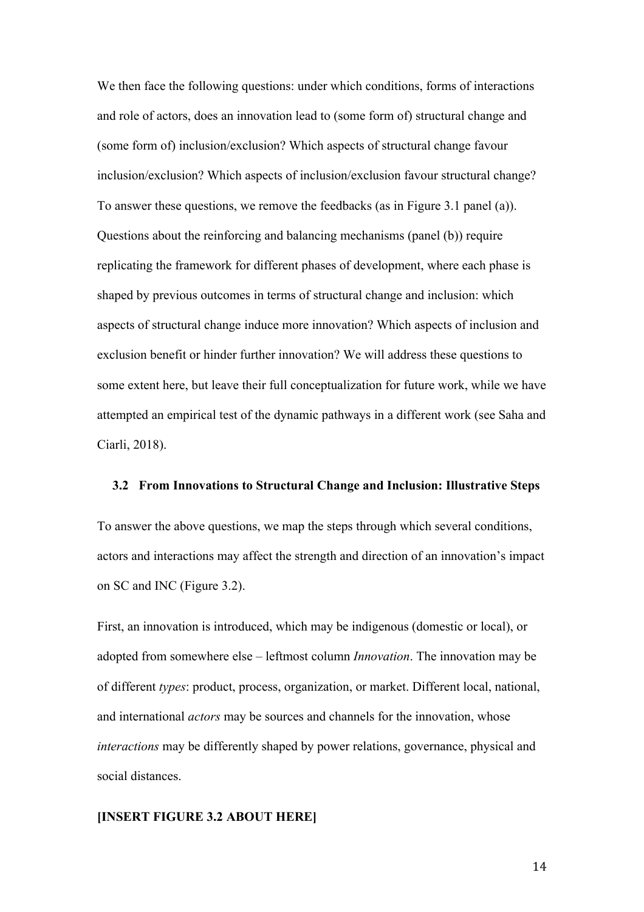We then face the following questions: under which conditions, forms of interactions and role of actors, does an innovation lead to (some form of) structural change and (some form of) inclusion/exclusion? Which aspects of structural change favour inclusion/exclusion? Which aspects of inclusion/exclusion favour structural change? To answer these questions, we remove the feedbacks (as in Figure 3.1 panel (a)). Questions about the reinforcing and balancing mechanisms (panel (b)) require replicating the framework for different phases of development, where each phase is shaped by previous outcomes in terms of structural change and inclusion: which aspects of structural change induce more innovation? Which aspects of inclusion and exclusion benefit or hinder further innovation? We will address these questions to some extent here, but leave their full conceptualization for future work, while we have attempted an empirical test of the dynamic pathways in a different work (see Saha and Ciarli, 2018).

## 3.2 From Innovations to Structural Change and Inclusion: Illustrative Steps

To answer the above questions, we map the steps through which several conditions, actors and interactions may affect the strength and direction of an innovation's impact on SC and INC (Figure 3.2).

First, an innovation is introduced, which may be indigenous (domestic or local), or adopted from somewhere else – leftmost column *Innovation*. The innovation may be of different *types*: product, process, organization, or market. Different local, national, and international *actors* may be sources and channels for the innovation, whose *interactions* may be differently shaped by power relations, governance, physical and social distances.

**[INSERT FIGURE 3.2 ABOUT HERE]**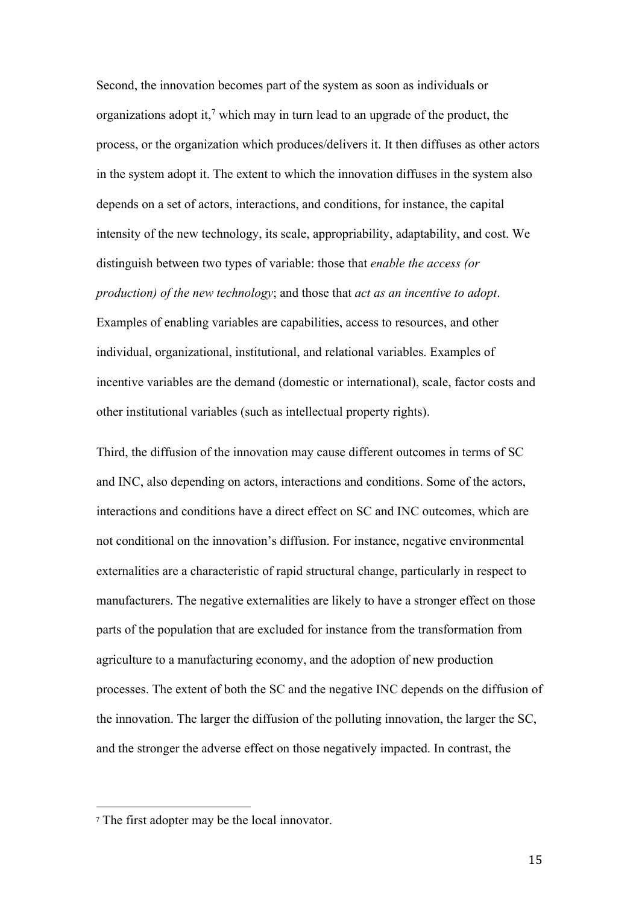Second, the innovation becomes part of the system as soon as individuals or organizations adopt it,[7] which may in turn lead to an upgrade of the product, the process, or the organization which produces/delivers it. It then diffuses as other actors in the system adopt it. The extent to which the innovation diffuses in the system also depends on a set of actors, interactions, and conditions, for instance, the capital intensity of the new technology, its scale, appropriability, adaptability, and cost. We distinguish between two types of variable: those that *enable the access (or production) of the new technology*; and those that *act as an incentive to adopt*. Examples of enabling variables are capabilities, access to resources, and other individual, organizational, institutional, and relational variables. Examples of incentive variables are the demand (domestic or international), scale, factor costs and other institutional variables (such as intellectual property rights).

Third, the diffusion of the innovation may cause different outcomes in terms of SC and INC, also depending on actors, interactions and conditions. Some of the actors, interactions and conditions have a direct effect on SC and INC outcomes, which are not conditional on the innovation's diffusion. For instance, negative environmental externalities are a characteristic of rapid structural change, particularly in respect to manufacturers. The negative externalities are likely to have a stronger effect on those parts of the population that are excluded for instance from the transformation from agriculture to a manufacturing economy, and the adoption of new production processes. The extent of both the SC and the negative INC depends on the diffusion of the innovation. The larger the diffusion of the polluting innovation, the larger the SC, and the stronger the adverse effect on those negatively impacted. In contrast, the

[7] The first adopter may be the local innovator.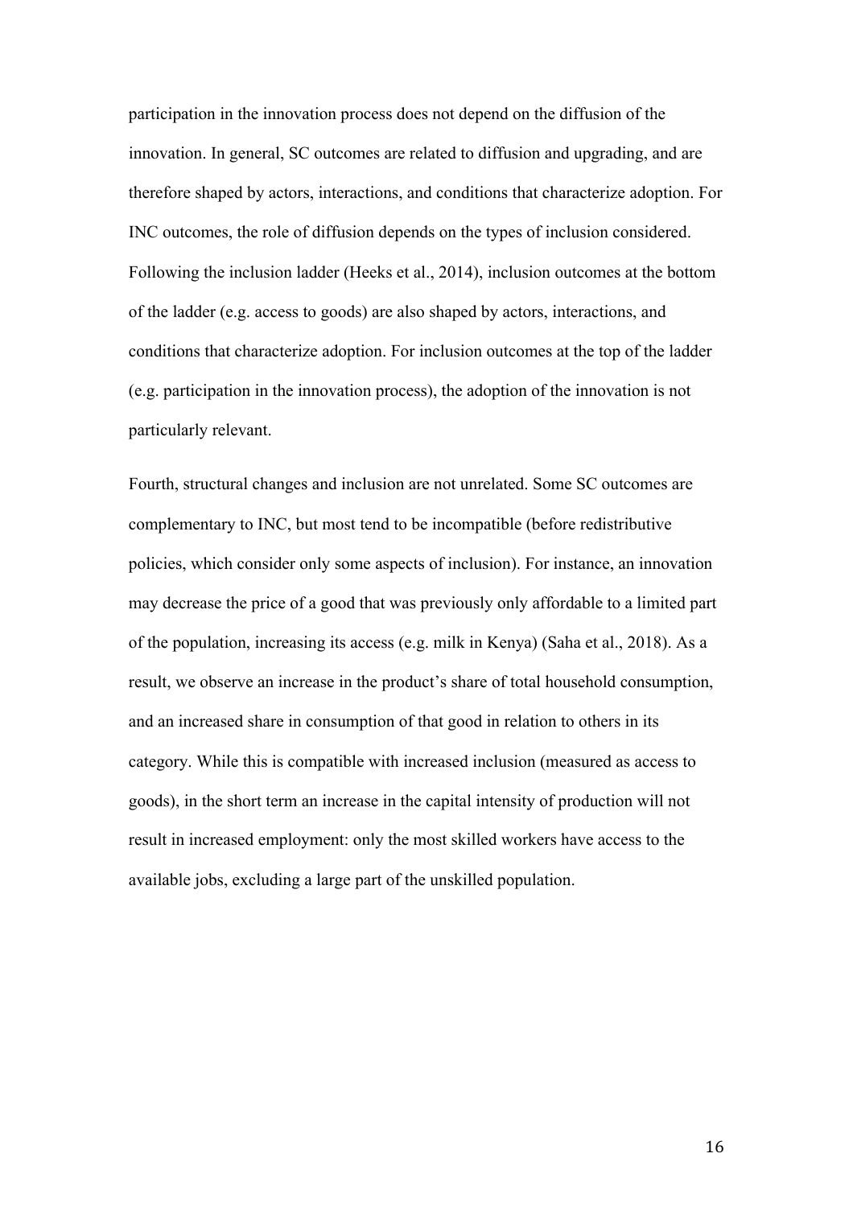participation in the innovation process does not depend on the diffusion of the innovation. In general, SC outcomes are related to diffusion and upgrading, and are therefore shaped by actors, interactions, and conditions that characterize adoption. For INC outcomes, the role of diffusion depends on the types of inclusion considered. Following the inclusion ladder (Heeks et al., 2014), inclusion outcomes at the bottom of the ladder (e.g. access to goods) are also shaped by actors, interactions, and conditions that characterize adoption. For inclusion outcomes at the top of the ladder (e.g. participation in the innovation process), the adoption of the innovation is not particularly relevant.

Fourth, structural changes and inclusion are not unrelated. Some SC outcomes are complementary to INC, but most tend to be incompatible (before redistributive policies, which consider only some aspects of inclusion). For instance, an innovation may decrease the price of a good that was previously only affordable to a limited part of the population, increasing its access (e.g. milk in Kenya) (Saha et al., 2018). As a result, we observe an increase in the product's share of total household consumption, and an increased share in consumption of that good in relation to others in its category. While this is compatible with increased inclusion (measured as access to goods), in the short term an increase in the capital intensity of production will not result in increased employment: only the most skilled workers have access to the available jobs, excluding a large part of the unskilled population.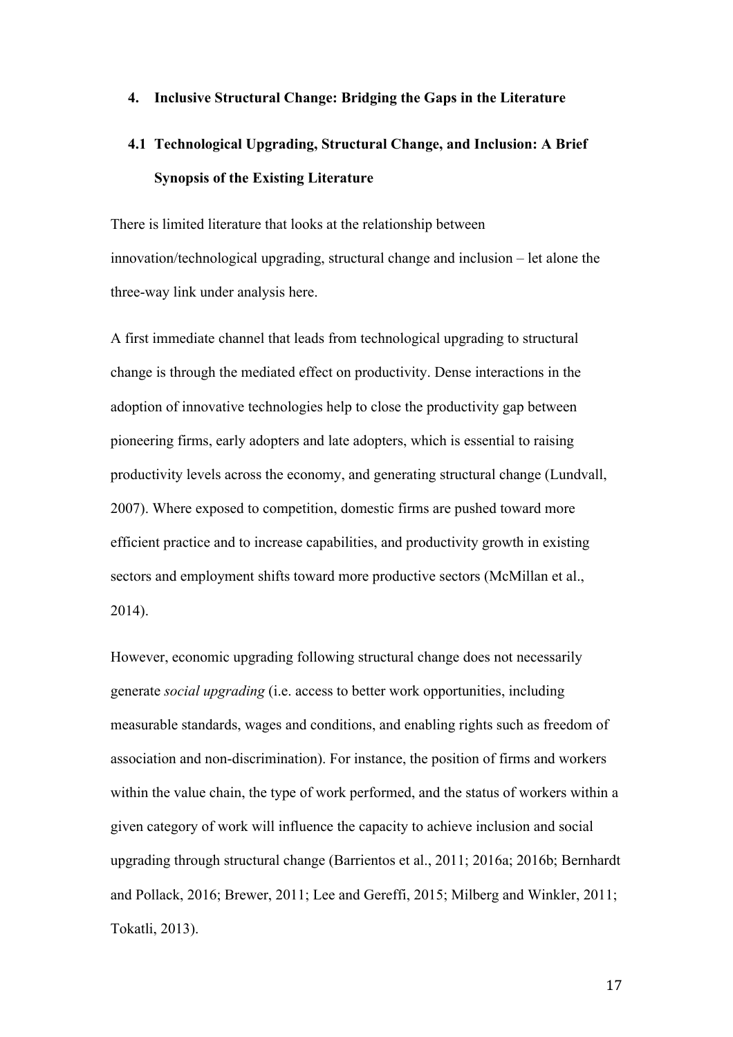## 4. Inclusive Structural Change: Bridging the Gaps in the Literature

### 4.1 Technological Upgrading, Structural Change, and Inclusion: A Brief Synopsis of the Existing Literature

There is limited literature that looks at the relationship between innovation/technological upgrading, structural change and inclusion – let alone the three-way link under analysis here.

A first immediate channel that leads from technological upgrading to structural change is through the mediated effect on productivity. Dense interactions in the adoption of innovative technologies help to close the productivity gap between pioneering firms, early adopters and late adopters, which is essential to raising productivity levels across the economy, and generating structural change (Lundvall, 2007). Where exposed to competition, domestic firms are pushed toward more efficient practice and to increase capabilities, and productivity growth in existing sectors and employment shifts toward more productive sectors (McMillan et al., 2014).

However, economic upgrading following structural change does not necessarily generate *social upgrading* (i.e. access to better work opportunities, including measurable standards, wages and conditions, and enabling rights such as freedom of association and non-discrimination). For instance, the position of firms and workers within the value chain, the type of work performed, and the status of workers within a given category of work will influence the capacity to achieve inclusion and social upgrading through structural change (Barrientos et al., 2011; 2016a; 2016b; Bernhardt and Pollack, 2016; Brewer, 2011; Lee and Gereffi, 2015; Milberg and Winkler, 2011; Tokatli, 2013).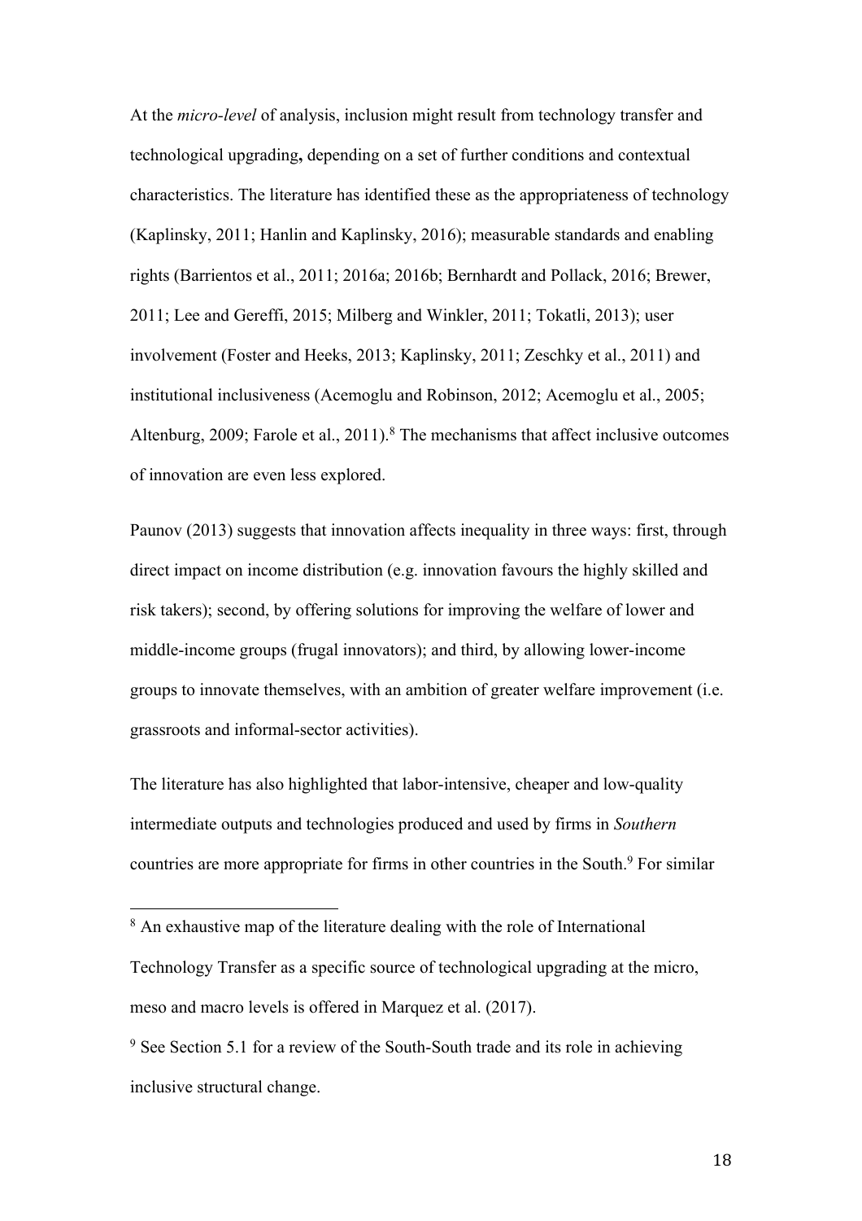At the *micro-level* of analysis, inclusion might result from technology transfer and technological upgrading**,** depending on a set of further conditions and contextual characteristics. The literature has identified these as the appropriateness of technology (Kaplinsky, 2011; Hanlin and Kaplinsky, 2016); measurable standards and enabling rights (Barrientos et al., 2011; 2016a; 2016b; Bernhardt and Pollack, 2016; Brewer, 2011; Lee and Gereffi, 2015; Milberg and Winkler, 2011; Tokatli, 2013); user involvement (Foster and Heeks, 2013; Kaplinsky, 2011; Zeschky et al., 2011) and institutional inclusiveness (Acemoglu and Robinson, 2012; Acemoglu et al., 2005; Altenburg, 2009; Farole et al., 2011).[8] The mechanisms that affect inclusive outcomes of innovation are even less explored.

Paunov (2013) suggests that innovation affects inequality in three ways: first, through direct impact on income distribution (e.g. innovation favours the highly skilled and risk takers); second, by offering solutions for improving the welfare of lower and middle-income groups (frugal innovators); and third, by allowing lower-income groups to innovate themselves, with an ambition of greater welfare improvement (i.e. grassroots and informal-sector activities).

The literature has also highlighted that labor-intensive, cheaper and low-quality intermediate outputs and technologies produced and used by firms in *Southern* countries are more appropriate for firms in other countries in the South.[9] For similar

[8] An exhaustive map of the literature dealing with the role of International Technology Transfer as a specific source of technological upgrading at the micro, meso and macro levels is offered in Marquez et al. (2017).

[9] See Section 5.1 for a review of the South-South trade and its role in achieving inclusive structural change.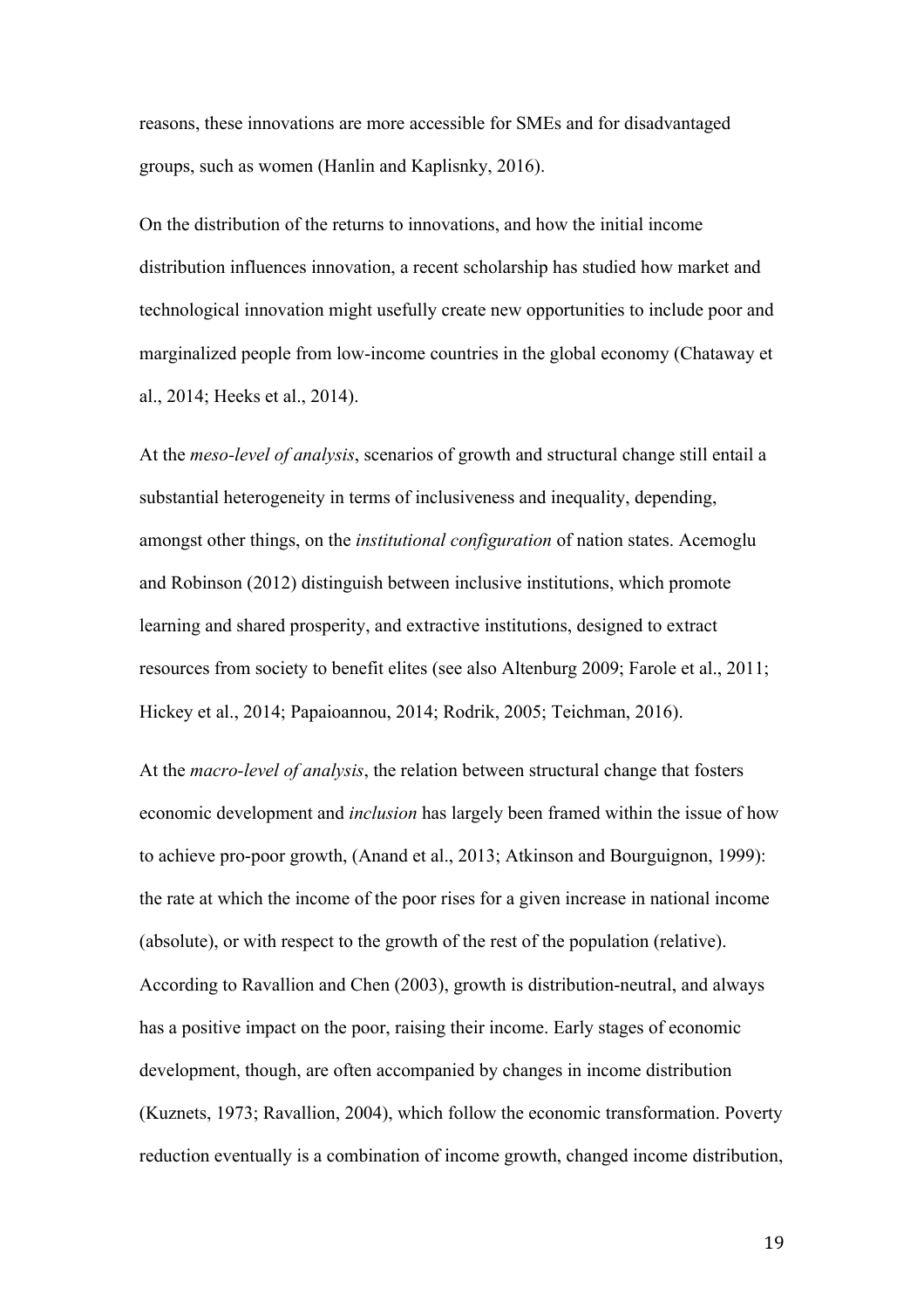reasons, these innovations are more accessible for SMEs and for disadvantaged groups, such as women (Hanlin and Kaplisnky, 2016).

On the distribution of the returns to innovations, and how the initial income distribution influences innovation, a recent scholarship has studied how market and technological innovation might usefully create new opportunities to include poor and marginalized people from low-income countries in the global economy (Chataway et al., 2014; Heeks et al., 2014).

At the *meso-level of analysis*, scenarios of growth and structural change still entail a substantial heterogeneity in terms of inclusiveness and inequality, depending, amongst other things, on the *institutional configuration* of nation states. Acemoglu and Robinson (2012) distinguish between inclusive institutions, which promote learning and shared prosperity, and extractive institutions, designed to extract resources from society to benefit elites (see also Altenburg 2009; Farole et al., 2011; Hickey et al., 2014; Papaioannou, 2014; Rodrik, 2005; Teichman, 2016).

At the *macro-level of analysis*, the relation between structural change that fosters economic development and *inclusion* has largely been framed within the issue of how to achieve pro-poor growth, (Anand et al., 2013; Atkinson and Bourguignon, 1999): the rate at which the income of the poor rises for a given increase in national income (absolute), or with respect to the growth of the rest of the population (relative). According to Ravallion and Chen (2003), growth is distribution-neutral, and always has a positive impact on the poor, raising their income. Early stages of economic development, though, are often accompanied by changes in income distribution (Kuznets, 1973; Ravallion, 2004), which follow the economic transformation. Poverty reduction eventually is a combination of income growth, changed income distribution,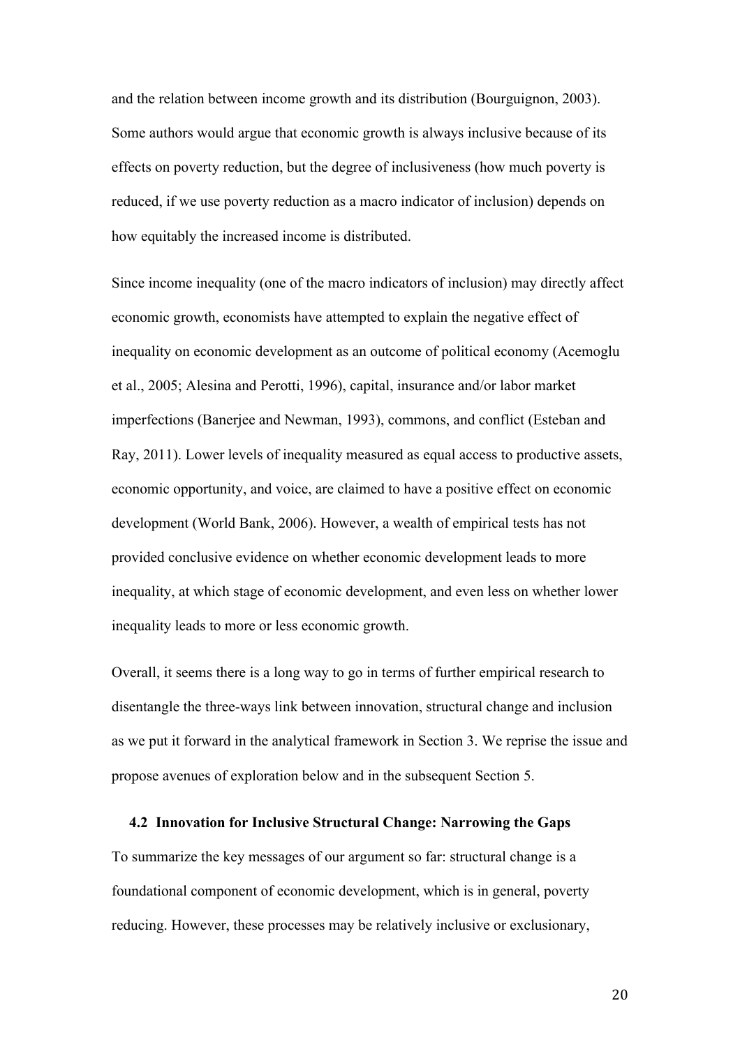and the relation between income growth and its distribution (Bourguignon, 2003). Some authors would argue that economic growth is always inclusive because of its effects on poverty reduction, but the degree of inclusiveness (how much poverty is reduced, if we use poverty reduction as a macro indicator of inclusion) depends on how equitably the increased income is distributed.

Since income inequality (one of the macro indicators of inclusion) may directly affect economic growth, economists have attempted to explain the negative effect of inequality on economic development as an outcome of political economy (Acemoglu et al., 2005; Alesina and Perotti, 1996), capital, insurance and/or labor market imperfections (Banerjee and Newman, 1993), commons, and conflict (Esteban and Ray, 2011). Lower levels of inequality measured as equal access to productive assets, economic opportunity, and voice, are claimed to have a positive effect on economic development (World Bank, 2006). However, a wealth of empirical tests has not provided conclusive evidence on whether economic development leads to more inequality, at which stage of economic development, and even less on whether lower inequality leads to more or less economic growth.

Overall, it seems there is a long way to go in terms of further empirical research to disentangle the three-ways link between innovation, structural change and inclusion as we put it forward in the analytical framework in Section 3. We reprise the issue and propose avenues of exploration below and in the subsequent Section 5.

### 4.2 Innovation for Inclusive Structural Change: Narrowing the Gaps

To summarize the key messages of our argument so far: structural change is a foundational component of economic development, which is in general, poverty reducing. However, these processes may be relatively inclusive or exclusionary,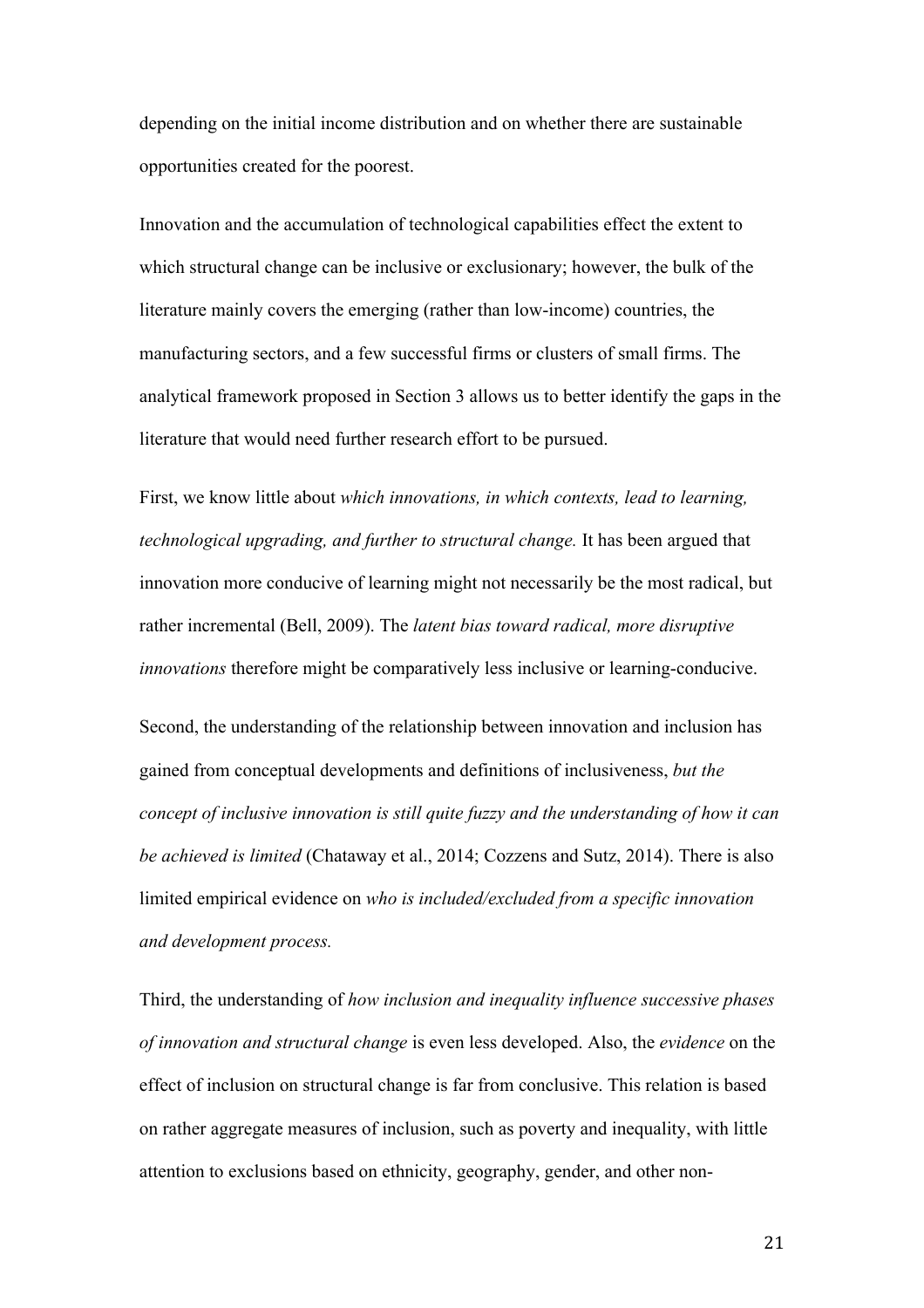depending on the initial income distribution and on whether there are sustainable opportunities created for the poorest.

Innovation and the accumulation of technological capabilities effect the extent to which structural change can be inclusive or exclusionary; however, the bulk of the literature mainly covers the emerging (rather than low-income) countries, the manufacturing sectors, and a few successful firms or clusters of small firms. The analytical framework proposed in Section 3 allows us to better identify the gaps in the literature that would need further research effort to be pursued.

First, we know little about *which innovations, in which contexts, lead to learning, technological upgrading, and further to structural change.* It has been argued that innovation more conducive of learning might not necessarily be the most radical, but rather incremental (Bell, 2009). The *latent bias toward radical, more disruptive innovations* therefore might be comparatively less inclusive or learning-conducive.

Second, the understanding of the relationship between innovation and inclusion has gained from conceptual developments and definitions of inclusiveness, *but the concept of inclusive innovation is still quite fuzzy and the understanding of how it can be achieved is limited* (Chataway et al., 2014; Cozzens and Sutz, 2014). There is also limited empirical evidence on *who is included/excluded from a specific innovation and development process.*

Third, the understanding of *how inclusion and inequality influence successive phases of innovation and structural change* is even less developed. Also, the *evidence* on the effect of inclusion on structural change is far from conclusive. This relation is based on rather aggregate measures of inclusion, such as poverty and inequality, with little attention to exclusions based on ethnicity, geography, gender, and other non-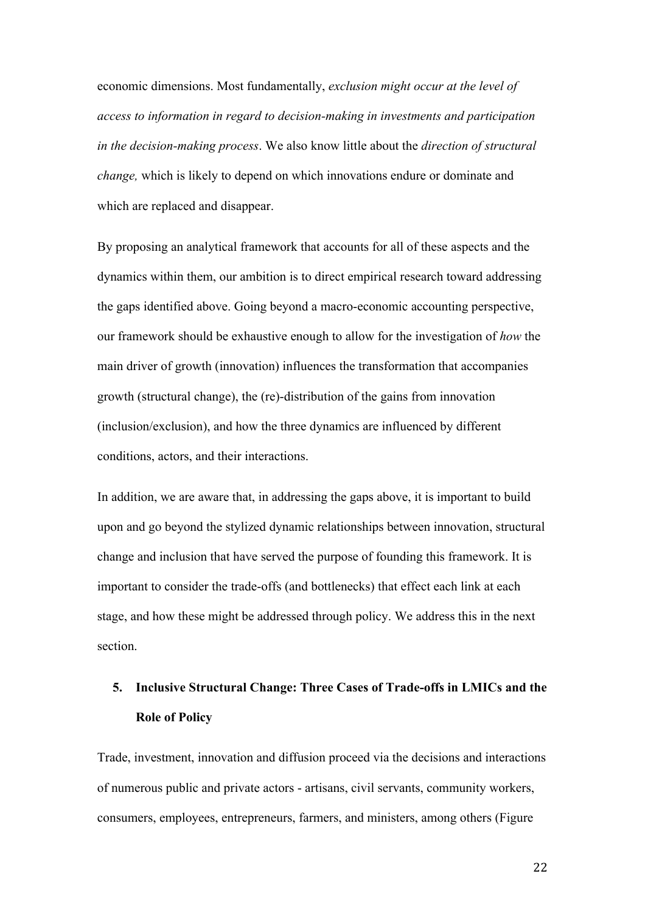economic dimensions. Most fundamentally, *exclusion might occur at the level of access to information in regard to decision-making in investments and participation in the decision-making process*. We also know little about the *direction of structural change,* which is likely to depend on which innovations endure or dominate and which are replaced and disappear.

By proposing an analytical framework that accounts for all of these aspects and the dynamics within them, our ambition is to direct empirical research toward addressing the gaps identified above. Going beyond a macro-economic accounting perspective, our framework should be exhaustive enough to allow for the investigation of *how* the main driver of growth (innovation) influences the transformation that accompanies growth (structural change), the (re)-distribution of the gains from innovation (inclusion/exclusion), and how the three dynamics are influenced by different conditions, actors, and their interactions.

In addition, we are aware that, in addressing the gaps above, it is important to build upon and go beyond the stylized dynamic relationships between innovation, structural change and inclusion that have served the purpose of founding this framework. It is important to consider the trade-offs (and bottlenecks) that effect each link at each stage, and how these might be addressed through policy. We address this in the next section.

## 5. Inclusive Structural Change: Three Cases of Trade-offs in LMICs and the Role of Policy

Trade, investment, innovation and diffusion proceed via the decisions and interactions of numerous public and private actors - artisans, civil servants, community workers, consumers, employees, entrepreneurs, farmers, and ministers, among others (Figure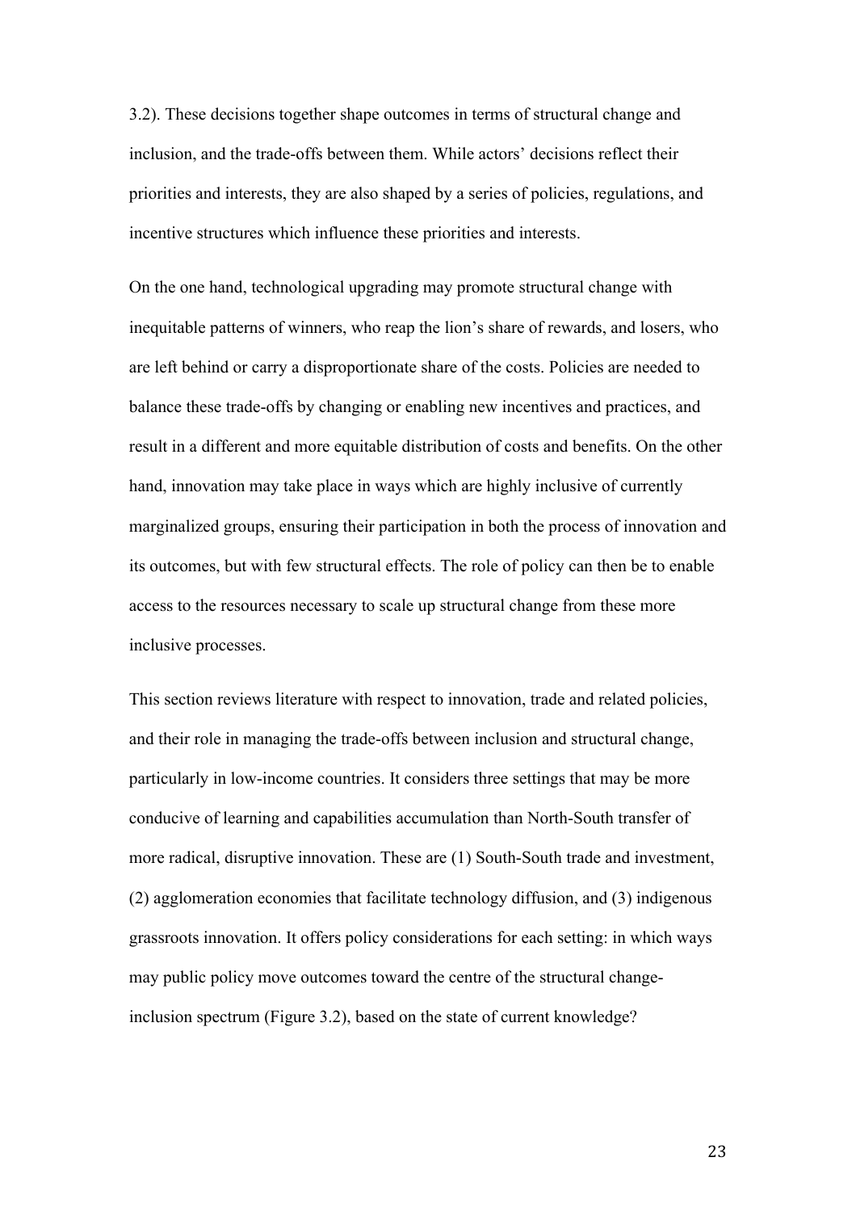3.2). These decisions together shape outcomes in terms of structural change and inclusion, and the trade-offs between them. While actors' decisions reflect their priorities and interests, they are also shaped by a series of policies, regulations, and incentive structures which influence these priorities and interests.

On the one hand, technological upgrading may promote structural change with inequitable patterns of winners, who reap the lion's share of rewards, and losers, who are left behind or carry a disproportionate share of the costs. Policies are needed to balance these trade-offs by changing or enabling new incentives and practices, and result in a different and more equitable distribution of costs and benefits. On the other hand, innovation may take place in ways which are highly inclusive of currently marginalized groups, ensuring their participation in both the process of innovation and its outcomes, but with few structural effects. The role of policy can then be to enable access to the resources necessary to scale up structural change from these more inclusive processes.

This section reviews literature with respect to innovation, trade and related policies, and their role in managing the trade-offs between inclusion and structural change, particularly in low-income countries. It considers three settings that may be more conducive of learning and capabilities accumulation than North-South transfer of more radical, disruptive innovation. These are (1) South-South trade and investment, (2) agglomeration economies that facilitate technology diffusion, and (3) indigenous grassroots innovation. It offers policy considerations for each setting: in which ways may public policy move outcomes toward the centre of the structural change-inclusion spectrum (Figure 3.2), based on the state of current knowledge?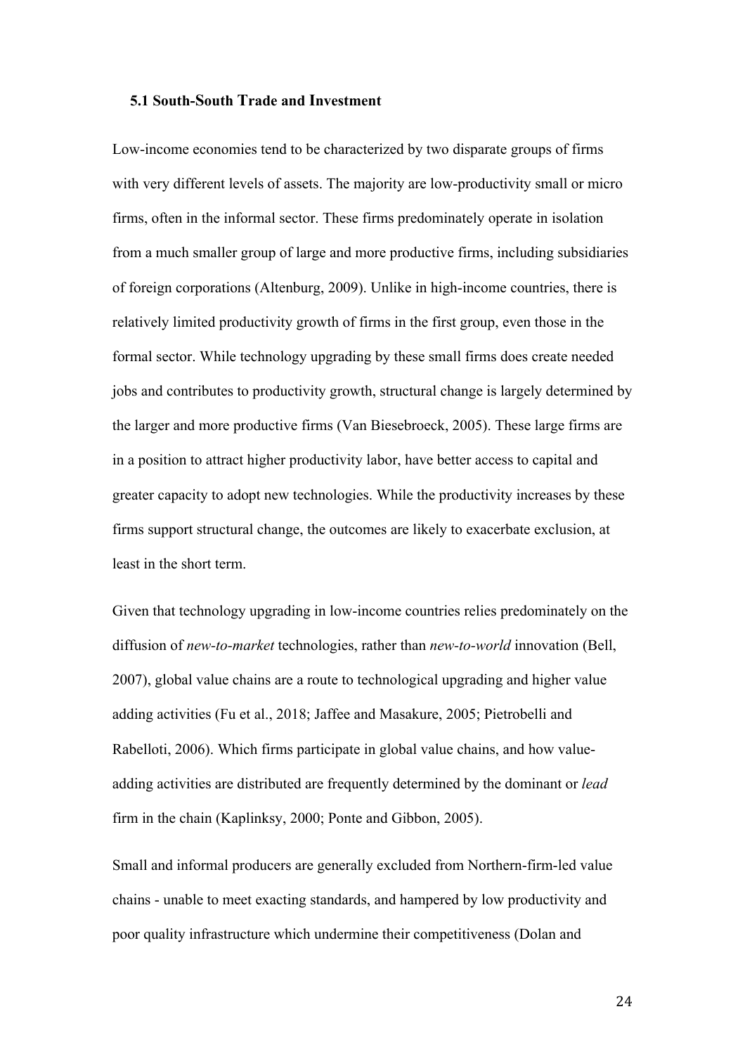### 5.1 South-South Trade and Investment

Low-income economies tend to be characterized by two disparate groups of firms with very different levels of assets. The majority are low-productivity small or micro firms, often in the informal sector. These firms predominately operate in isolation from a much smaller group of large and more productive firms, including subsidiaries of foreign corporations (Altenburg, 2009). Unlike in high-income countries, there is relatively limited productivity growth of firms in the first group, even those in the formal sector. While technology upgrading by these small firms does create needed jobs and contributes to productivity growth, structural change is largely determined by the larger and more productive firms (Van Biesebroeck, 2005). These large firms are in a position to attract higher productivity labor, have better access to capital and greater capacity to adopt new technologies. While the productivity increases by these firms support structural change, the outcomes are likely to exacerbate exclusion, at least in the short term.

Given that technology upgrading in low-income countries relies predominately on the diffusion of *new-to-market* technologies, rather than *new-to-world* innovation (Bell, 2007), global value chains are a route to technological upgrading and higher value adding activities (Fu et al., 2018; Jaffee and Masakure, 2005; Pietrobelli and Rabelloti, 2006). Which firms participate in global value chains, and how value-adding activities are distributed are frequently determined by the dominant or *lead* firm in the chain (Kaplinksy, 2000; Ponte and Gibbon, 2005).

Small and informal producers are generally excluded from Northern-firm-led value chains - unable to meet exacting standards, and hampered by low productivity and poor quality infrastructure which undermine their competitiveness (Dolan and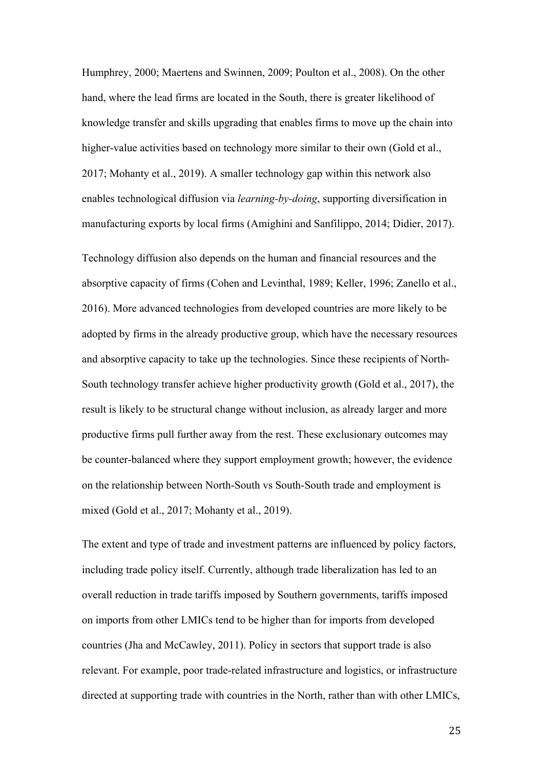Humphrey, 2000; Maertens and Swinnen, 2009; Poulton et al., 2008). On the other hand, where the lead firms are located in the South, there is greater likelihood of knowledge transfer and skills upgrading that enables firms to move up the chain into higher-value activities based on technology more similar to their own (Gold et al., 2017; Mohanty et al., 2019). A smaller technology gap within this network also enables technological diffusion via *learning-by-doing*, supporting diversification in manufacturing exports by local firms (Amighini and Sanfilippo, 2014; Didier, 2017).

Technology diffusion also depends on the human and financial resources and the absorptive capacity of firms (Cohen and Levinthal, 1989; Keller, 1996; Zanello et al., 2016). More advanced technologies from developed countries are more likely to be adopted by firms in the already productive group, which have the necessary resources and absorptive capacity to take up the technologies. Since these recipients of North-South technology transfer achieve higher productivity growth (Gold et al., 2017), the result is likely to be structural change without inclusion, as already larger and more productive firms pull further away from the rest. These exclusionary outcomes may be counter-balanced where they support employment growth; however, the evidence on the relationship between North-South vs South-South trade and employment is mixed (Gold et al., 2017; Mohanty et al., 2019).

The extent and type of trade and investment patterns are influenced by policy factors, including trade policy itself. Currently, although trade liberalization has led to an overall reduction in trade tariffs imposed by Southern governments, tariffs imposed on imports from other LMICs tend to be higher than for imports from developed countries (Jha and McCawley, 2011). Policy in sectors that support trade is also relevant. For example, poor trade-related infrastructure and logistics, or infrastructure directed at supporting trade with countries in the North, rather than with other LMICs,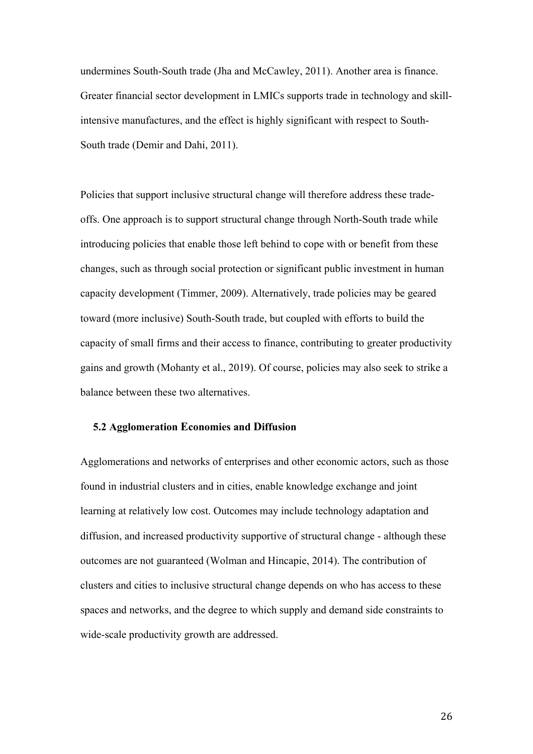undermines South-South trade (Jha and McCawley, 2011). Another area is finance. Greater financial sector development in LMICs supports trade in technology and skill-intensive manufactures, and the effect is highly significant with respect to South-South trade (Demir and Dahi, 2011).

Policies that support inclusive structural change will therefore address these trade-offs. One approach is to support structural change through North-South trade while introducing policies that enable those left behind to cope with or benefit from these changes, such as through social protection or significant public investment in human capacity development (Timmer, 2009). Alternatively, trade policies may be geared toward (more inclusive) South-South trade, but coupled with efforts to build the capacity of small firms and their access to finance, contributing to greater productivity gains and growth (Mohanty et al., 2019). Of course, policies may also seek to strike a balance between these two alternatives.

### 5.2 Agglomeration Economies and Diffusion

Agglomerations and networks of enterprises and other economic actors, such as those found in industrial clusters and in cities, enable knowledge exchange and joint learning at relatively low cost. Outcomes may include technology adaptation and diffusion, and increased productivity supportive of structural change - although these outcomes are not guaranteed (Wolman and Hincapie, 2014). The contribution of clusters and cities to inclusive structural change depends on who has access to these spaces and networks, and the degree to which supply and demand side constraints to wide-scale productivity growth are addressed.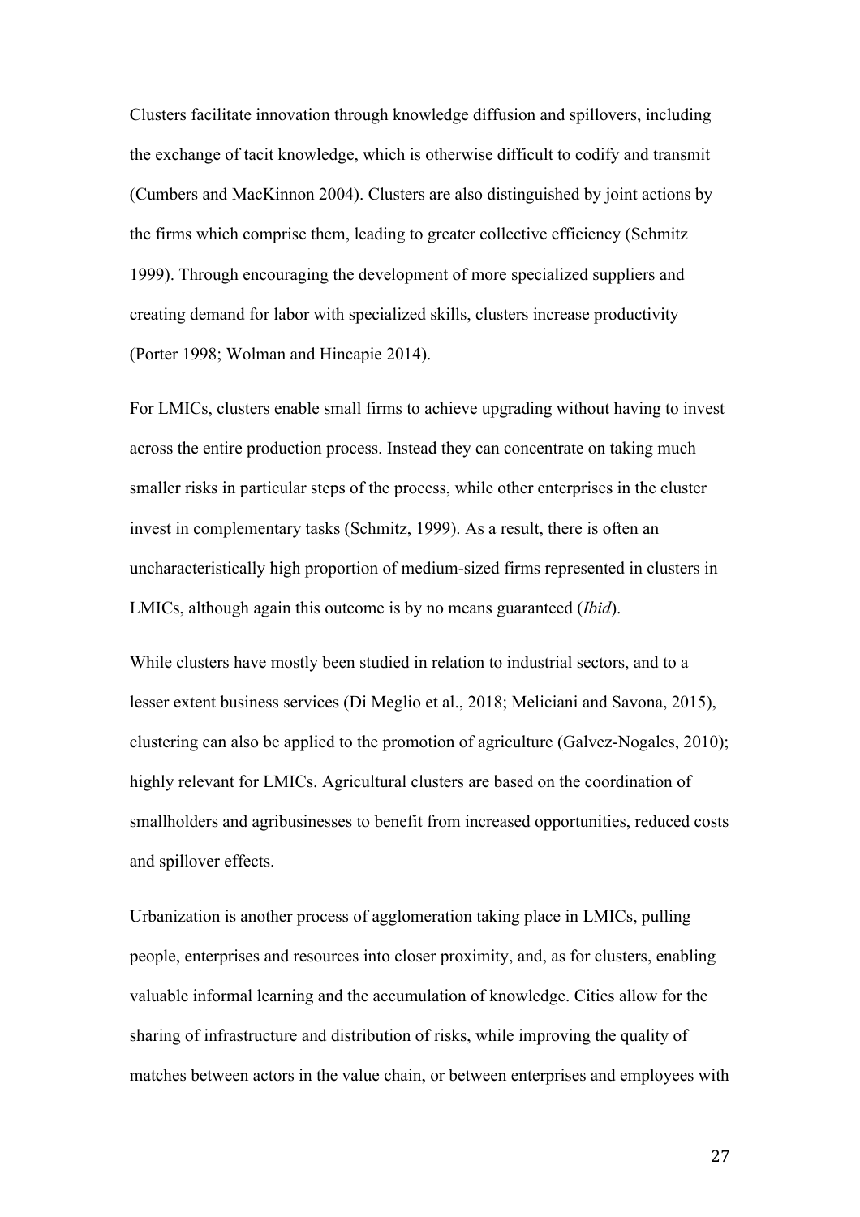Clusters facilitate innovation through knowledge diffusion and spillovers, including the exchange of tacit knowledge, which is otherwise difficult to codify and transmit (Cumbers and MacKinnon 2004). Clusters are also distinguished by joint actions by the firms which comprise them, leading to greater collective efficiency (Schmitz 1999). Through encouraging the development of more specialized suppliers and creating demand for labor with specialized skills, clusters increase productivity (Porter 1998; Wolman and Hincapie 2014).

For LMICs, clusters enable small firms to achieve upgrading without having to invest across the entire production process. Instead they can concentrate on taking much smaller risks in particular steps of the process, while other enterprises in the cluster invest in complementary tasks (Schmitz, 1999). As a result, there is often an uncharacteristically high proportion of medium-sized firms represented in clusters in LMICs, although again this outcome is by no means guaranteed (*Ibid*).

While clusters have mostly been studied in relation to industrial sectors, and to a lesser extent business services (Di Meglio et al., 2018; Meliciani and Savona, 2015), clustering can also be applied to the promotion of agriculture (Galvez-Nogales, 2010); highly relevant for LMICs. Agricultural clusters are based on the coordination of smallholders and agribusinesses to benefit from increased opportunities, reduced costs and spillover effects.

Urbanization is another process of agglomeration taking place in LMICs, pulling people, enterprises and resources into closer proximity, and, as for clusters, enabling valuable informal learning and the accumulation of knowledge. Cities allow for the sharing of infrastructure and distribution of risks, while improving the quality of matches between actors in the value chain, or between enterprises and employees with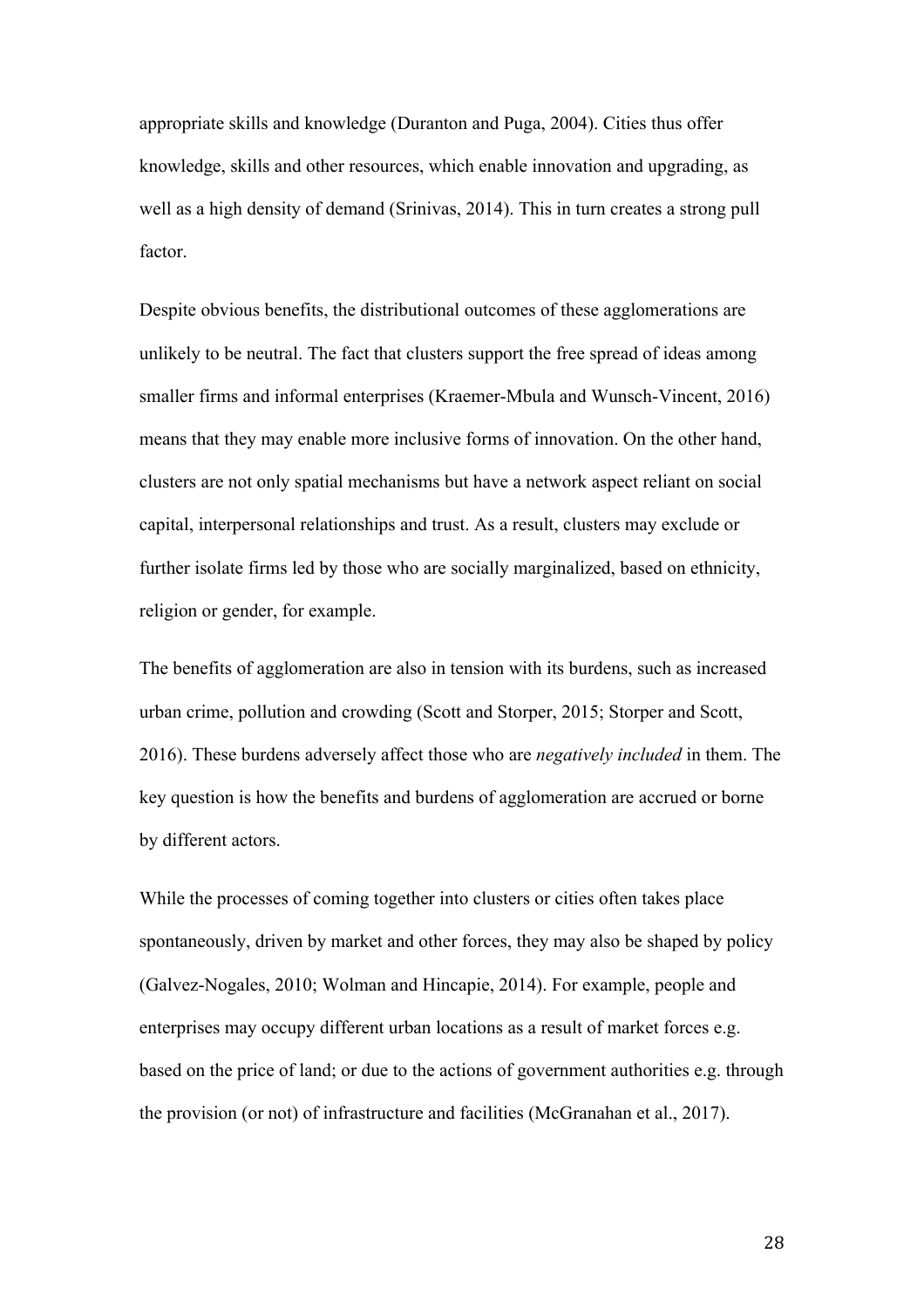appropriate skills and knowledge (Duranton and Puga, 2004). Cities thus offer knowledge, skills and other resources, which enable innovation and upgrading, as well as a high density of demand (Srinivas, 2014). This in turn creates a strong pull factor.

Despite obvious benefits, the distributional outcomes of these agglomerations are unlikely to be neutral. The fact that clusters support the free spread of ideas among smaller firms and informal enterprises (Kraemer-Mbula and Wunsch-Vincent, 2016) means that they may enable more inclusive forms of innovation. On the other hand, clusters are not only spatial mechanisms but have a network aspect reliant on social capital, interpersonal relationships and trust. As a result, clusters may exclude or further isolate firms led by those who are socially marginalized, based on ethnicity, religion or gender, for example.

The benefits of agglomeration are also in tension with its burdens, such as increased urban crime, pollution and crowding (Scott and Storper, 2015; Storper and Scott, 2016). These burdens adversely affect those who are *negatively included* in them. The key question is how the benefits and burdens of agglomeration are accrued or borne by different actors.

While the processes of coming together into clusters or cities often takes place spontaneously, driven by market and other forces, they may also be shaped by policy (Galvez-Nogales, 2010; Wolman and Hincapie, 2014). For example, people and enterprises may occupy different urban locations as a result of market forces e.g. based on the price of land; or due to the actions of government authorities e.g. through the provision (or not) of infrastructure and facilities (McGranahan et al., 2017).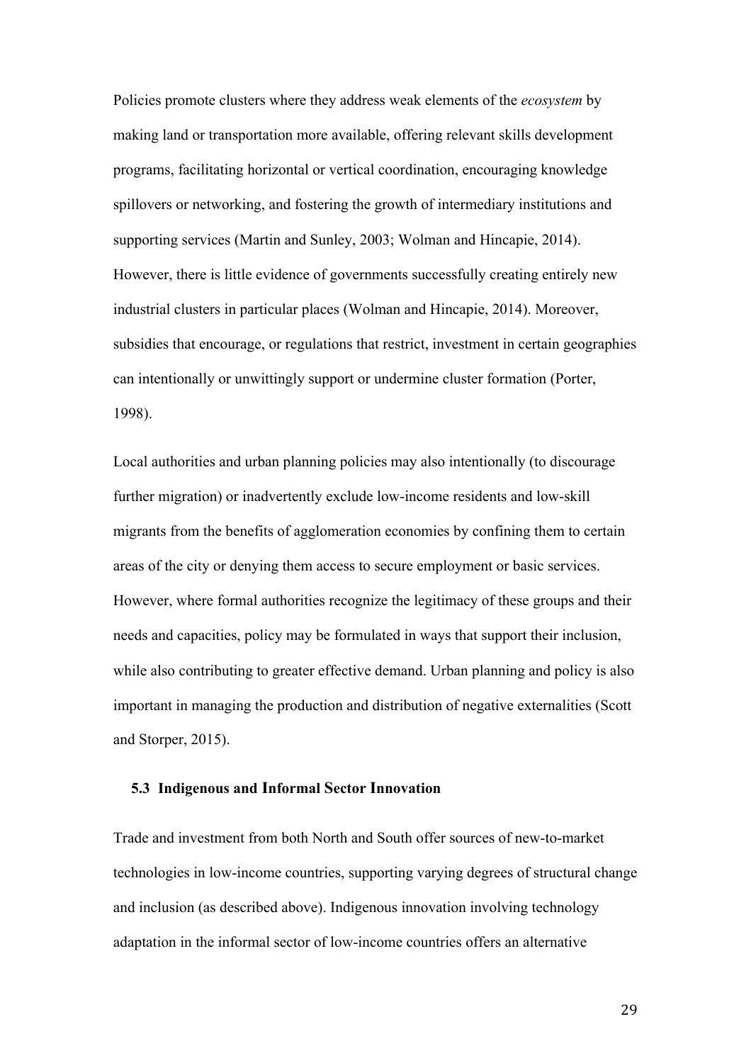Policies promote clusters where they address weak elements of the *ecosystem* by making land or transportation more available, offering relevant skills development programs, facilitating horizontal or vertical coordination, encouraging knowledge spillovers or networking, and fostering the growth of intermediary institutions and supporting services (Martin and Sunley, 2003; Wolman and Hincapie, 2014). However, there is little evidence of governments successfully creating entirely new industrial clusters in particular places (Wolman and Hincapie, 2014). Moreover, subsidies that encourage, or regulations that restrict, investment in certain geographies can intentionally or unwittingly support or undermine cluster formation (Porter, 1998).

Local authorities and urban planning policies may also intentionally (to discourage further migration) or inadvertently exclude low-income residents and low-skill migrants from the benefits of agglomeration economies by confining them to certain areas of the city or denying them access to secure employment or basic services. However, where formal authorities recognize the legitimacy of these groups and their needs and capacities, policy may be formulated in ways that support their inclusion, while also contributing to greater effective demand. Urban planning and policy is also important in managing the production and distribution of negative externalities (Scott and Storper, 2015).

### 5.3 Indigenous and Informal Sector Innovation

Trade and investment from both North and South offer sources of new-to-market technologies in low-income countries, supporting varying degrees of structural change and inclusion (as described above). Indigenous innovation involving technology adaptation in the informal sector of low-income countries offers an alternative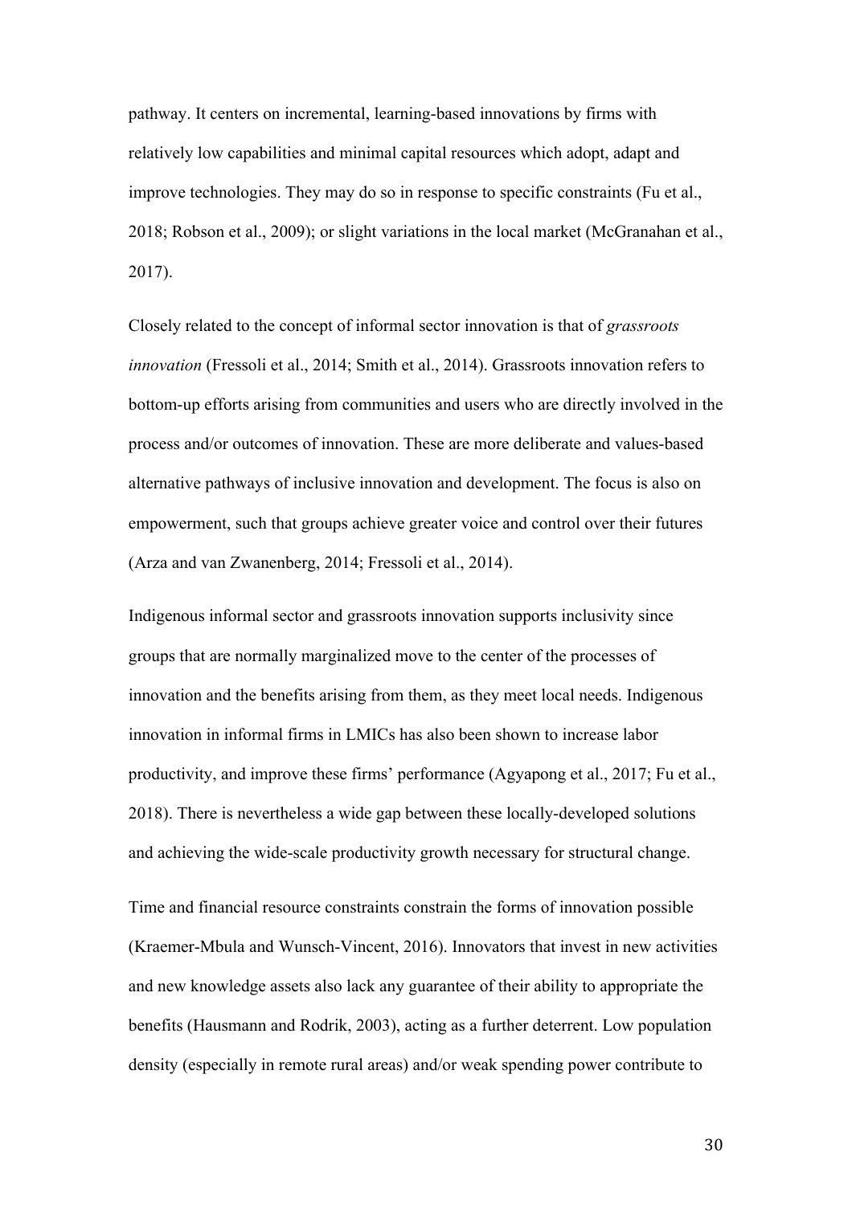pathway. It centers on incremental, learning-based innovations by firms with relatively low capabilities and minimal capital resources which adopt, adapt and improve technologies. They may do so in response to specific constraints (Fu et al., 2018; Robson et al., 2009); or slight variations in the local market (McGranahan et al., 2017).

Closely related to the concept of informal sector innovation is that of *grassroots innovation* (Fressoli et al., 2014; Smith et al., 2014). Grassroots innovation refers to bottom-up efforts arising from communities and users who are directly involved in the process and/or outcomes of innovation. These are more deliberate and values-based alternative pathways of inclusive innovation and development. The focus is also on empowerment, such that groups achieve greater voice and control over their futures (Arza and van Zwanenberg, 2014; Fressoli et al., 2014).

Indigenous informal sector and grassroots innovation supports inclusivity since groups that are normally marginalized move to the center of the processes of innovation and the benefits arising from them, as they meet local needs. Indigenous innovation in informal firms in LMICs has also been shown to increase labor productivity, and improve these firms' performance (Agyapong et al., 2017; Fu et al., 2018). There is nevertheless a wide gap between these locally-developed solutions and achieving the wide-scale productivity growth necessary for structural change.

Time and financial resource constraints constrain the forms of innovation possible (Kraemer-Mbula and Wunsch-Vincent, 2016). Innovators that invest in new activities and new knowledge assets also lack any guarantee of their ability to appropriate the benefits (Hausmann and Rodrik, 2003), acting as a further deterrent. Low population density (especially in remote rural areas) and/or weak spending power contribute to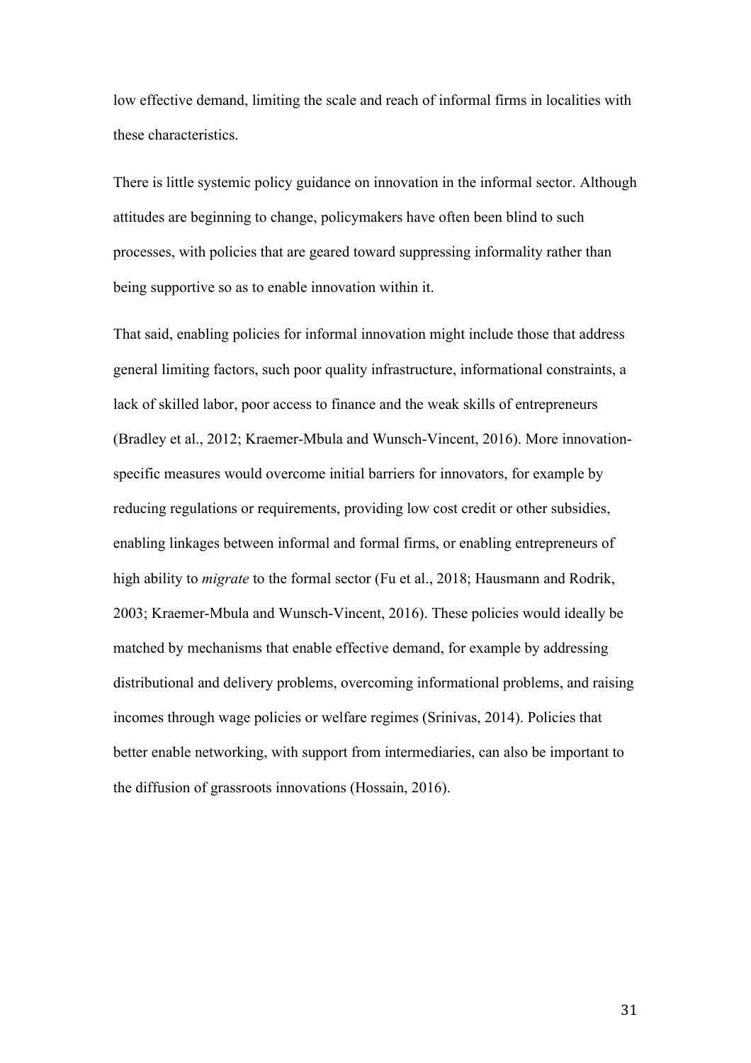low effective demand, limiting the scale and reach of informal firms in localities with these characteristics.

There is little systemic policy guidance on innovation in the informal sector. Although attitudes are beginning to change, policymakers have often been blind to such processes, with policies that are geared toward suppressing informality rather than being supportive so as to enable innovation within it.

That said, enabling policies for informal innovation might include those that address general limiting factors, such poor quality infrastructure, informational constraints, a lack of skilled labor, poor access to finance and the weak skills of entrepreneurs (Bradley et al., 2012; Kraemer-Mbula and Wunsch-Vincent, 2016). More innovation-specific measures would overcome initial barriers for innovators, for example by reducing regulations or requirements, providing low cost credit or other subsidies, enabling linkages between informal and formal firms, or enabling entrepreneurs of high ability to *migrate* to the formal sector (Fu et al., 2018; Hausmann and Rodrik, 2003; Kraemer-Mbula and Wunsch-Vincent, 2016). These policies would ideally be matched by mechanisms that enable effective demand, for example by addressing distributional and delivery problems, overcoming informational problems, and raising incomes through wage policies or welfare regimes (Srinivas, 2014). Policies that better enable networking, with support from intermediaries, can also be important to the diffusion of grassroots innovations (Hossain, 2016).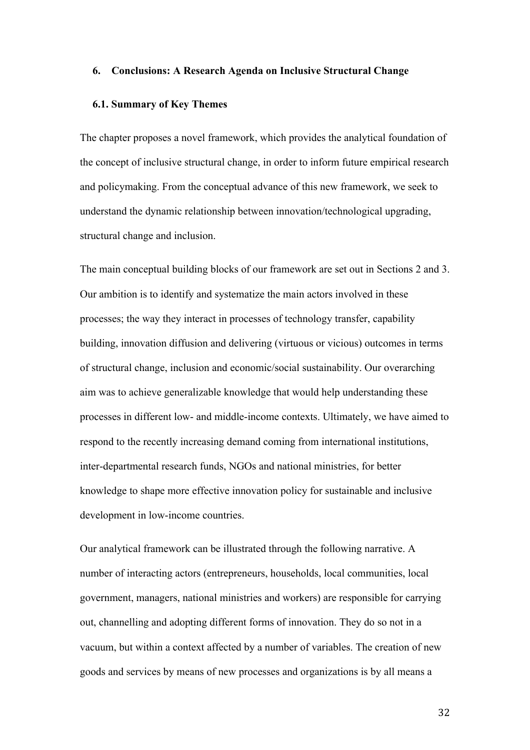## 6. Conclusions: A Research Agenda on Inclusive Structural Change

### 6.1. Summary of Key Themes

The chapter proposes a novel framework, which provides the analytical foundation of the concept of inclusive structural change, in order to inform future empirical research and policymaking. From the conceptual advance of this new framework, we seek to understand the dynamic relationship between innovation/technological upgrading, structural change and inclusion.

The main conceptual building blocks of our framework are set out in Sections 2 and 3. Our ambition is to identify and systematize the main actors involved in these processes; the way they interact in processes of technology transfer, capability building, innovation diffusion and delivering (virtuous or vicious) outcomes in terms of structural change, inclusion and economic/social sustainability. Our overarching aim was to achieve generalizable knowledge that would help understanding these processes in different low- and middle-income contexts. Ultimately, we have aimed to respond to the recently increasing demand coming from international institutions, inter-departmental research funds, NGOs and national ministries, for better knowledge to shape more effective innovation policy for sustainable and inclusive development in low-income countries.

Our analytical framework can be illustrated through the following narrative. A number of interacting actors (entrepreneurs, households, local communities, local government, managers, national ministries and workers) are responsible for carrying out, channelling and adopting different forms of innovation. They do so not in a vacuum, but within a context affected by a number of variables. The creation of new goods and services by means of new processes and organizations is by all means a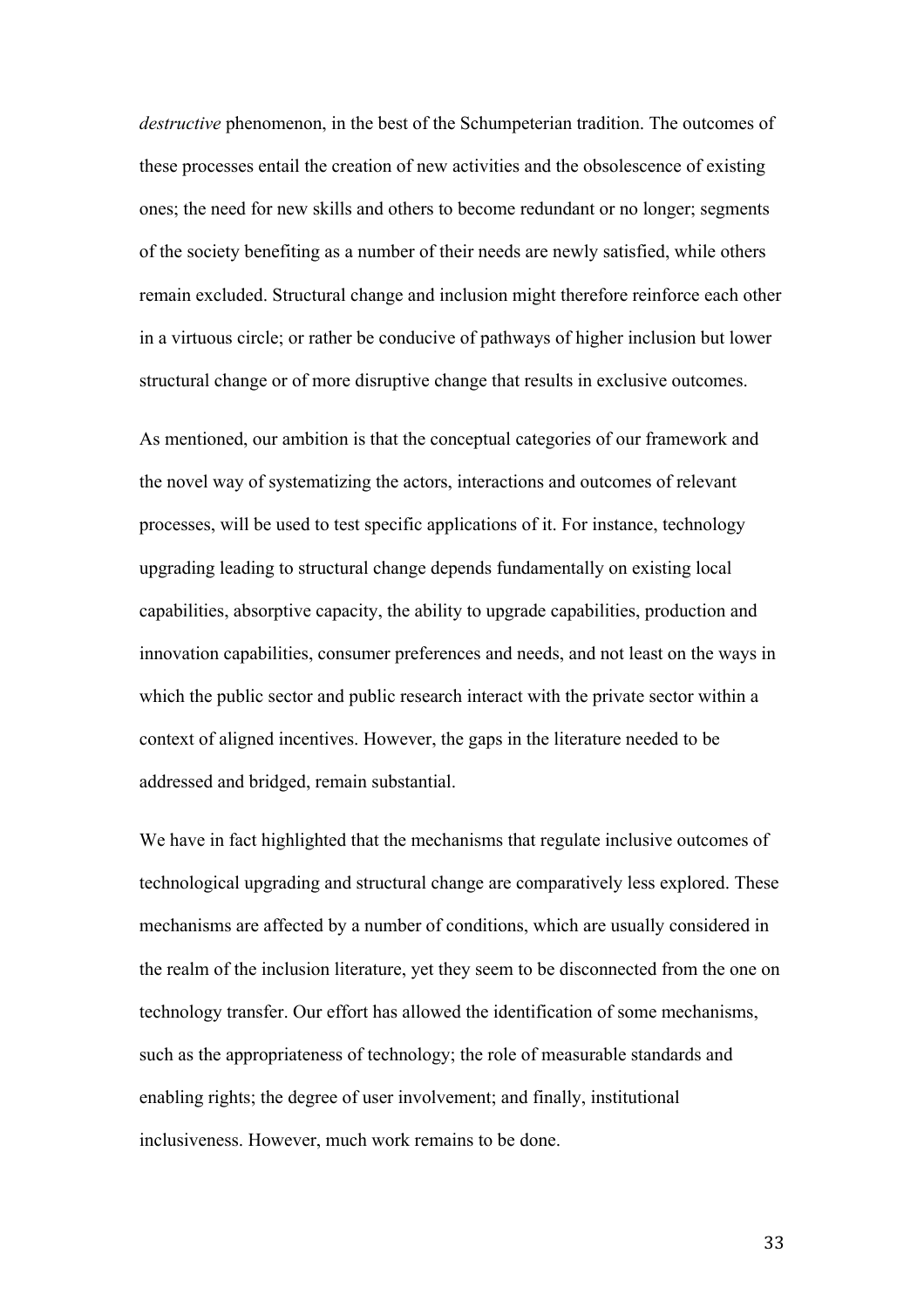*destructive* phenomenon, in the best of the Schumpeterian tradition. The outcomes of these processes entail the creation of new activities and the obsolescence of existing ones; the need for new skills and others to become redundant or no longer; segments of the society benefiting as a number of their needs are newly satisfied, while others remain excluded. Structural change and inclusion might therefore reinforce each other in a virtuous circle; or rather be conducive of pathways of higher inclusion but lower structural change or of more disruptive change that results in exclusive outcomes.

As mentioned, our ambition is that the conceptual categories of our framework and the novel way of systematizing the actors, interactions and outcomes of relevant processes, will be used to test specific applications of it. For instance, technology upgrading leading to structural change depends fundamentally on existing local capabilities, absorptive capacity, the ability to upgrade capabilities, production and innovation capabilities, consumer preferences and needs, and not least on the ways in which the public sector and public research interact with the private sector within a context of aligned incentives. However, the gaps in the literature needed to be addressed and bridged, remain substantial.

We have in fact highlighted that the mechanisms that regulate inclusive outcomes of technological upgrading and structural change are comparatively less explored. These mechanisms are affected by a number of conditions, which are usually considered in the realm of the inclusion literature, yet they seem to be disconnected from the one on technology transfer. Our effort has allowed the identification of some mechanisms, such as the appropriateness of technology; the role of measurable standards and enabling rights; the degree of user involvement; and finally, institutional inclusiveness. However, much work remains to be done.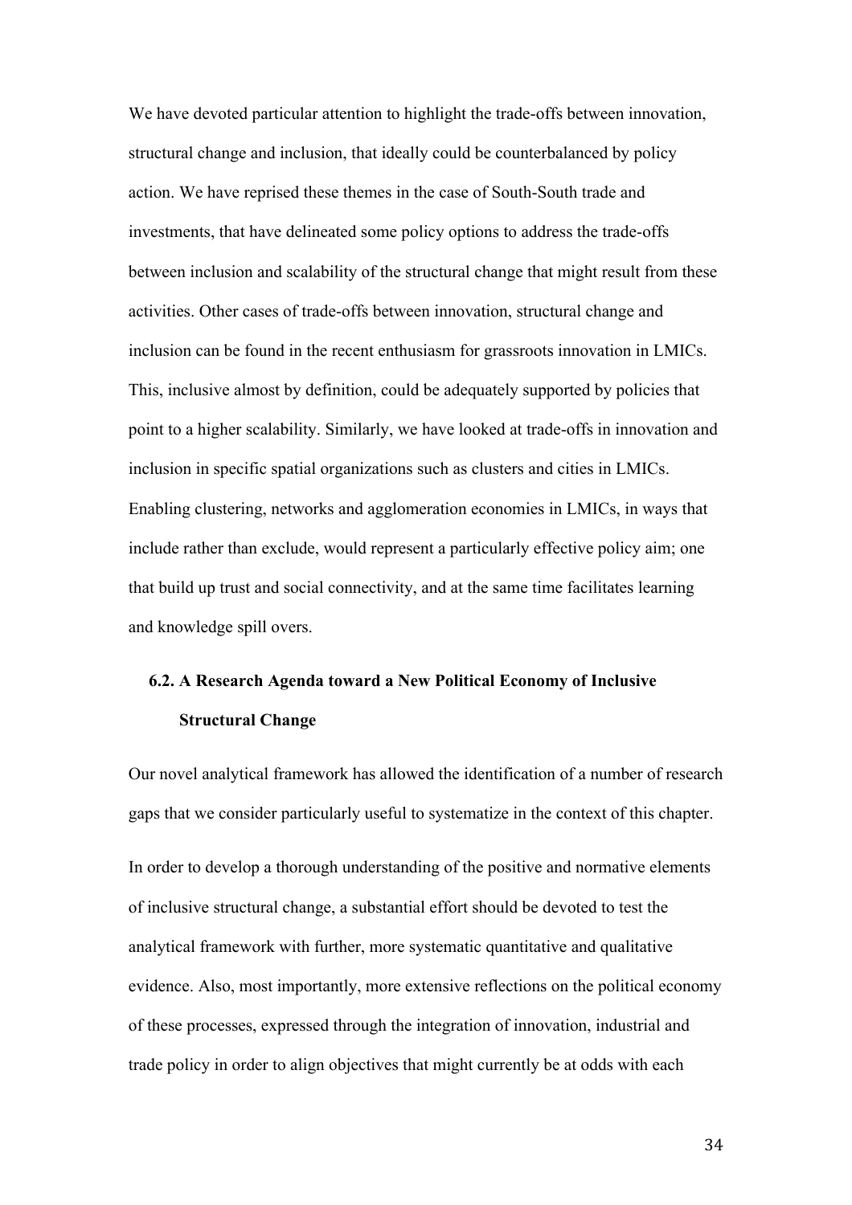We have devoted particular attention to highlight the trade-offs between innovation, structural change and inclusion, that ideally could be counterbalanced by policy action. We have reprised these themes in the case of South-South trade and investments, that have delineated some policy options to address the trade-offs between inclusion and scalability of the structural change that might result from these activities. Other cases of trade-offs between innovation, structural change and inclusion can be found in the recent enthusiasm for grassroots innovation in LMICs. This, inclusive almost by definition, could be adequately supported by policies that point to a higher scalability. Similarly, we have looked at trade-offs in innovation and inclusion in specific spatial organizations such as clusters and cities in LMICs. Enabling clustering, networks and agglomeration economies in LMICs, in ways that include rather than exclude, would represent a particularly effective policy aim; one that build up trust and social connectivity, and at the same time facilitates learning and knowledge spill overs.

## 6.2. A Research Agenda toward a New Political Economy of Inclusive Structural Change

Our novel analytical framework has allowed the identification of a number of research gaps that we consider particularly useful to systematize in the context of this chapter.

In order to develop a thorough understanding of the positive and normative elements of inclusive structural change, a substantial effort should be devoted to test the analytical framework with further, more systematic quantitative and qualitative evidence. Also, most importantly, more extensive reflections on the political economy of these processes, expressed through the integration of innovation, industrial and trade policy in order to align objectives that might currently be at odds with each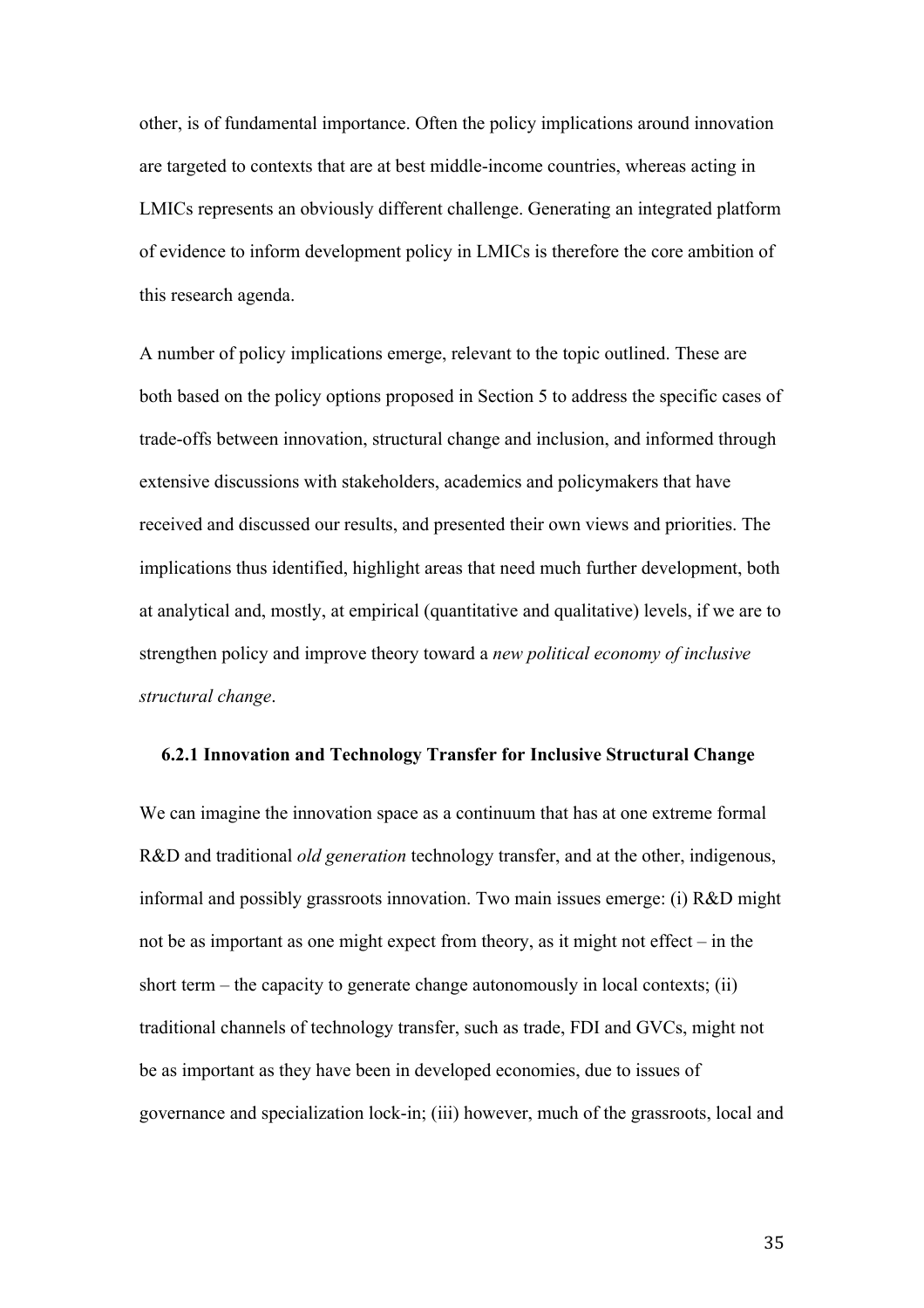other, is of fundamental importance. Often the policy implications around innovation are targeted to contexts that are at best middle-income countries, whereas acting in LMICs represents an obviously different challenge. Generating an integrated platform of evidence to inform development policy in LMICs is therefore the core ambition of this research agenda.

A number of policy implications emerge, relevant to the topic outlined. These are both based on the policy options proposed in Section 5 to address the specific cases of trade-offs between innovation, structural change and inclusion, and informed through extensive discussions with stakeholders, academics and policymakers that have received and discussed our results, and presented their own views and priorities. The implications thus identified, highlight areas that need much further development, both at analytical and, mostly, at empirical (quantitative and qualitative) levels, if we are to strengthen policy and improve theory toward a *new political economy of inclusive structural change*.

#### 6.2.1 Innovation and Technology Transfer for Inclusive Structural Change

We can imagine the innovation space as a continuum that has at one extreme formal R&D and traditional *old generation* technology transfer, and at the other, indigenous, informal and possibly grassroots innovation. Two main issues emerge: (i) R&D might not be as important as one might expect from theory, as it might not effect – in the short term – the capacity to generate change autonomously in local contexts; (ii) traditional channels of technology transfer, such as trade, FDI and GVCs, might not be as important as they have been in developed economies, due to issues of governance and specialization lock-in; (iii) however, much of the grassroots, local and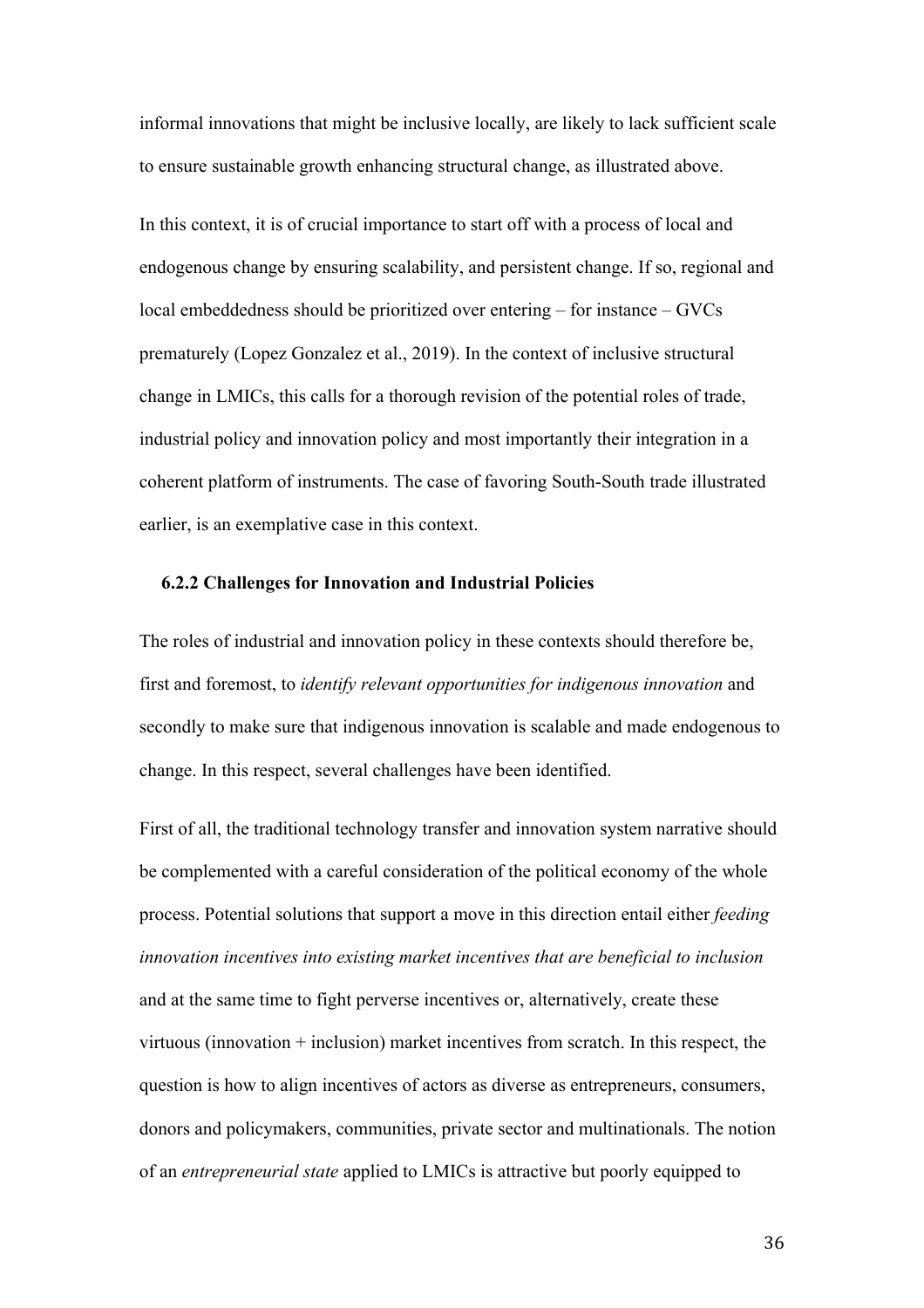informal innovations that might be inclusive locally, are likely to lack sufficient scale to ensure sustainable growth enhancing structural change, as illustrated above.

In this context, it is of crucial importance to start off with a process of local and endogenous change by ensuring scalability, and persistent change. If so, regional and local embeddedness should be prioritized over entering – for instance – GVCs prematurely (Lopez Gonzalez et al., 2019). In the context of inclusive structural change in LMICs, this calls for a thorough revision of the potential roles of trade, industrial policy and innovation policy and most importantly their integration in a coherent platform of instruments. The case of favoring South-South trade illustrated earlier, is an exemplative case in this context.

### 6.2.2 Challenges for Innovation and Industrial Policies

The roles of industrial and innovation policy in these contexts should therefore be, first and foremost, to *identify relevant opportunities for indigenous innovation* and secondly to make sure that indigenous innovation is scalable and made endogenous to change. In this respect, several challenges have been identified.

First of all, the traditional technology transfer and innovation system narrative should be complemented with a careful consideration of the political economy of the whole process. Potential solutions that support a move in this direction entail either *feeding innovation incentives into existing market incentives that are beneficial to inclusion* and at the same time to fight perverse incentives or, alternatively, create these virtuous (innovation + inclusion) market incentives from scratch. In this respect, the question is how to align incentives of actors as diverse as entrepreneurs, consumers, donors and policymakers, communities, private sector and multinationals. The notion of an *entrepreneurial state* applied to LMICs is attractive but poorly equipped to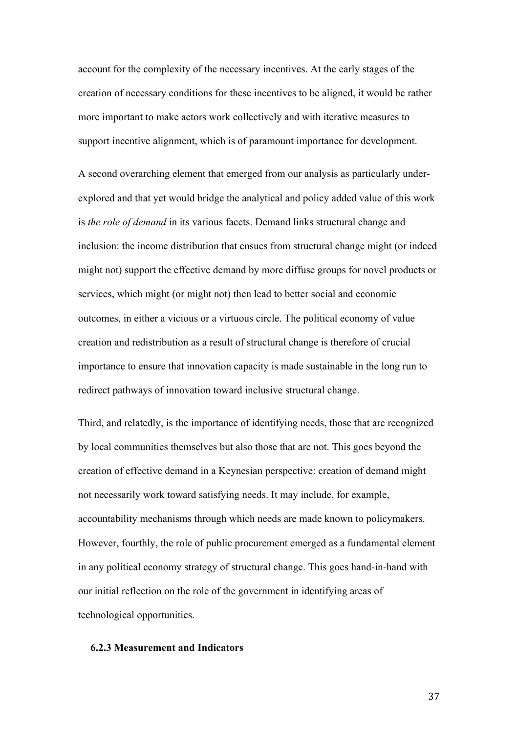account for the complexity of the necessary incentives. At the early stages of the creation of necessary conditions for these incentives to be aligned, it would be rather more important to make actors work collectively and with iterative measures to support incentive alignment, which is of paramount importance for development.

A second overarching element that emerged from our analysis as particularly under-explored and that yet would bridge the analytical and policy added value of this work is *the role of demand* in its various facets. Demand links structural change and inclusion: the income distribution that ensues from structural change might (or indeed might not) support the effective demand by more diffuse groups for novel products or services, which might (or might not) then lead to better social and economic outcomes, in either a vicious or a virtuous circle. The political economy of value creation and redistribution as a result of structural change is therefore of crucial importance to ensure that innovation capacity is made sustainable in the long run to redirect pathways of innovation toward inclusive structural change.

Third, and relatedly, is the importance of identifying needs, those that are recognized by local communities themselves but also those that are not. This goes beyond the creation of effective demand in a Keynesian perspective: creation of demand might not necessarily work toward satisfying needs. It may include, for example, accountability mechanisms through which needs are made known to policymakers. However, fourthly, the role of public procurement emerged as a fundamental element in any political economy strategy of structural change. This goes hand-in-hand with our initial reflection on the role of the government in identifying areas of technological opportunities.

### 6.2.3 Measurement and Indicators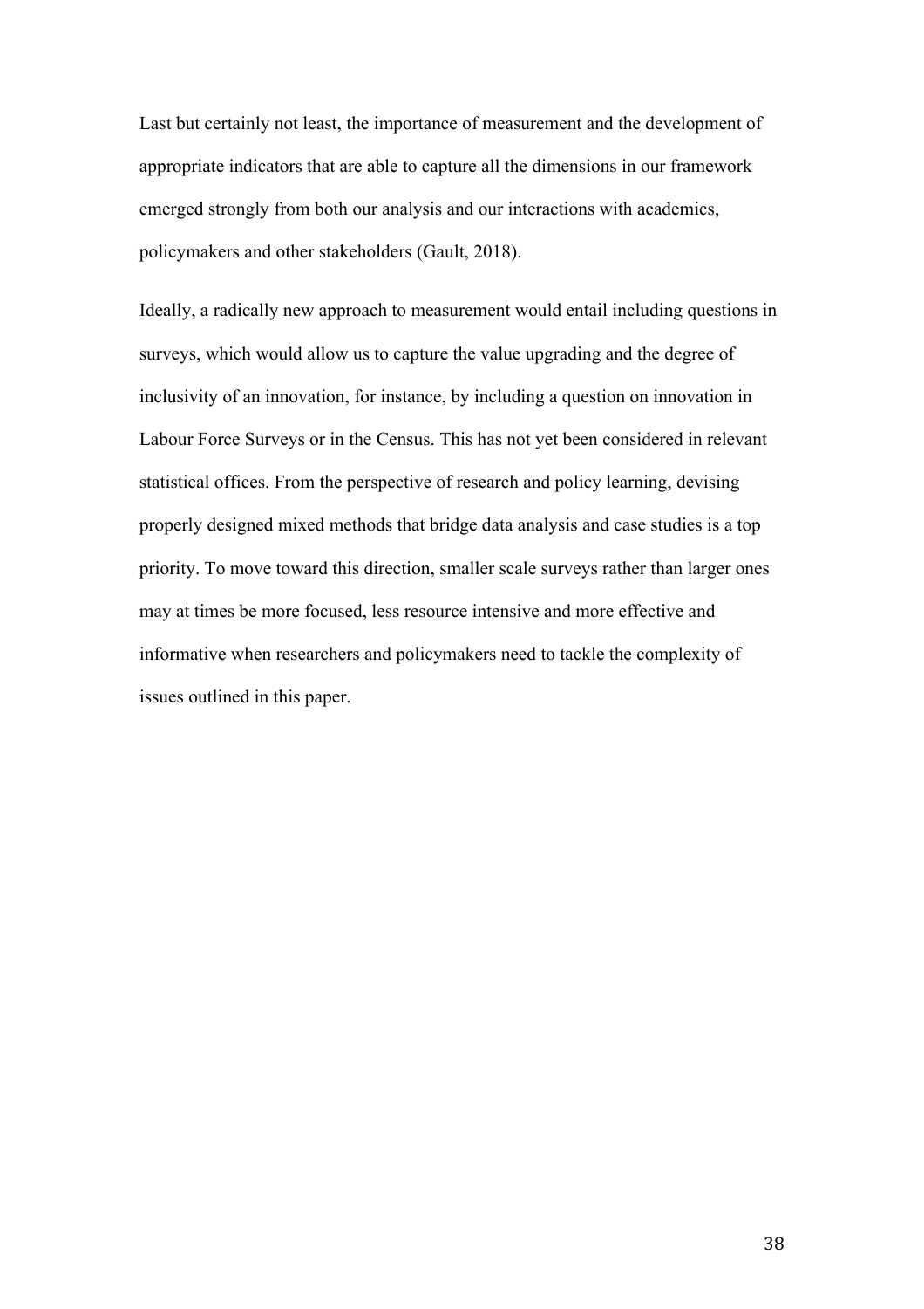Last but certainly not least, the importance of measurement and the development of appropriate indicators that are able to capture all the dimensions in our framework emerged strongly from both our analysis and our interactions with academics, policymakers and other stakeholders (Gault, 2018).

Ideally, a radically new approach to measurement would entail including questions in surveys, which would allow us to capture the value upgrading and the degree of inclusivity of an innovation, for instance, by including a question on innovation in Labour Force Surveys or in the Census. This has not yet been considered in relevant statistical offices. From the perspective of research and policy learning, devising properly designed mixed methods that bridge data analysis and case studies is a top priority. To move toward this direction, smaller scale surveys rather than larger ones may at times be more focused, less resource intensive and more effective and informative when researchers and policymakers need to tackle the complexity of issues outlined in this paper.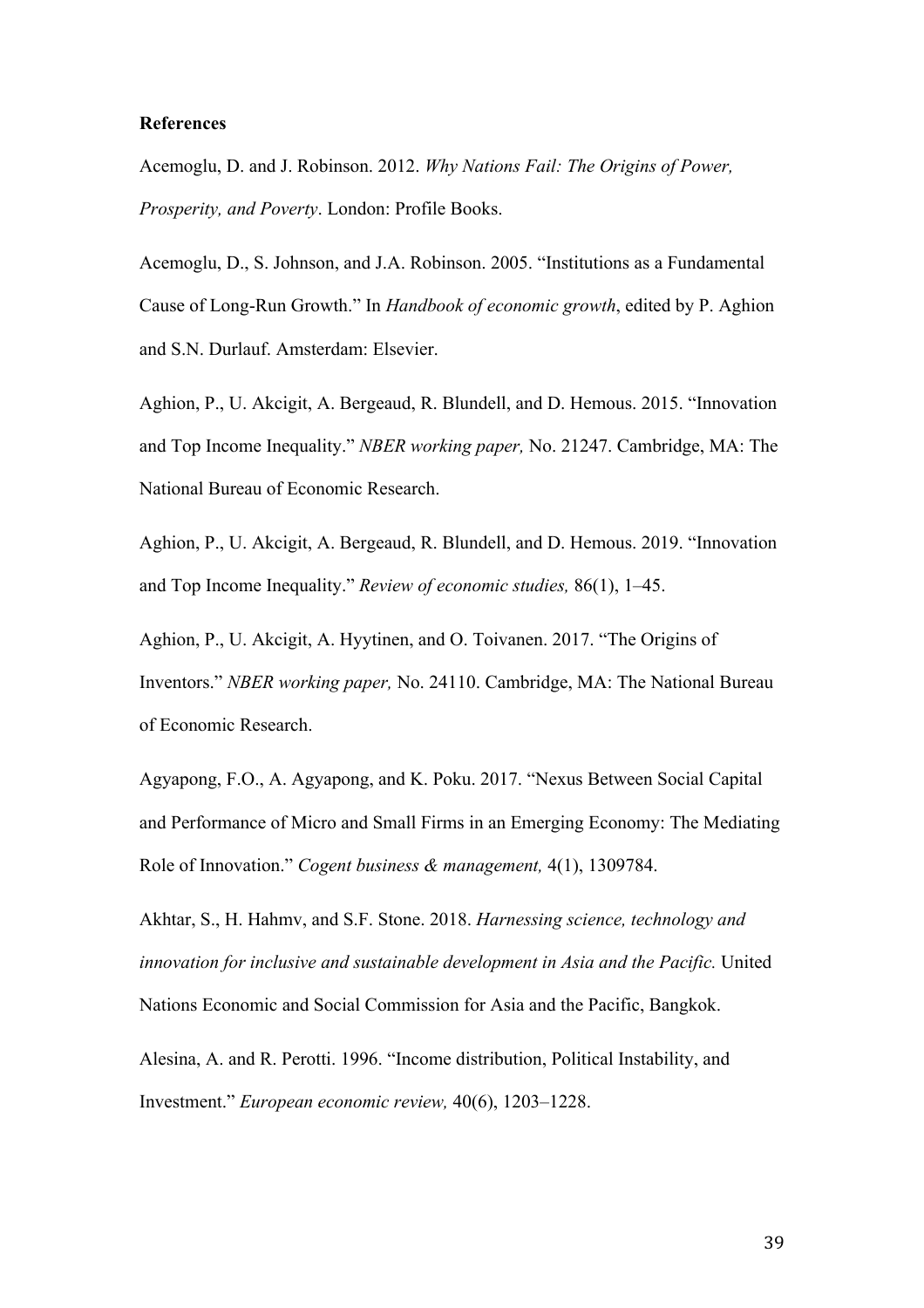**References**

Acemoglu, D. and J. Robinson. 2012. *Why Nations Fail: The Origins of Power, Prosperity, and Poverty*. London: Profile Books.

Acemoglu, D., S. Johnson, and J.A. Robinson. 2005. "Institutions as a Fundamental Cause of Long-Run Growth." In *Handbook of economic growth*, edited by P. Aghion and S.N. Durlauf. Amsterdam: Elsevier.

Aghion, P., U. Akcigit, A. Bergeaud, R. Blundell, and D. Hemous. 2015. "Innovation and Top Income Inequality." *NBER working paper,* No. 21247. Cambridge, MA: The National Bureau of Economic Research.

Aghion, P., U. Akcigit, A. Bergeaud, R. Blundell, and D. Hemous. 2019. "Innovation and Top Income Inequality." *Review of economic studies,* 86(1), 1–45.

Aghion, P., U. Akcigit, A. Hyytinen, and O. Toivanen. 2017. "The Origins of Inventors." *NBER working paper,* No. 24110. Cambridge, MA: The National Bureau of Economic Research.

Agyapong, F.O., A. Agyapong, and K. Poku. 2017. "Nexus Between Social Capital and Performance of Micro and Small Firms in an Emerging Economy: The Mediating Role of Innovation." *Cogent business & management,* 4(1), 1309784.

Akhtar, S., H. Hahmv, and S.F. Stone. 2018. *Harnessing science, technology and innovation for inclusive and sustainable development in Asia and the Pacific.* United Nations Economic and Social Commission for Asia and the Pacific, Bangkok.

Alesina, A. and R. Perotti. 1996. "Income distribution, Political Instability, and Investment." *European economic review,* 40(6), 1203–1228.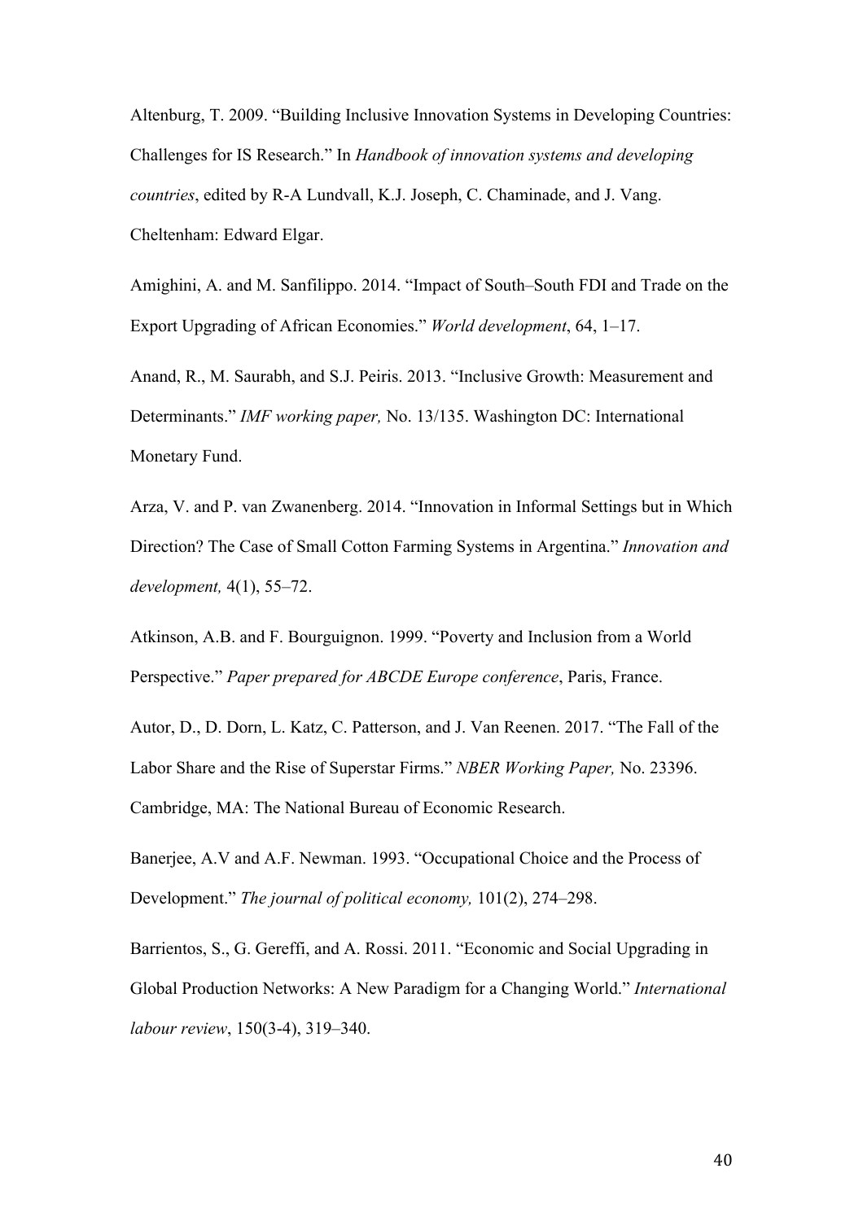Altenburg, T. 2009. “Building Inclusive Innovation Systems in Developing Countries: Challenges for IS Research.” In *Handbook of innovation systems and developing countries*, edited by R-A Lundvall, K.J. Joseph, C. Chaminade, and J. Vang. Cheltenham: Edward Elgar.

Amighini, A. and M. Sanfilippo. 2014. “Impact of South–South FDI and Trade on the Export Upgrading of African Economies.” *World development*, 64, 1–17.

Anand, R., M. Saurabh, and S.J. Peiris. 2013. “Inclusive Growth: Measurement and Determinants.” *IMF working paper,* No. 13/135. Washington DC: International Monetary Fund.

Arza, V. and P. van Zwanenberg. 2014. “Innovation in Informal Settings but in Which Direction? The Case of Small Cotton Farming Systems in Argentina.” *Innovation and development,* 4(1), 55–72.

Atkinson, A.B. and F. Bourguignon. 1999. “Poverty and Inclusion from a World Perspective.” *Paper prepared for ABCDE Europe conference*, Paris, France.

Autor, D., D. Dorn, L. Katz, C. Patterson, and J. Van Reenen. 2017. “The Fall of the Labor Share and the Rise of Superstar Firms.” *NBER Working Paper,* No. 23396. Cambridge, MA: The National Bureau of Economic Research.

Banerjee, A.V and A.F. Newman. 1993. “Occupational Choice and the Process of Development.” *The journal of political economy,* 101(2), 274–298.

Barrientos, S., G. Gereffi, and A. Rossi. 2011. “Economic and Social Upgrading in Global Production Networks: A New Paradigm for a Changing World.” *International labour review*, 150(3-4), 319–340.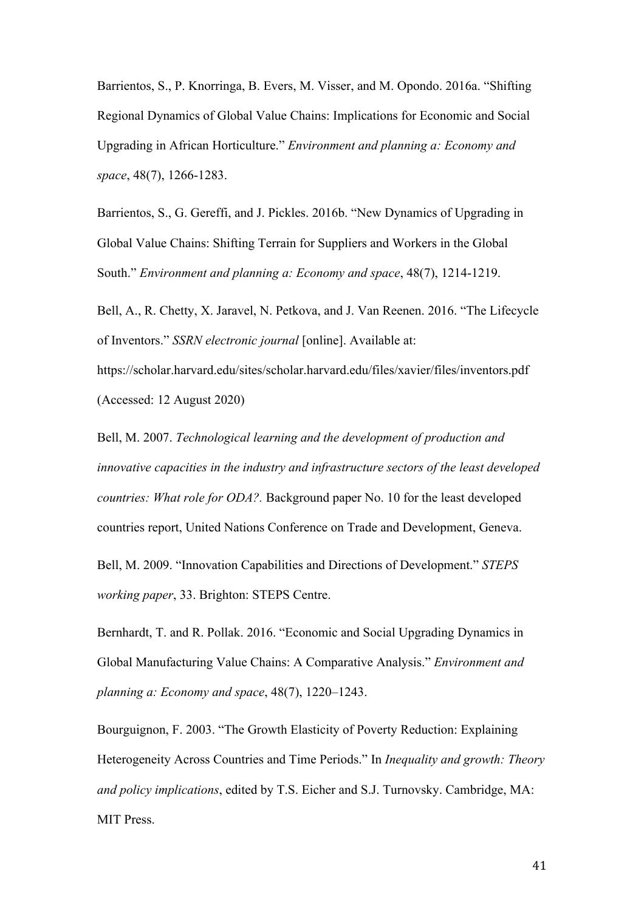Barrientos, S., P. Knorringa, B. Evers, M. Visser, and M. Opondo. 2016a. "Shifting Regional Dynamics of Global Value Chains: Implications for Economic and Social Upgrading in African Horticulture." *Environment and planning a: Economy and space*, 48(7), 1266-1283.

Barrientos, S., G. Gereffi, and J. Pickles. 2016b. "New Dynamics of Upgrading in Global Value Chains: Shifting Terrain for Suppliers and Workers in the Global South." *Environment and planning a: Economy and space*, 48(7), 1214-1219.

Bell, A., R. Chetty, X. Jaravel, N. Petkova, and J. Van Reenen. 2016. "The Lifecycle of Inventors." *SSRN electronic journal* [online]. Available at: https://scholar.harvard.edu/sites/scholar.harvard.edu/files/xavier/files/inventors.pdf (Accessed: 12 August 2020)

Bell, M. 2007. *Technological learning and the development of production and innovative capacities in the industry and infrastructure sectors of the least developed countries: What role for ODA?.* Background paper No. 10 for the least developed countries report, United Nations Conference on Trade and Development, Geneva.

Bell, M. 2009. "Innovation Capabilities and Directions of Development." *STEPS working paper*, 33. Brighton: STEPS Centre.

Bernhardt, T. and R. Pollak. 2016. "Economic and Social Upgrading Dynamics in Global Manufacturing Value Chains: A Comparative Analysis." *Environment and planning a: Economy and space*, 48(7), 1220–1243.

Bourguignon, F. 2003. "The Growth Elasticity of Poverty Reduction: Explaining Heterogeneity Across Countries and Time Periods." In *Inequality and growth: Theory and policy implications*, edited by T.S. Eicher and S.J. Turnovsky. Cambridge, MA: MIT Press.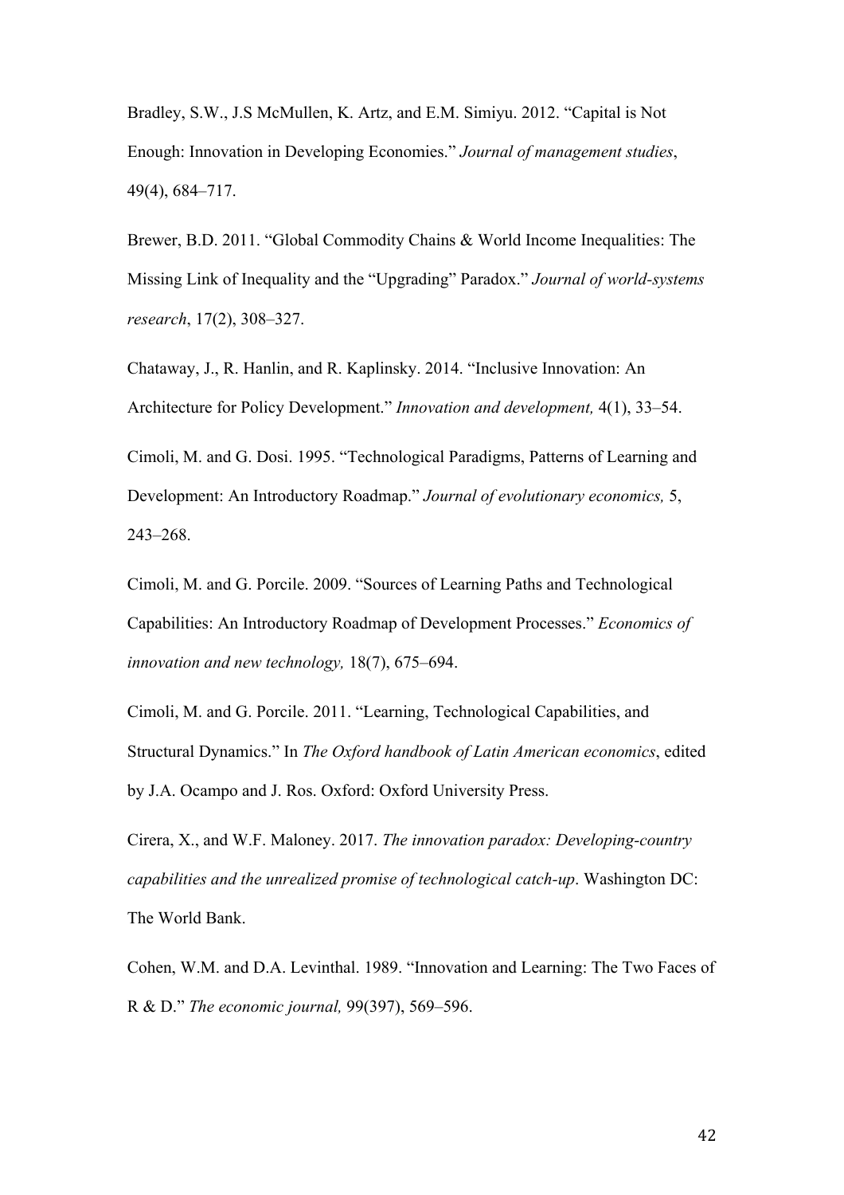Bradley, S.W., J.S McMullen, K. Artz, and E.M. Simiyu. 2012. "Capital is Not Enough: Innovation in Developing Economies." *Journal of management studies*, 49(4), 684–717.

Brewer, B.D. 2011. "Global Commodity Chains & World Income Inequalities: The Missing Link of Inequality and the "Upgrading" Paradox." *Journal of world-systems research*, 17(2), 308–327.

Chataway, J., R. Hanlin, and R. Kaplinsky. 2014. "Inclusive Innovation: An Architecture for Policy Development." *Innovation and development,* 4(1), 33–54.

Cimoli, M. and G. Dosi. 1995. "Technological Paradigms, Patterns of Learning and Development: An Introductory Roadmap." *Journal of evolutionary economics,* 5, 243–268.

Cimoli, M. and G. Porcile. 2009. "Sources of Learning Paths and Technological Capabilities: An Introductory Roadmap of Development Processes." *Economics of innovation and new technology,* 18(7), 675–694.

Cimoli, M. and G. Porcile. 2011. "Learning, Technological Capabilities, and Structural Dynamics." In *The Oxford handbook of Latin American economics*, edited by J.A. Ocampo and J. Ros. Oxford: Oxford University Press.

Cirera, X., and W.F. Maloney. 2017. *The innovation paradox: Developing-country capabilities and the unrealized promise of technological catch-up*. Washington DC: The World Bank.

Cohen, W.M. and D.A. Levinthal. 1989. "Innovation and Learning: The Two Faces of R & D." *The economic journal,* 99(397), 569–596.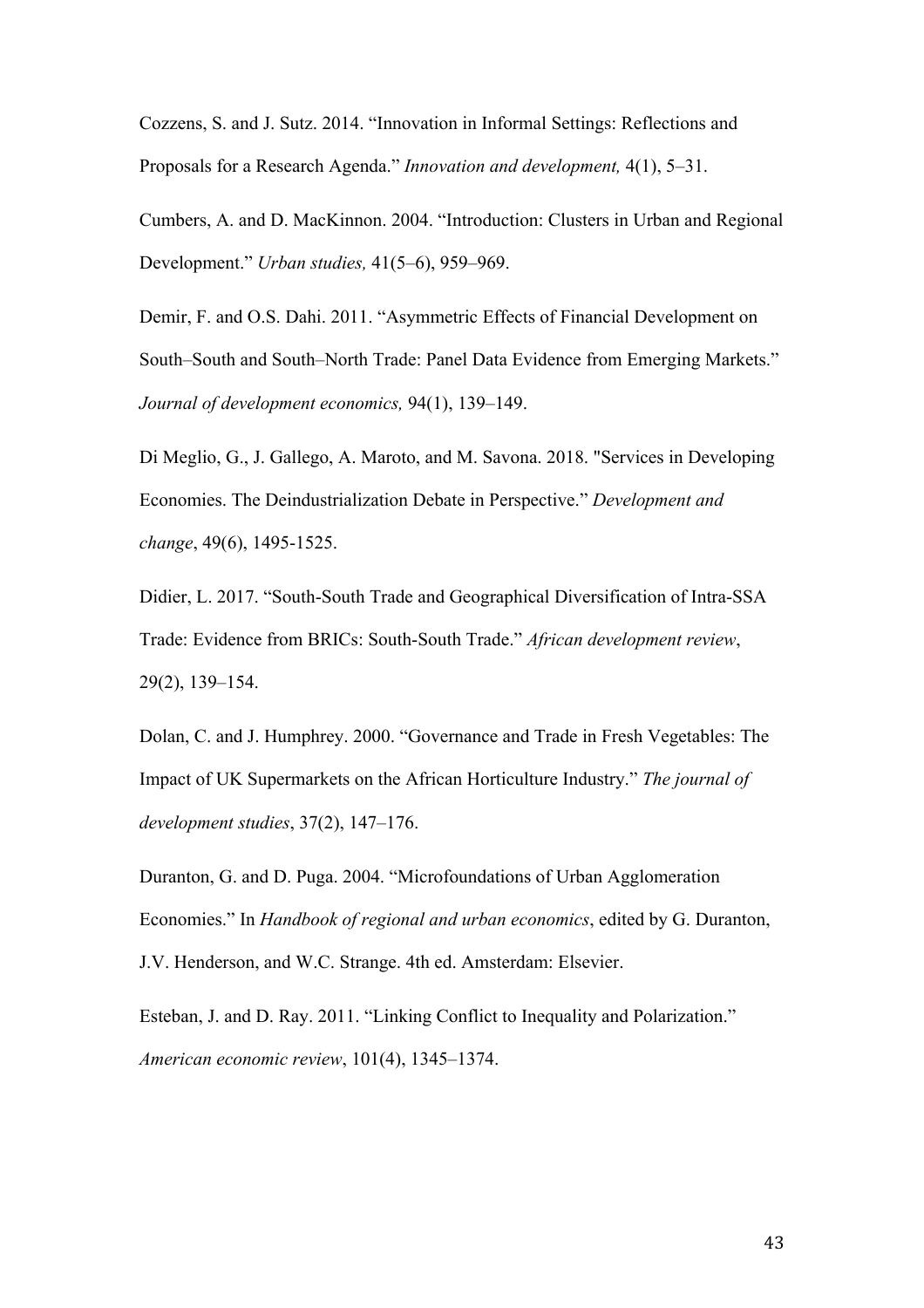Cozzens, S. and J. Sutz. 2014. "Innovation in Informal Settings: Reflections and Proposals for a Research Agenda." *Innovation and development,* 4(1), 5–31.

Cumbers, A. and D. MacKinnon. 2004. "Introduction: Clusters in Urban and Regional Development." *Urban studies,* 41(5–6), 959–969.

Demir, F. and O.S. Dahi. 2011. "Asymmetric Effects of Financial Development on South–South and South–North Trade: Panel Data Evidence from Emerging Markets." *Journal of development economics,* 94(1), 139–149.

Di Meglio, G., J. Gallego, A. Maroto, and M. Savona. 2018. "Services in Developing Economies. The Deindustrialization Debate in Perspective." *Development and change*, 49(6), 1495-1525.

Didier, L. 2017. "South-South Trade and Geographical Diversification of Intra-SSA Trade: Evidence from BRICs: South-South Trade." *African development review*, 29(2), 139–154.

Dolan, C. and J. Humphrey. 2000. "Governance and Trade in Fresh Vegetables: The Impact of UK Supermarkets on the African Horticulture Industry." *The journal of development studies*, 37(2), 147–176.

Duranton, G. and D. Puga. 2004. "Microfoundations of Urban Agglomeration Economies." In *Handbook of regional and urban economics*, edited by G. Duranton, J.V. Henderson, and W.C. Strange. 4th ed. Amsterdam: Elsevier.

Esteban, J. and D. Ray. 2011. "Linking Conflict to Inequality and Polarization." *American economic review*, 101(4), 1345–1374.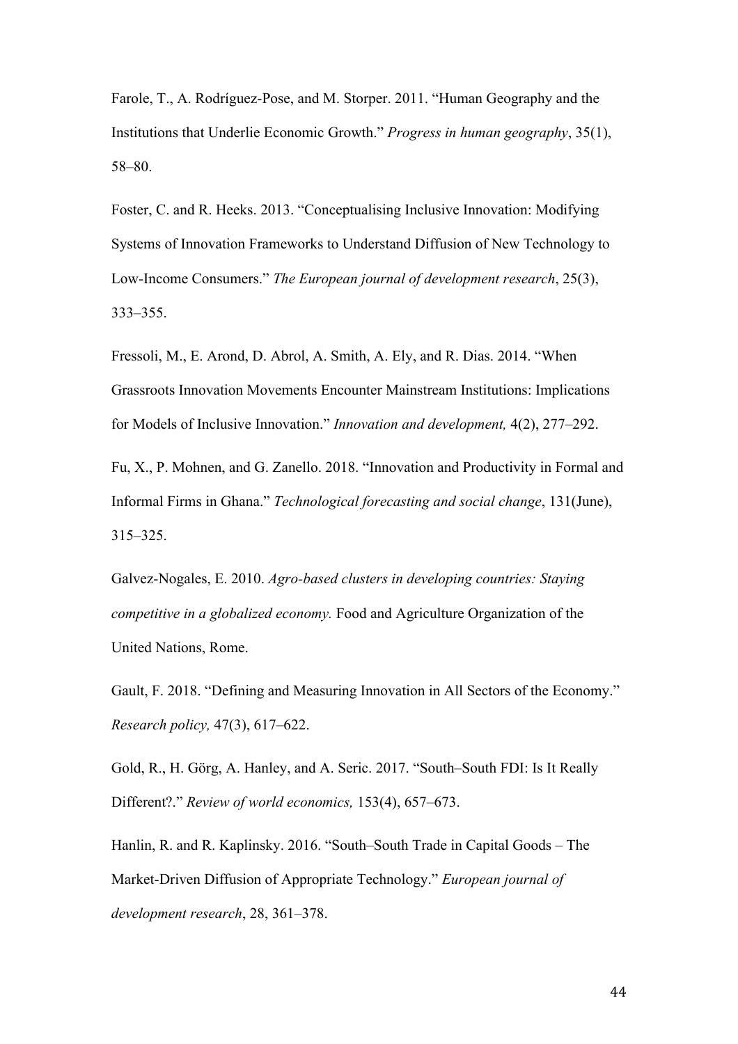Farole, T., A. Rodríguez-Pose, and M. Storper. 2011. "Human Geography and the Institutions that Underlie Economic Growth." *Progress in human geography*, 35(1), 58–80.

Foster, C. and R. Heeks. 2013. "Conceptualising Inclusive Innovation: Modifying Systems of Innovation Frameworks to Understand Diffusion of New Technology to Low-Income Consumers." *The European journal of development research*, 25(3), 333–355.

Fressoli, M., E. Arond, D. Abrol, A. Smith, A. Ely, and R. Dias. 2014. "When Grassroots Innovation Movements Encounter Mainstream Institutions: Implications for Models of Inclusive Innovation." *Innovation and development,* 4(2), 277–292.

Fu, X., P. Mohnen, and G. Zanello. 2018. "Innovation and Productivity in Formal and Informal Firms in Ghana." *Technological forecasting and social change*, 131(June), 315–325.

Galvez-Nogales, E. 2010. *Agro-based clusters in developing countries: Staying competitive in a globalized economy.* Food and Agriculture Organization of the United Nations, Rome.

Gault, F. 2018. "Defining and Measuring Innovation in All Sectors of the Economy." *Research policy,* 47(3), 617–622.

Gold, R., H. Görg, A. Hanley, and A. Seric. 2017. "South–South FDI: Is It Really Different?." *Review of world economics,* 153(4), 657–673.

Hanlin, R. and R. Kaplinsky. 2016. "South–South Trade in Capital Goods – The Market-Driven Diffusion of Appropriate Technology." *European journal of development research*, 28, 361–378.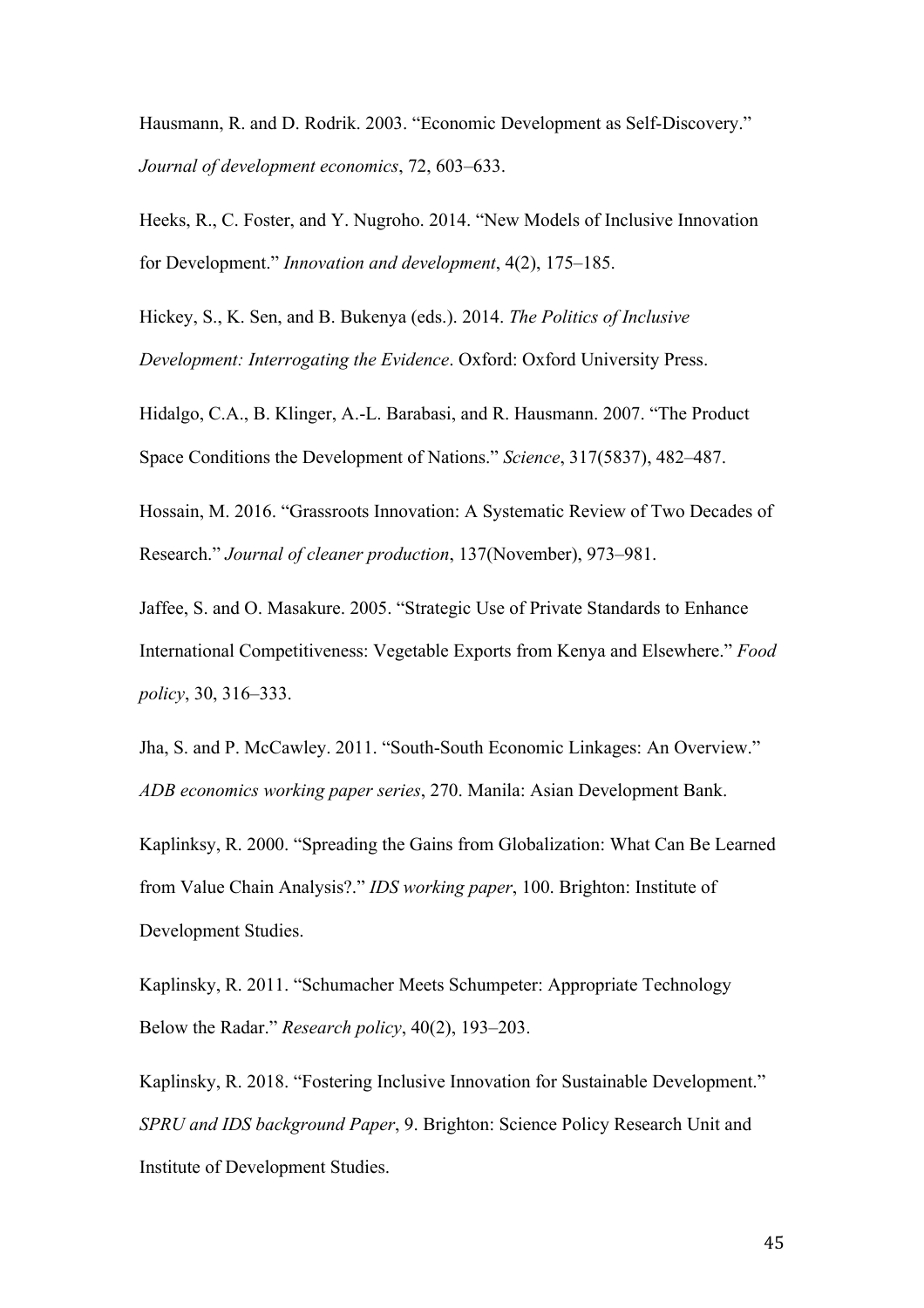Hausmann, R. and D. Rodrik. 2003. "Economic Development as Self-Discovery." *Journal of development economics*, 72, 603–633.

Heeks, R., C. Foster, and Y. Nugroho. 2014. "New Models of Inclusive Innovation for Development." *Innovation and development*, 4(2), 175–185.

Hickey, S., K. Sen, and B. Bukenya (eds.). 2014. *The Politics of Inclusive Development: Interrogating the Evidence*. Oxford: Oxford University Press.

Hidalgo, C.A., B. Klinger, A.-L. Barabasi, and R. Hausmann. 2007. "The Product Space Conditions the Development of Nations." *Science*, 317(5837), 482–487.

Hossain, M. 2016. "Grassroots Innovation: A Systematic Review of Two Decades of Research." *Journal of cleaner production*, 137(November), 973–981.

Jaffee, S. and O. Masakure. 2005. "Strategic Use of Private Standards to Enhance International Competitiveness: Vegetable Exports from Kenya and Elsewhere." *Food policy*, 30, 316–333.

Jha, S. and P. McCawley. 2011. "South-South Economic Linkages: An Overview." *ADB economics working paper series*, 270. Manila: Asian Development Bank.

Kaplinksy, R. 2000. "Spreading the Gains from Globalization: What Can Be Learned from Value Chain Analysis?." *IDS working paper*, 100. Brighton: Institute of Development Studies.

Kaplinsky, R. 2011. "Schumacher Meets Schumpeter: Appropriate Technology Below the Radar." *Research policy*, 40(2), 193–203.

Kaplinsky, R. 2018. "Fostering Inclusive Innovation for Sustainable Development." *SPRU and IDS background Paper*, 9. Brighton: Science Policy Research Unit and Institute of Development Studies.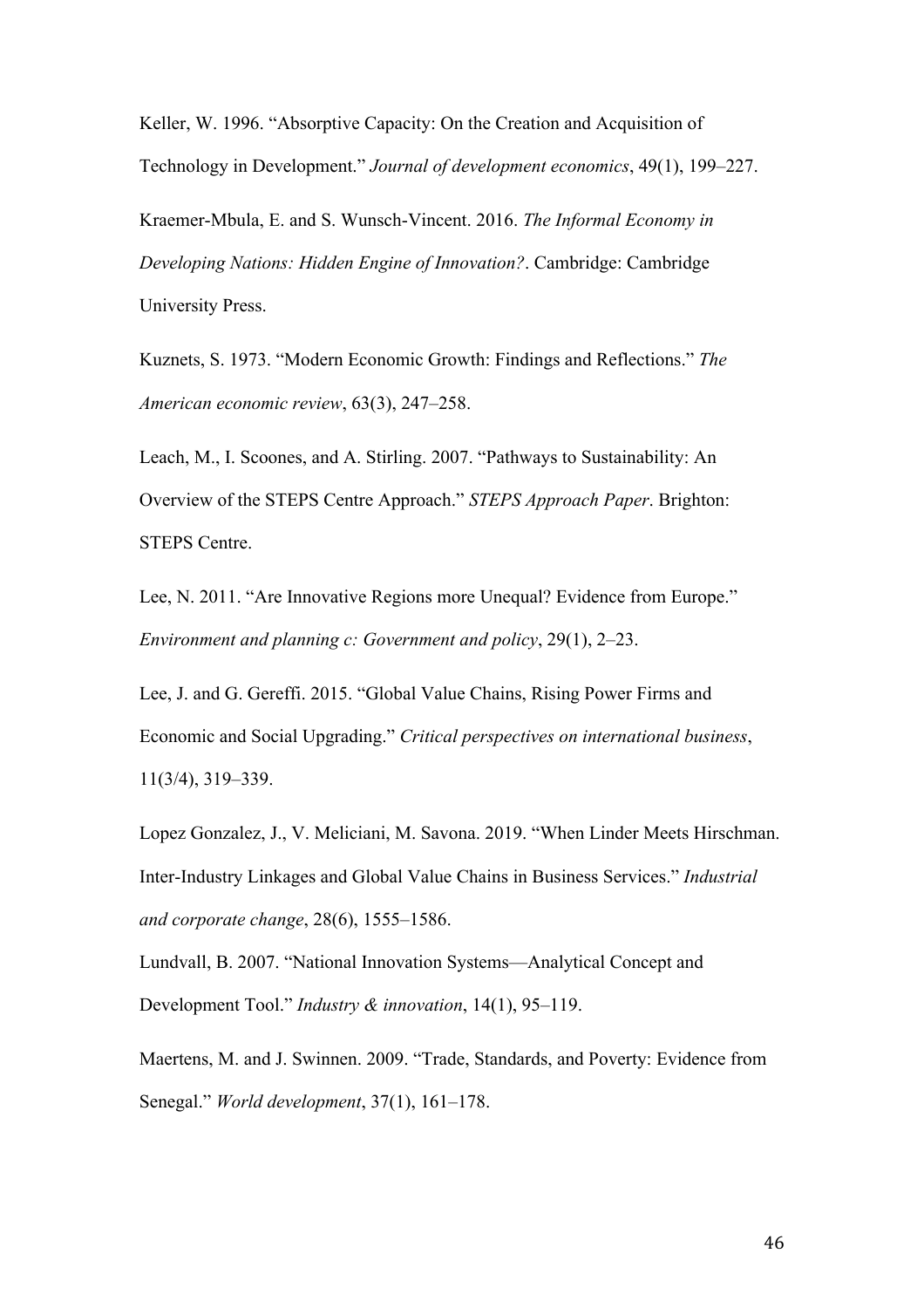Keller, W. 1996. "Absorptive Capacity: On the Creation and Acquisition of Technology in Development." *Journal of development economics*, 49(1), 199–227.

Kraemer-Mbula, E. and S. Wunsch-Vincent. 2016. *The Informal Economy in Developing Nations: Hidden Engine of Innovation?*. Cambridge: Cambridge University Press.

Kuznets, S. 1973. "Modern Economic Growth: Findings and Reflections." *The American economic review*, 63(3), 247–258.

Leach, M., I. Scoones, and A. Stirling. 2007. "Pathways to Sustainability: An Overview of the STEPS Centre Approach." *STEPS Approach Paper*. Brighton: STEPS Centre.

Lee, N. 2011. "Are Innovative Regions more Unequal? Evidence from Europe." *Environment and planning c: Government and policy*, 29(1), 2–23.

Lee, J. and G. Gereffi. 2015. "Global Value Chains, Rising Power Firms and Economic and Social Upgrading." *Critical perspectives on international business*, 11(3/4), 319–339.

Lopez Gonzalez, J., V. Meliciani, M. Savona. 2019. "When Linder Meets Hirschman. Inter-Industry Linkages and Global Value Chains in Business Services." *Industrial and corporate change*, 28(6), 1555–1586.

Lundvall, B. 2007. "National Innovation Systems—Analytical Concept and Development Tool." *Industry & innovation*, 14(1), 95–119.

Maertens, M. and J. Swinnen. 2009. "Trade, Standards, and Poverty: Evidence from Senegal." *World development*, 37(1), 161–178.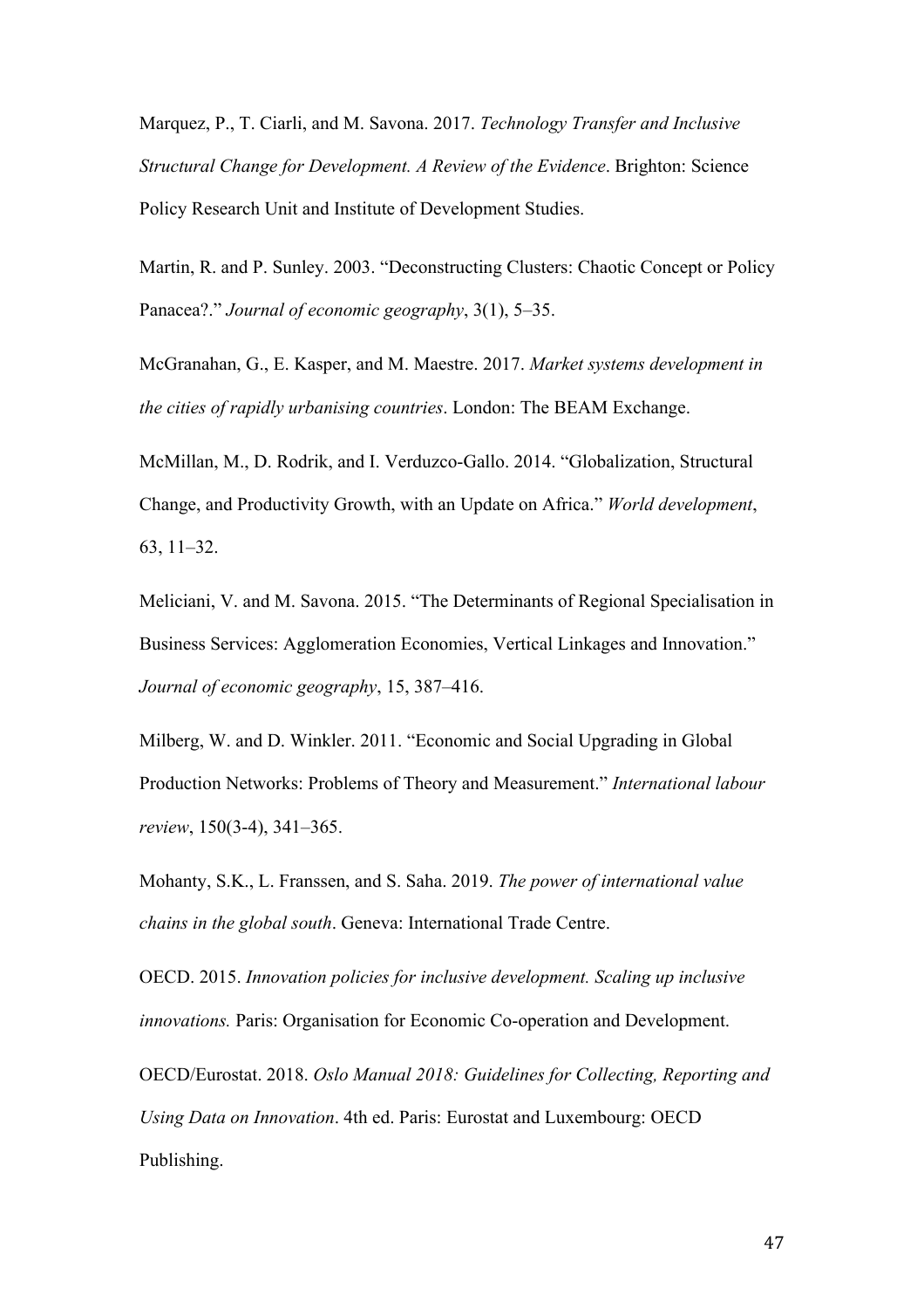Marquez, P., T. Ciarli, and M. Savona. 2017. *Technology Transfer and Inclusive Structural Change for Development. A Review of the Evidence*. Brighton: Science Policy Research Unit and Institute of Development Studies.

Martin, R. and P. Sunley. 2003. "Deconstructing Clusters: Chaotic Concept or Policy Panacea?." *Journal of economic geography*, 3(1), 5–35.

McGranahan, G., E. Kasper, and M. Maestre. 2017. *Market systems development in the cities of rapidly urbanising countries*. London: The BEAM Exchange.

McMillan, M., D. Rodrik, and I. Verduzco-Gallo. 2014. "Globalization, Structural Change, and Productivity Growth, with an Update on Africa." *World development*, 63, 11–32.

Meliciani, V. and M. Savona. 2015. "The Determinants of Regional Specialisation in Business Services: Agglomeration Economies, Vertical Linkages and Innovation." *Journal of economic geography*, 15, 387–416.

Milberg, W. and D. Winkler. 2011. "Economic and Social Upgrading in Global Production Networks: Problems of Theory and Measurement." *International labour review*, 150(3-4), 341–365.

Mohanty, S.K., L. Franssen, and S. Saha. 2019. *The power of international value chains in the global south*. Geneva: International Trade Centre.

OECD. 2015. *Innovation policies for inclusive development. Scaling up inclusive innovations.* Paris: Organisation for Economic Co-operation and Development.

OECD/Eurostat. 2018. *Oslo Manual 2018: Guidelines for Collecting, Reporting and Using Data on Innovation*. 4th ed. Paris: Eurostat and Luxembourg: OECD Publishing.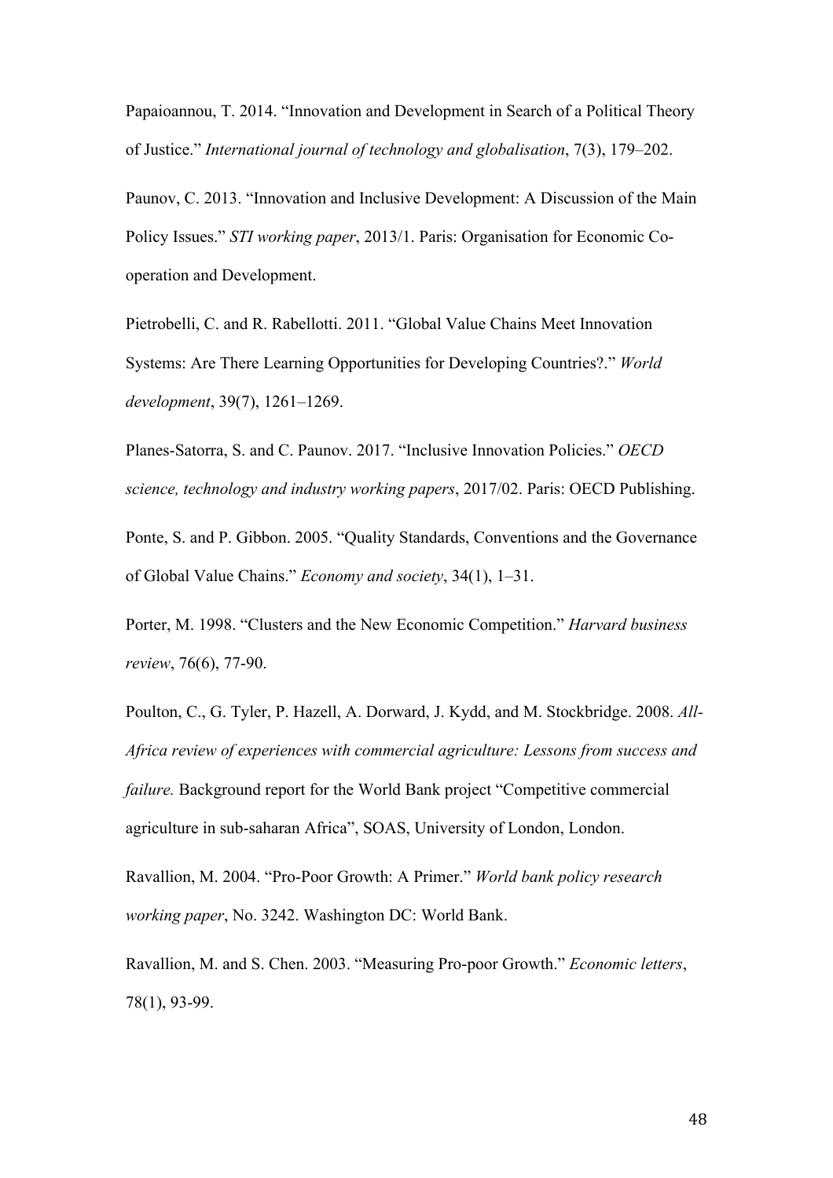Papaioannou, T. 2014. "Innovation and Development in Search of a Political Theory of Justice." *International journal of technology and globalisation*, 7(3), 179–202.

Paunov, C. 2013. "Innovation and Inclusive Development: A Discussion of the Main Policy Issues." *STI working paper*, 2013/1. Paris: Organisation for Economic Co-operation and Development.

Pietrobelli, C. and R. Rabellotti. 2011. "Global Value Chains Meet Innovation Systems: Are There Learning Opportunities for Developing Countries?." *World development*, 39(7), 1261–1269.

Planes-Satorra, S. and C. Paunov. 2017. "Inclusive Innovation Policies." *OECD science, technology and industry working papers*, 2017/02. Paris: OECD Publishing.

Ponte, S. and P. Gibbon. 2005. "Quality Standards, Conventions and the Governance of Global Value Chains." *Economy and society*, 34(1), 1–31.

Porter, M. 1998. "Clusters and the New Economic Competition." *Harvard business review*, 76(6), 77-90.

Poulton, C., G. Tyler, P. Hazell, A. Dorward, J. Kydd, and M. Stockbridge. 2008. *All-Africa review of experiences with commercial agriculture: Lessons from success and failure.* Background report for the World Bank project "Competitive commercial agriculture in sub-saharan Africa", SOAS, University of London, London.

Ravallion, M. 2004. "Pro-Poor Growth: A Primer." *World bank policy research working paper*, No. 3242. Washington DC: World Bank.

Ravallion, M. and S. Chen. 2003. "Measuring Pro-poor Growth." *Economic letters*, 78(1), 93-99.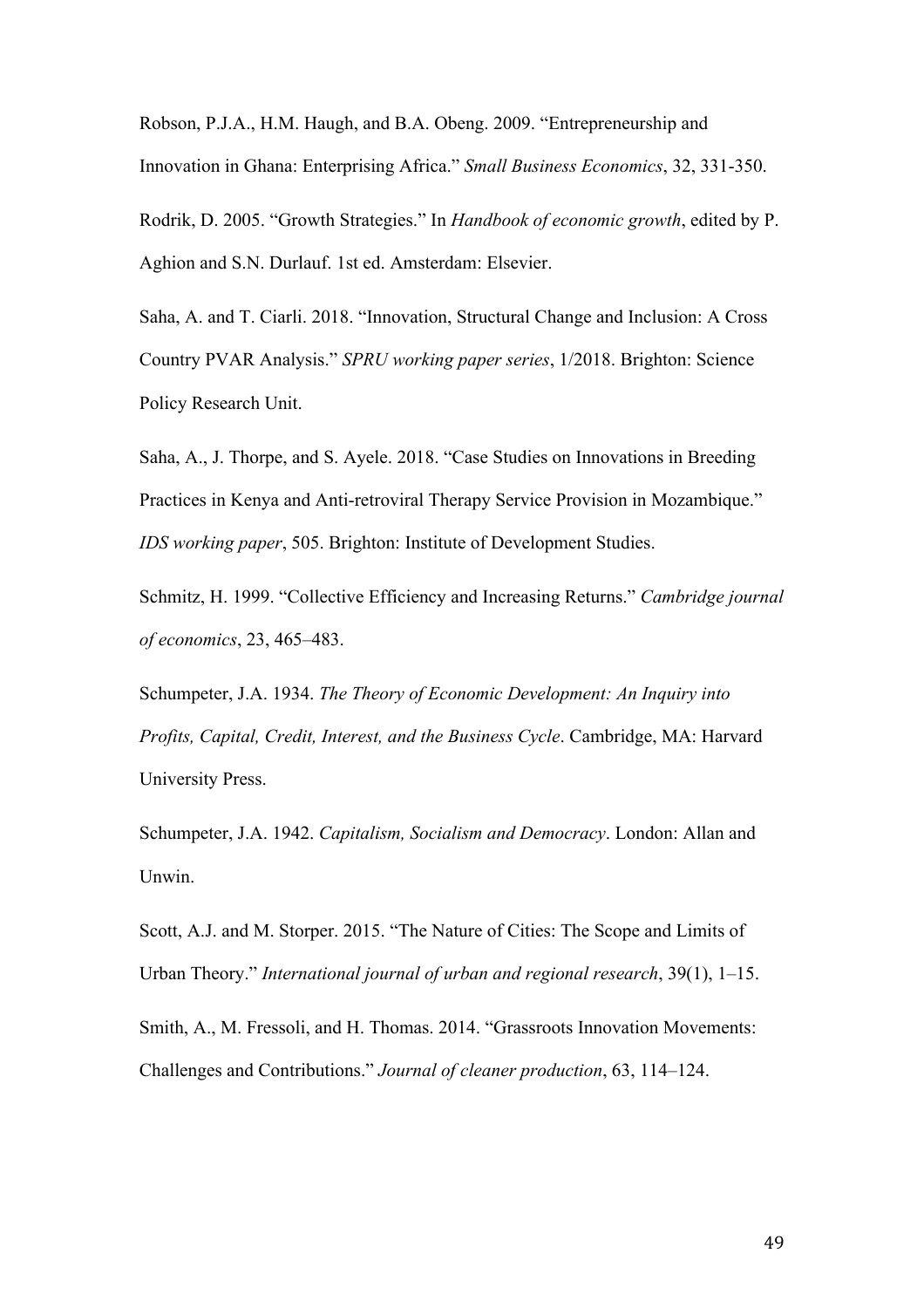Robson, P.J.A., H.M. Haugh, and B.A. Obeng. 2009. "Entrepreneurship and Innovation in Ghana: Enterprising Africa." *Small Business Economics*, 32, 331-350.

Rodrik, D. 2005. "Growth Strategies." In *Handbook of economic growth*, edited by P. Aghion and S.N. Durlauf. 1st ed. Amsterdam: Elsevier.

Saha, A. and T. Ciarli. 2018. "Innovation, Structural Change and Inclusion: A Cross Country PVAR Analysis." *SPRU working paper series*, 1/2018. Brighton: Science Policy Research Unit.

Saha, A., J. Thorpe, and S. Ayele. 2018. "Case Studies on Innovations in Breeding Practices in Kenya and Anti-retroviral Therapy Service Provision in Mozambique." *IDS working paper*, 505. Brighton: Institute of Development Studies.

Schmitz, H. 1999. "Collective Efficiency and Increasing Returns." *Cambridge journal of economics*, 23, 465–483.

Schumpeter, J.A. 1934. *The Theory of Economic Development: An Inquiry into Profits, Capital, Credit, Interest, and the Business Cycle*. Cambridge, MA: Harvard University Press.

Schumpeter, J.A. 1942. *Capitalism, Socialism and Democracy*. London: Allan and Unwin.

Scott, A.J. and M. Storper. 2015. "The Nature of Cities: The Scope and Limits of Urban Theory." *International journal of urban and regional research*, 39(1), 1–15.

Smith, A., M. Fressoli, and H. Thomas. 2014. "Grassroots Innovation Movements: Challenges and Contributions." *Journal of cleaner production*, 63, 114–124.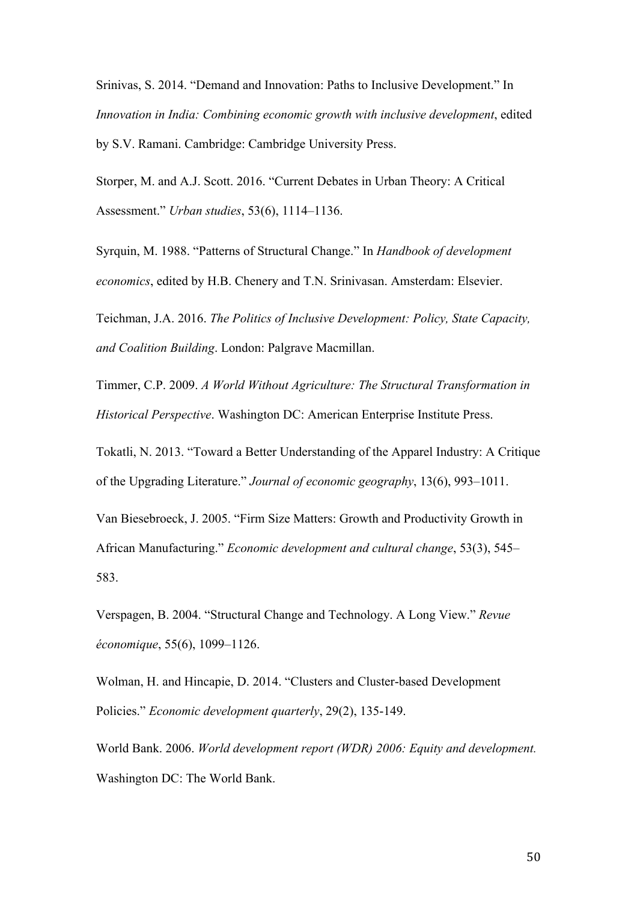Srinivas, S. 2014. “Demand and Innovation: Paths to Inclusive Development.” In *Innovation in India: Combining economic growth with inclusive development*, edited by S.V. Ramani. Cambridge: Cambridge University Press.

Storper, M. and A.J. Scott. 2016. “Current Debates in Urban Theory: A Critical Assessment.” *Urban studies*, 53(6), 1114–1136.

Syrquin, M. 1988. “Patterns of Structural Change.” In *Handbook of development economics*, edited by H.B. Chenery and T.N. Srinivasan. Amsterdam: Elsevier.

Teichman, J.A. 2016. *The Politics of Inclusive Development: Policy, State Capacity, and Coalition Building*. London: Palgrave Macmillan.

Timmer, C.P. 2009. *A World Without Agriculture: The Structural Transformation in Historical Perspective*. Washington DC: American Enterprise Institute Press.

Tokatli, N. 2013. “Toward a Better Understanding of the Apparel Industry: A Critique of the Upgrading Literature.” *Journal of economic geography*, 13(6), 993–1011.

Van Biesebroeck, J. 2005. “Firm Size Matters: Growth and Productivity Growth in African Manufacturing.” *Economic development and cultural change*, 53(3), 545–583.

Verspagen, B. 2004. “Structural Change and Technology. A Long View.” *Revue économique*, 55(6), 1099–1126.

Wolman, H. and Hincapie, D. 2014. “Clusters and Cluster-based Development Policies.” *Economic development quarterly*, 29(2), 135-149.

World Bank. 2006. *World development report (WDR) 2006: Equity and development.* Washington DC: The World Bank.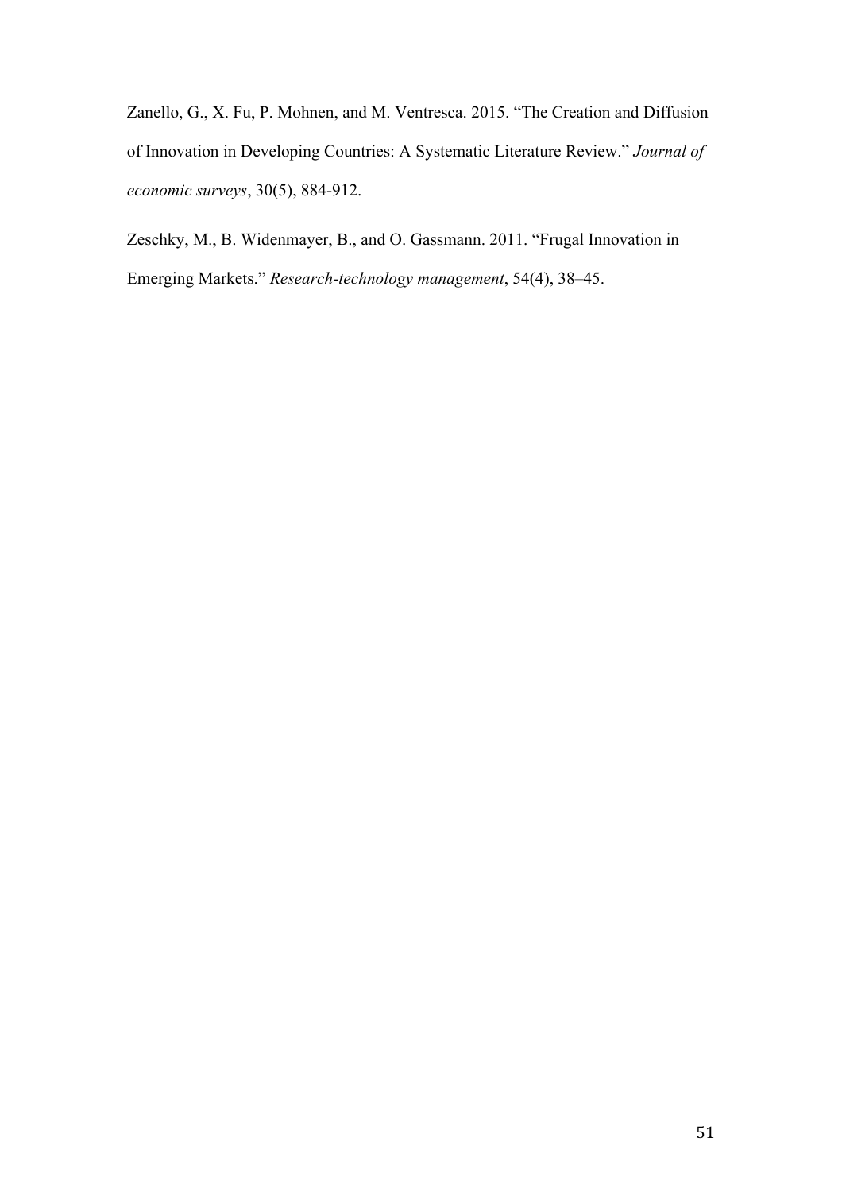Zanello, G., X. Fu, P. Mohnen, and M. Ventresca. 2015. "The Creation and Diffusion of Innovation in Developing Countries: A Systematic Literature Review." *Journal of economic surveys*, 30(5), 884-912.

Zeschky, M., B. Widenmayer, B., and O. Gassmann. 2011. "Frugal Innovation in Emerging Markets." *Research-technology management*, 54(4), 38–45.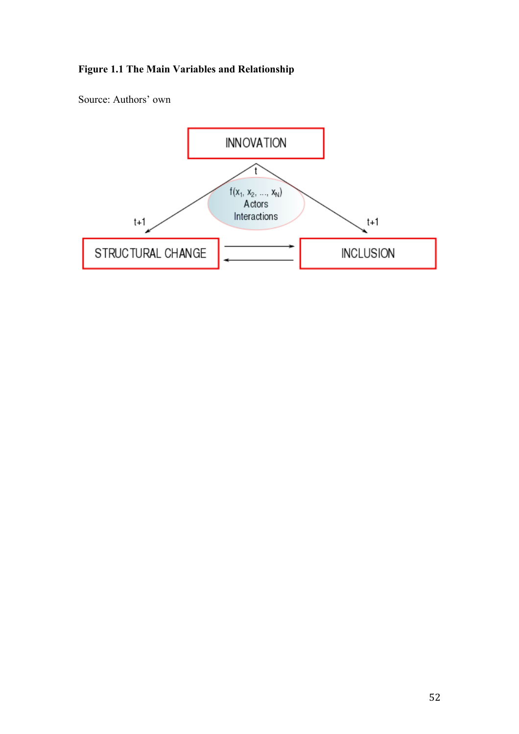**Figure 1.1 The Main Variables and Relationship**

Source: Authors' own

INNOVATION

t

$f(x_1, x_2, \ldots, x_N)$
Actors
Interactions

t+1

t+1

STRUCTURAL CHANGE

INCLUSION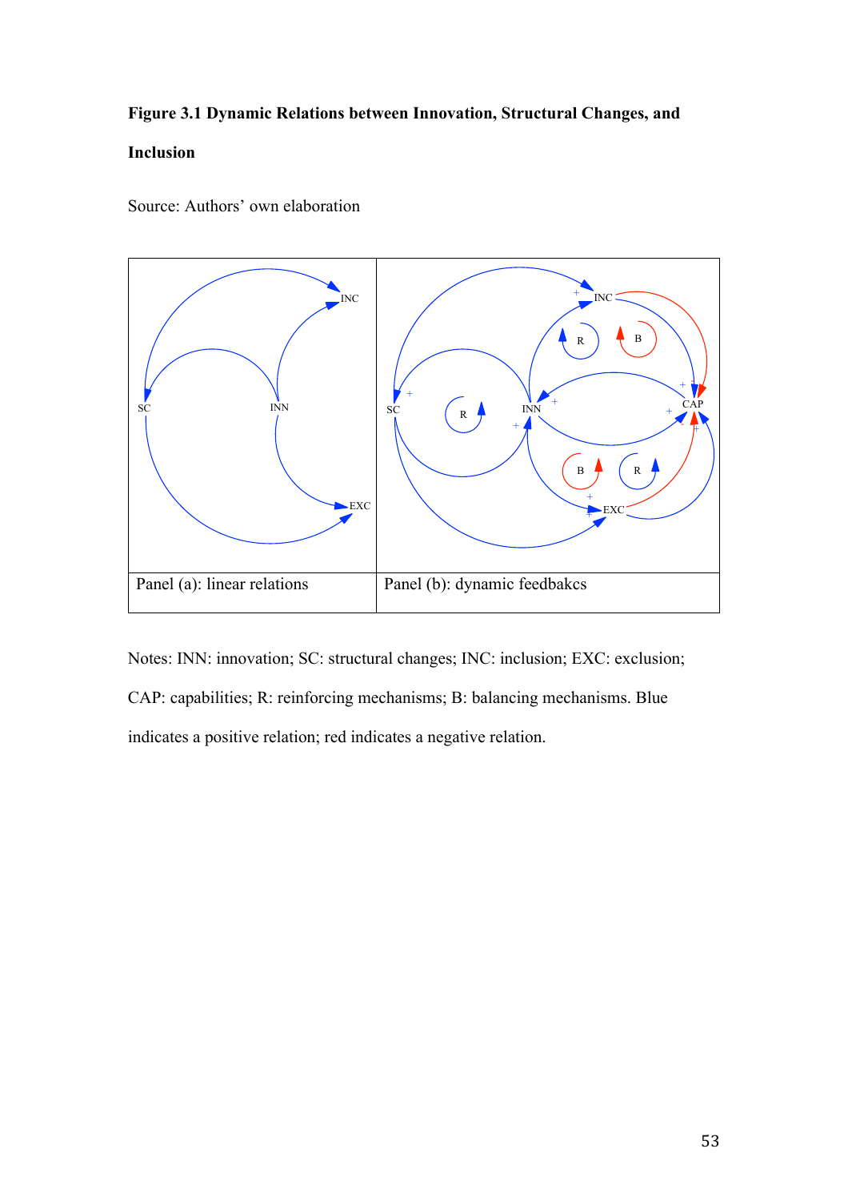**Figure 3.1 Dynamic Relations between Innovation, Structural Changes, and Inclusion**

Source: Authors' own elaboration

| Panel (a): linear relations | Panel (b): dynamic feedbakcs |
|---|---|

Notes: INN: innovation; SC: structural changes; INC: inclusion; EXC: exclusion; CAP: capabilities; R: reinforcing mechanisms; B: balancing mechanisms. Blue indicates a positive relation; red indicates a negative relation.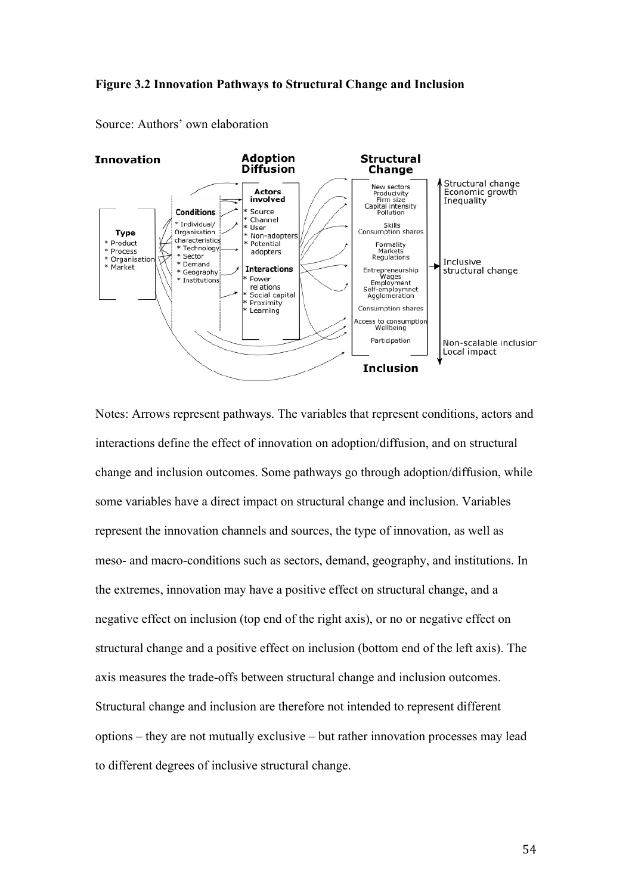**Figure 3.2 Innovation Pathways to Structural Change and Inclusion**

Source: Authors' own elaboration

Innovation

Type
* Product
* Process
* Organisation
* Market

Conditions
* Individual/ Organisation characteristics
* Technology
* Sector
* Demand
* Geography
* Institutions

Adoption Diffusion

Actors involved
* Source
* Channel
* User
* Non-adopters
* Potential adopters

Interactions
* Power relations
* Social capital
* Proximity
* Learning

Structural Change

New sectors
Producivity
Firm size
Capital intensity
Pollution

Skills
Consumption shares

Formality
Markets
Regulations

Entrepreneurship
Wages
Employment
Self-employmnet
Agglomeration

Consumption shares

Access to consumption
Wellbeing

Participation

Inclusion

Structural change
Economic growth
Inequality

Inclusive structural change

Non-scalable inclusion
Local impact

Notes: Arrows represent pathways. The variables that represent conditions, actors and interactions define the effect of innovation on adoption/diffusion, and on structural change and inclusion outcomes. Some pathways go through adoption/diffusion, while some variables have a direct impact on structural change and inclusion. Variables represent the innovation channels and sources, the type of innovation, as well as meso- and macro-conditions such as sectors, demand, geography, and institutions. In the extremes, innovation may have a positive effect on structural change, and a negative effect on inclusion (top end of the right axis), or no or negative effect on structural change and a positive effect on inclusion (bottom end of the left axis). The axis measures the trade-offs between structural change and inclusion outcomes. Structural change and inclusion are therefore not intended to represent different options – they are not mutually exclusive – but rather innovation processes may lead to different degrees of inclusive structural change.